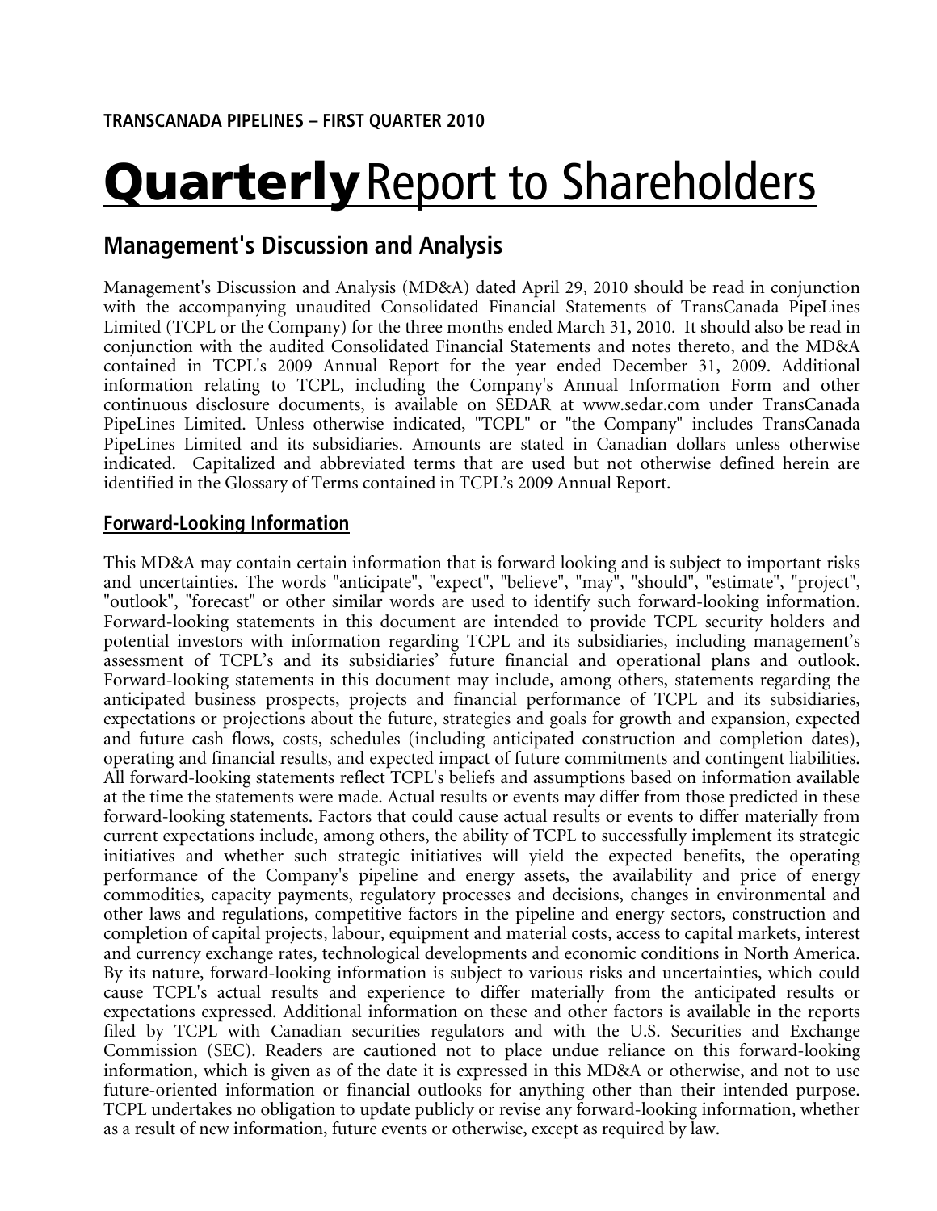**TRANSCANADA PIPELINES – FIRST QUARTER 2010**

# **Quarterly** Report to Shareholders

## Management's Discussion and Analysis

Management's Discussion and Analysis (MD&A) dated April 29, 2010 should be read in conjunction with the accompanying unaudited Consolidated Financial Statements of TransCanada PipeLines Limited (TCPL or the Company) for the three months ended March 31, 2010. It should also be read in conjunction with the audited Consolidated Financial Statements and notes thereto, and the MD&A contained in TCPL's 2009 Annual Report for the year ended December 31, 2009. Additional information relating to TCPL, including the Company's Annual Information Form and other continuous disclosure documents, is available on SEDAR at www.sedar.com under TransCanada PipeLines Limited. Unless otherwise indicated, "TCPL" or "the Company" includes TransCanada PipeLines Limited and its subsidiaries. Amounts are stated in Canadian dollars unless otherwise indicated. Capitalized and abbreviated terms that are used but not otherwise defined herein are identified in the Glossary of Terms contained in TCPL's 2009 Annual Report.

### Forward-Looking Information

This MD&A may contain certain information that is forward looking and is subject to important risks and uncertainties. The words "anticipate", "expect", "believe", "may", "should", "estimate", "project", "outlook", "forecast" or other similar words are used to identify such forward-looking information. Forward-looking statements in this document are intended to provide TCPL security holders and potential investors with information regarding TCPL and its subsidiaries, including management's assessment of TCPL's and its subsidiaries' future financial and operational plans and outlook. Forward-looking statements in this document may include, among others, statements regarding the anticipated business prospects, projects and financial performance of TCPL and its subsidiaries, expectations or projections about the future, strategies and goals for growth and expansion, expected and future cash flows, costs, schedules (including anticipated construction and completion dates), operating and financial results, and expected impact of future commitments and contingent liabilities. All forward-looking statements reflect TCPL's beliefs and assumptions based on information available at the time the statements were made. Actual results or events may differ from those predicted in these forward-looking statements. Factors that could cause actual results or events to differ materially from current expectations include, among others, the ability of TCPL to successfully implement its strategic initiatives and whether such strategic initiatives will yield the expected benefits, the operating performance of the Company's pipeline and energy assets, the availability and price of energy commodities, capacity payments, regulatory processes and decisions, changes in environmental and other laws and regulations, competitive factors in the pipeline and energy sectors, construction and completion of capital projects, labour, equipment and material costs, access to capital markets, interest and currency exchange rates, technological developments and economic conditions in North America. By its nature, forward-looking information is subject to various risks and uncertainties, which could cause TCPL's actual results and experience to differ materially from the anticipated results or expectations expressed. Additional information on these and other factors is available in the reports filed by TCPL with Canadian securities regulators and with the U.S. Securities and Exchange Commission (SEC). Readers are cautioned not to place undue reliance on this forward-looking information, which is given as of the date it is expressed in this MD&A or otherwise, and not to use future-oriented information or financial outlooks for anything other than their intended purpose. TCPL undertakes no obligation to update publicly or revise any forward-looking information, whether as a result of new information, future events or otherwise, except as required by law.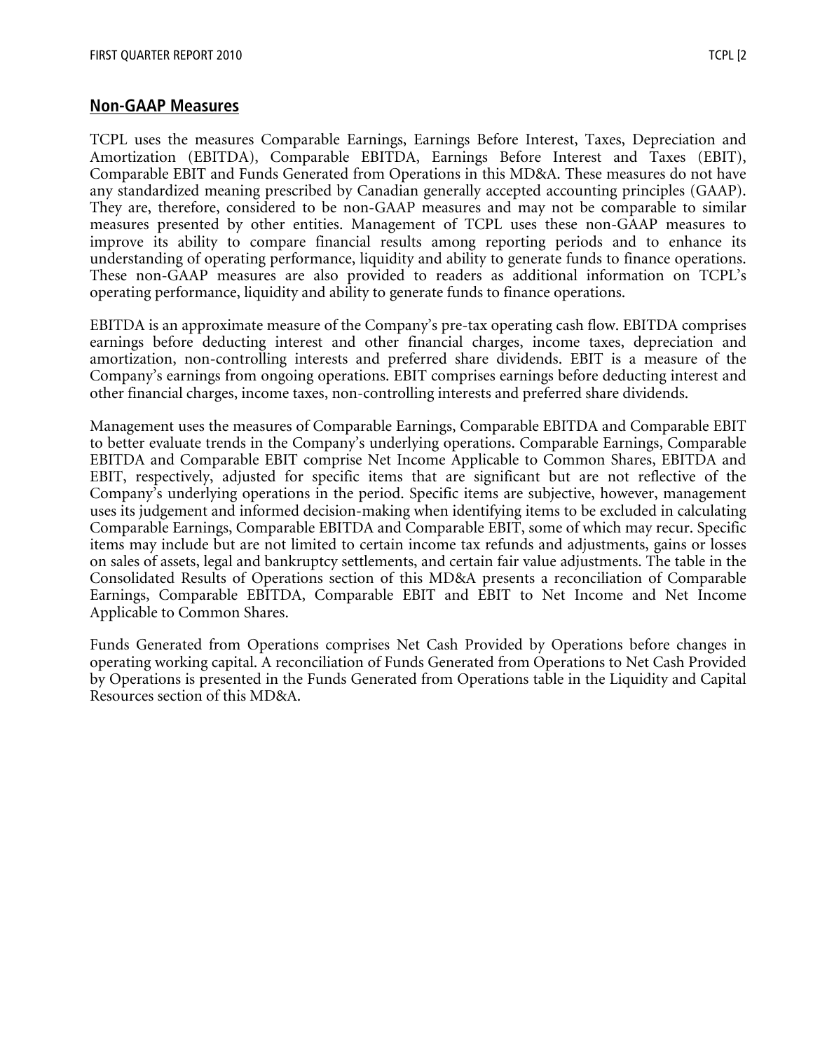## Non-GAAP Measures

TCPL uses the measures Comparable Earnings, Earnings Before Interest, Taxes, Depreciation and Amortization (EBITDA), Comparable EBITDA, Earnings Before Interest and Taxes (EBIT), Comparable EBIT and Funds Generated from Operations in this MD&A. These measures do not have any standardized meaning prescribed by Canadian generally accepted accounting principles (GAAP). They are, therefore, considered to be non-GAAP measures and may not be comparable to similar measures presented by other entities. Management of TCPL uses these non-GAAP measures to improve its ability to compare financial results among reporting periods and to enhance its understanding of operating performance, liquidity and ability to generate funds to finance operations. These non-GAAP measures are also provided to readers as additional information on TCPL's operating performance, liquidity and ability to generate funds to finance operations.

EBITDA is an approximate measure of the Company's pre-tax operating cash flow. EBITDA comprises earnings before deducting interest and other financial charges, income taxes, depreciation and amortization, non-controlling interests and preferred share dividends. EBIT is a measure of the Company's earnings from ongoing operations. EBIT comprises earnings before deducting interest and other financial charges, income taxes, non-controlling interests and preferred share dividends.

Management uses the measures of Comparable Earnings, Comparable EBITDA and Comparable EBIT to better evaluate trends in the Company's underlying operations. Comparable Earnings, Comparable EBITDA and Comparable EBIT comprise Net Income Applicable to Common Shares, EBITDA and EBIT, respectively, adjusted for specific items that are significant but are not reflective of the Company's underlying operations in the period. Specific items are subjective, however, management uses its judgement and informed decision-making when identifying items to be excluded in calculating Comparable Earnings, Comparable EBITDA and Comparable EBIT, some of which may recur. Specific items may include but are not limited to certain income tax refunds and adjustments, gains or losses on sales of assets, legal and bankruptcy settlements, and certain fair value adjustments. The table in the Consolidated Results of Operations section of this MD&A presents a reconciliation of Comparable Earnings, Comparable EBITDA, Comparable EBIT and EBIT to Net Income and Net Income Applicable to Common Shares.

Funds Generated from Operations comprises Net Cash Provided by Operations before changes in operating working capital. A reconciliation of Funds Generated from Operations to Net Cash Provided by Operations is presented in the Funds Generated from Operations table in the Liquidity and Capital Resources section of this MD&A.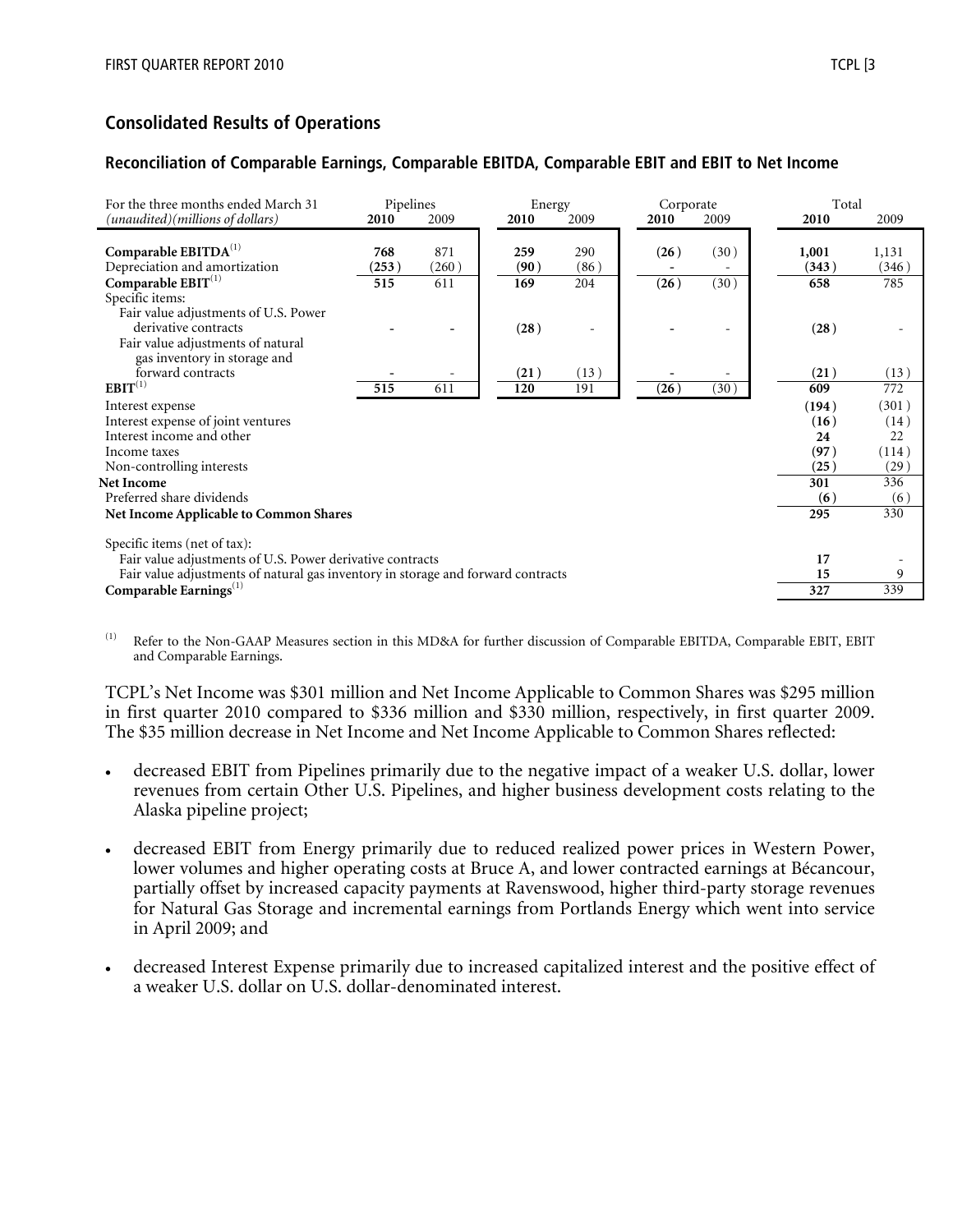## Consolidated Results of Operations

### Reconciliation of Comparable Earnings, Comparable EBITDA, Comparable EBIT and EBIT to Net Income

| For the three months ended March 31 | Pipelines | | Energy | | Corporate | | Total | |
|---|---|---|---|---|---|---|---|---|
| *(unaudited)(millions of dollars)* | **2010** | 2009 | **2010** | 2009 | **2010** | 2009 | **2010** | 2009 |
| **Comparable EBITDA**[1] | **768** | 871 | **259** | 290 | **(26)** | (30) | **1,001** | 1,131 |
| Depreciation and amortization | **(253)** | (260) | **(90)** | (86) | **-** | - | **(343)** | (346) |
| **Comparable EBIT**[1] | **515** | 611 | **169** | 204 | **(26)** | (30) | **658** | 785 |
| Specific items: | | | | | | | | |
| Fair value adjustments of U.S. Power derivative contracts | **-** | - | **(28)** | - | **-** | - | **(28)** | - |
| Fair value adjustments of natural gas inventory in storage and forward contracts | **-** | - | **(21)** | (13) | **-** | - | **(21)** | (13) |
| **EBIT**[1] | **515** | 611 | **120** | 191 | **(26)** | (30) | **609** | 772 |
| Interest expense | | | | | | | **(194)** | (301) |
| Interest expense of joint ventures | | | | | | | **(16)** | (14) |
| Interest income and other | | | | | | | **24** | 22 |
| Income taxes | | | | | | | **(97)** | (114) |
| Non-controlling interests | | | | | | | **(25)** | (29) |
| **Net Income** | | | | | | | **301** | 336 |
| Preferred share dividends | | | | | | | **(6)** | (6) |
| **Net Income Applicable to Common Shares** | | | | | | | **295** | 330 |
| Specific items (net of tax): | | | | | | | | |
| Fair value adjustments of U.S. Power derivative contracts | | | | | | | **17** | - |
| Fair value adjustments of natural gas inventory in storage and forward contracts | | | | | | | **15** | 9 |
| **Comparable Earnings**[1] | | | | | | | **327** | 339 |

(1) Refer to the Non-GAAP Measures section in this MD&A for further discussion of Comparable EBITDA, Comparable EBIT, EBIT and Comparable Earnings.

TCPL's Net Income was $301 million and Net Income Applicable to Common Shares was $295 million in first quarter 2010 compared to $336 million and $330 million, respectively, in first quarter 2009. The $35 million decrease in Net Income and Net Income Applicable to Common Shares reflected:

- decreased EBIT from Pipelines primarily due to the negative impact of a weaker U.S. dollar, lower revenues from certain Other U.S. Pipelines, and higher business development costs relating to the Alaska pipeline project;
- decreased EBIT from Energy primarily due to reduced realized power prices in Western Power, lower volumes and higher operating costs at Bruce A, and lower contracted earnings at Bécancour, partially offset by increased capacity payments at Ravenswood, higher third-party storage revenues for Natural Gas Storage and incremental earnings from Portlands Energy which went into service in April 2009; and
- decreased Interest Expense primarily due to increased capitalized interest and the positive effect of a weaker U.S. dollar on U.S. dollar-denominated interest.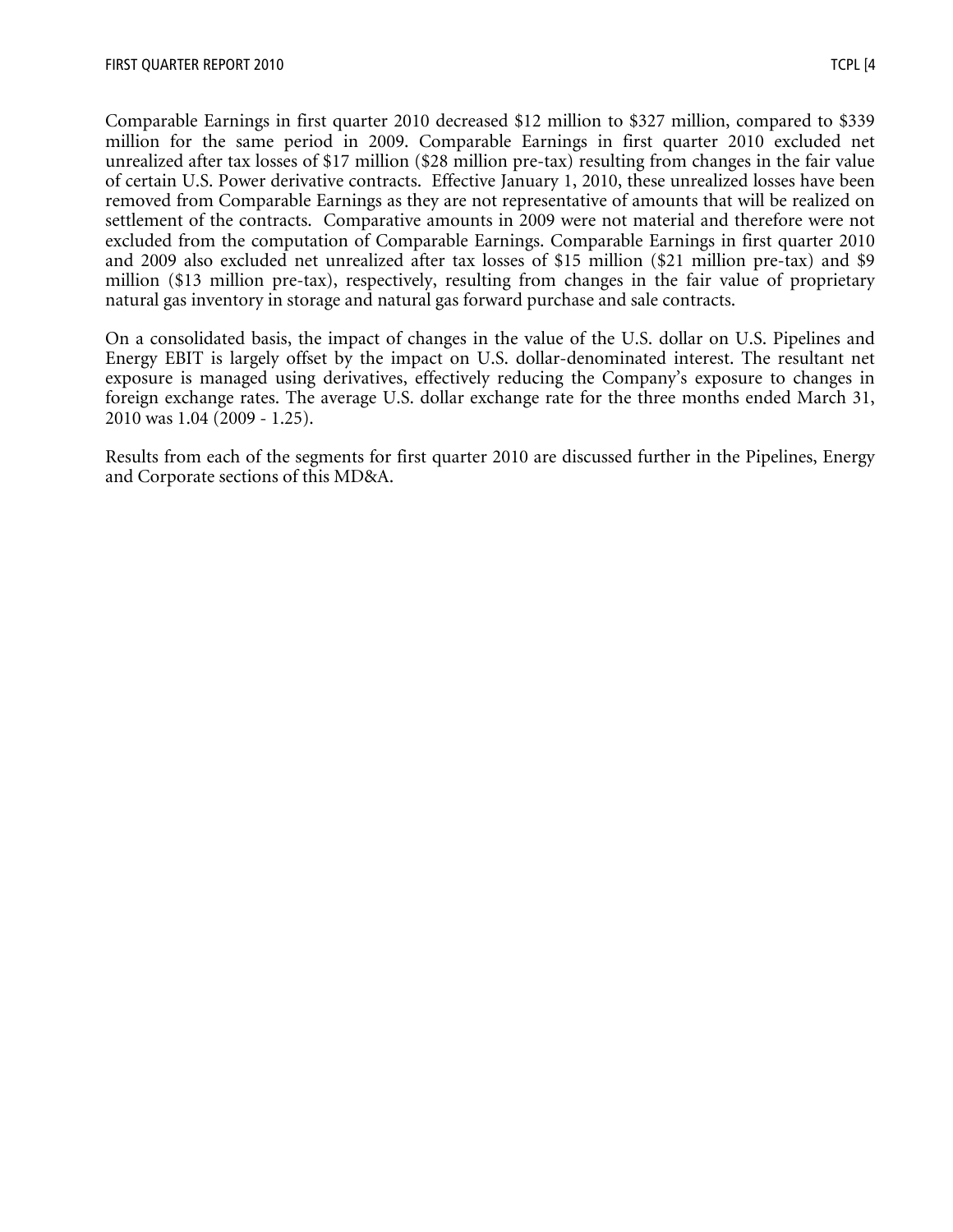Comparable Earnings in first quarter 2010 decreased $12 million to $327 million, compared to $339 million for the same period in 2009. Comparable Earnings in first quarter 2010 excluded net unrealized after tax losses of $17 million ($28 million pre-tax) resulting from changes in the fair value of certain U.S. Power derivative contracts. Effective January 1, 2010, these unrealized losses have been removed from Comparable Earnings as they are not representative of amounts that will be realized on settlement of the contracts. Comparative amounts in 2009 were not material and therefore were not excluded from the computation of Comparable Earnings. Comparable Earnings in first quarter 2010 and 2009 also excluded net unrealized after tax losses of $15 million ($21 million pre-tax) and $9 million ($13 million pre-tax), respectively, resulting from changes in the fair value of proprietary natural gas inventory in storage and natural gas forward purchase and sale contracts.

On a consolidated basis, the impact of changes in the value of the U.S. dollar on U.S. Pipelines and Energy EBIT is largely offset by the impact on U.S. dollar-denominated interest. The resultant net exposure is managed using derivatives, effectively reducing the Company's exposure to changes in foreign exchange rates. The average U.S. dollar exchange rate for the three months ended March 31, 2010 was 1.04 (2009 - 1.25).

Results from each of the segments for first quarter 2010 are discussed further in the Pipelines, Energy and Corporate sections of this MD&A.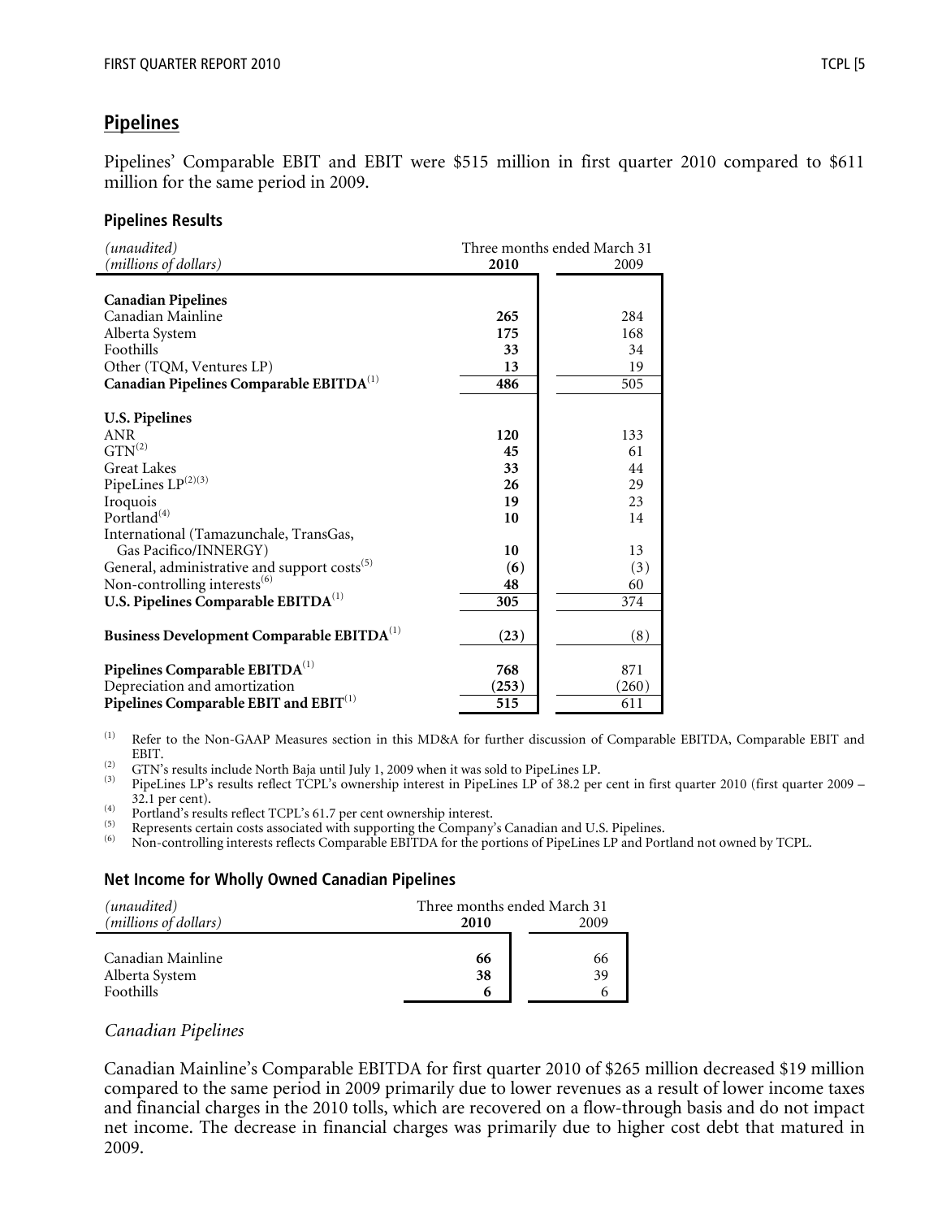## Pipelines

Pipelines' Comparable EBIT and EBIT were $515 million in first quarter 2010 compared to $611 million for the same period in 2009.

### Pipelines Results

| *(unaudited)* *(millions of dollars)* | Three months ended March 31 **2010** | 2009 |
|---|---|---|
| **Canadian Pipelines** | | |
| Canadian Mainline | **265** | 284 |
| Alberta System | **175** | 168 |
| Foothills | **33** | 34 |
| Other (TQM, Ventures LP) | **13** | 19 |
| **Canadian Pipelines Comparable EBITDA**[1] | **486** | 505 |
| **U.S. Pipelines** | | |
| ANR | **120** | 133 |
| GTN[2] | **45** | 61 |
| Great Lakes | **33** | 44 |
| PipeLines LP[2][3] | **26** | 29 |
| Iroquois | **19** | 23 |
| Portland[4] | **10** | 14 |
| International (Tamazunchale, TransGas, Gas Pacifico/INNERGY) | **10** | 13 |
| General, administrative and support costs[5] | **(6)** | (3) |
| Non-controlling interests[6] | **48** | 60 |
| **U.S. Pipelines Comparable EBITDA**[1] | **305** | 374 |
| **Business Development Comparable EBITDA**[1] | **(23)** | (8) |
| **Pipelines Comparable EBITDA**[1] | **768** | 871 |
| Depreciation and amortization | **(253)** | (260) |
| **Pipelines Comparable EBIT and EBIT**[1] | **515** | 611 |

(1) Refer to the Non-GAAP Measures section in this MD&A for further discussion of Comparable EBITDA, Comparable EBIT and EBIT.
(2) GTN's results include North Baja until July 1, 2009 when it was sold to PipeLines LP.
(3) PipeLines LP's results reflect TCPL's ownership interest in PipeLines LP of 38.2 per cent in first quarter 2010 (first quarter 2009 – 32.1 per cent).
(4) Portland's results reflect TCPL's 61.7 per cent ownership interest.
(5) Represents certain costs associated with supporting the Company's Canadian and U.S. Pipelines.
(6) Non-controlling interests reflects Comparable EBITDA for the portions of PipeLines LP and Portland not owned by TCPL.

### Net Income for Wholly Owned Canadian Pipelines

| *(unaudited)* *(millions of dollars)* | Three months ended March 31 **2010** | 2009 |
|---|---|---|
| Canadian Mainline | **66** | 66 |
| Alberta System | **38** | 39 |
| Foothills | **6** | 6 |

*Canadian Pipelines*

Canadian Mainline's Comparable EBITDA for first quarter 2010 of $265 million decreased $19 million compared to the same period in 2009 primarily due to lower revenues as a result of lower income taxes and financial charges in the 2010 tolls, which are recovered on a flow-through basis and do not impact net income. The decrease in financial charges was primarily due to higher cost debt that matured in 2009.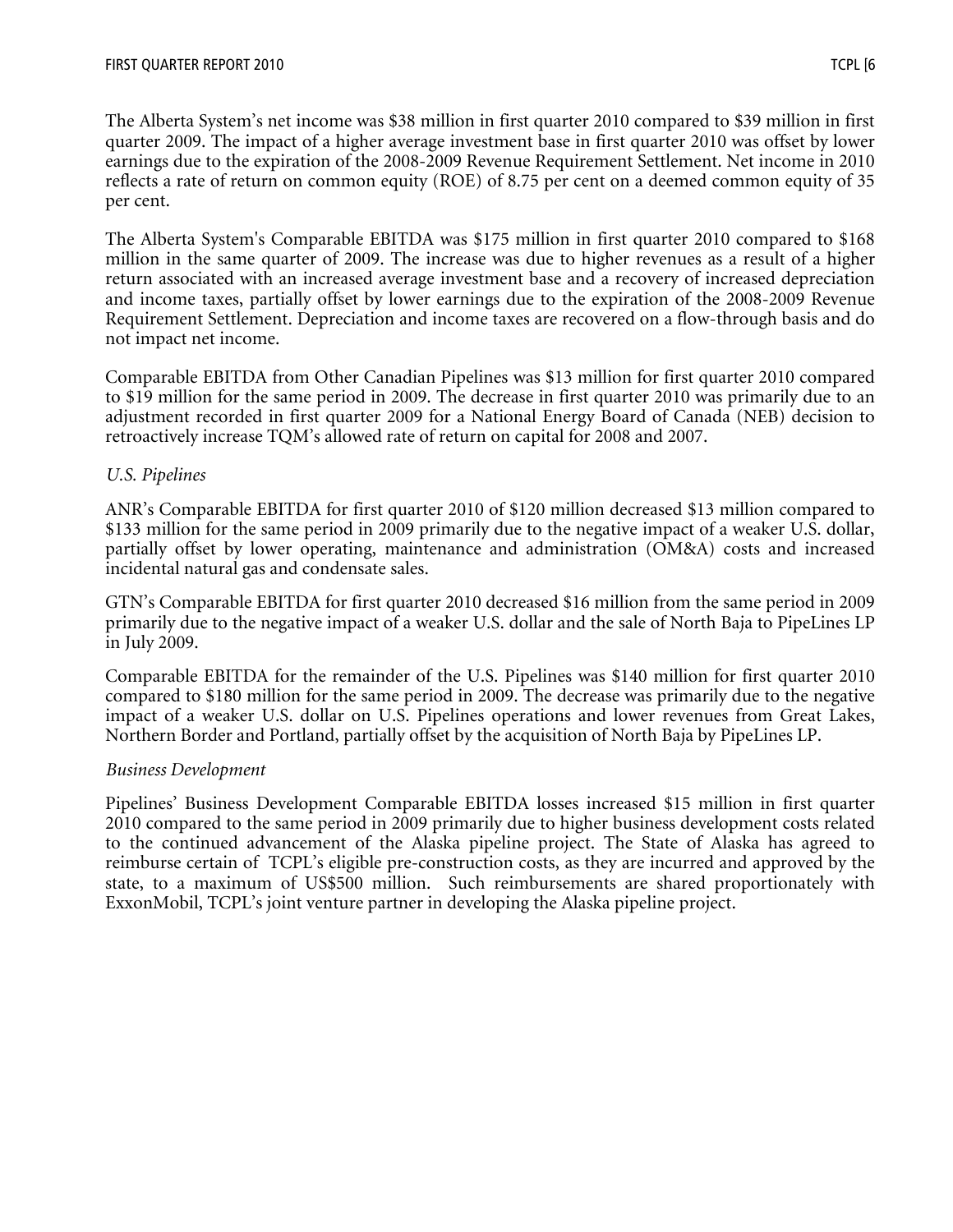The Alberta System's net income was $38 million in first quarter 2010 compared to $39 million in first quarter 2009. The impact of a higher average investment base in first quarter 2010 was offset by lower earnings due to the expiration of the 2008-2009 Revenue Requirement Settlement. Net income in 2010 reflects a rate of return on common equity (ROE) of 8.75 per cent on a deemed common equity of 35 per cent.

The Alberta System's Comparable EBITDA was $175 million in first quarter 2010 compared to $168 million in the same quarter of 2009. The increase was due to higher revenues as a result of a higher return associated with an increased average investment base and a recovery of increased depreciation and income taxes, partially offset by lower earnings due to the expiration of the 2008-2009 Revenue Requirement Settlement. Depreciation and income taxes are recovered on a flow-through basis and do not impact net income.

Comparable EBITDA from Other Canadian Pipelines was $13 million for first quarter 2010 compared to $19 million for the same period in 2009. The decrease in first quarter 2010 was primarily due to an adjustment recorded in first quarter 2009 for a National Energy Board of Canada (NEB) decision to retroactively increase TQM's allowed rate of return on capital for 2008 and 2007.

*U.S. Pipelines*

ANR's Comparable EBITDA for first quarter 2010 of $120 million decreased $13 million compared to $133 million for the same period in 2009 primarily due to the negative impact of a weaker U.S. dollar, partially offset by lower operating, maintenance and administration (OM&A) costs and increased incidental natural gas and condensate sales.

GTN's Comparable EBITDA for first quarter 2010 decreased $16 million from the same period in 2009 primarily due to the negative impact of a weaker U.S. dollar and the sale of North Baja to PipeLines LP in July 2009.

Comparable EBITDA for the remainder of the U.S. Pipelines was $140 million for first quarter 2010 compared to $180 million for the same period in 2009. The decrease was primarily due to the negative impact of a weaker U.S. dollar on U.S. Pipelines operations and lower revenues from Great Lakes, Northern Border and Portland, partially offset by the acquisition of North Baja by PipeLines LP.

*Business Development*

Pipelines' Business Development Comparable EBITDA losses increased $15 million in first quarter 2010 compared to the same period in 2009 primarily due to higher business development costs related to the continued advancement of the Alaska pipeline project. The State of Alaska has agreed to reimburse certain of TCPL's eligible pre-construction costs, as they are incurred and approved by the state, to a maximum of US$500 million. Such reimbursements are shared proportionately with ExxonMobil, TCPL's joint venture partner in developing the Alaska pipeline project.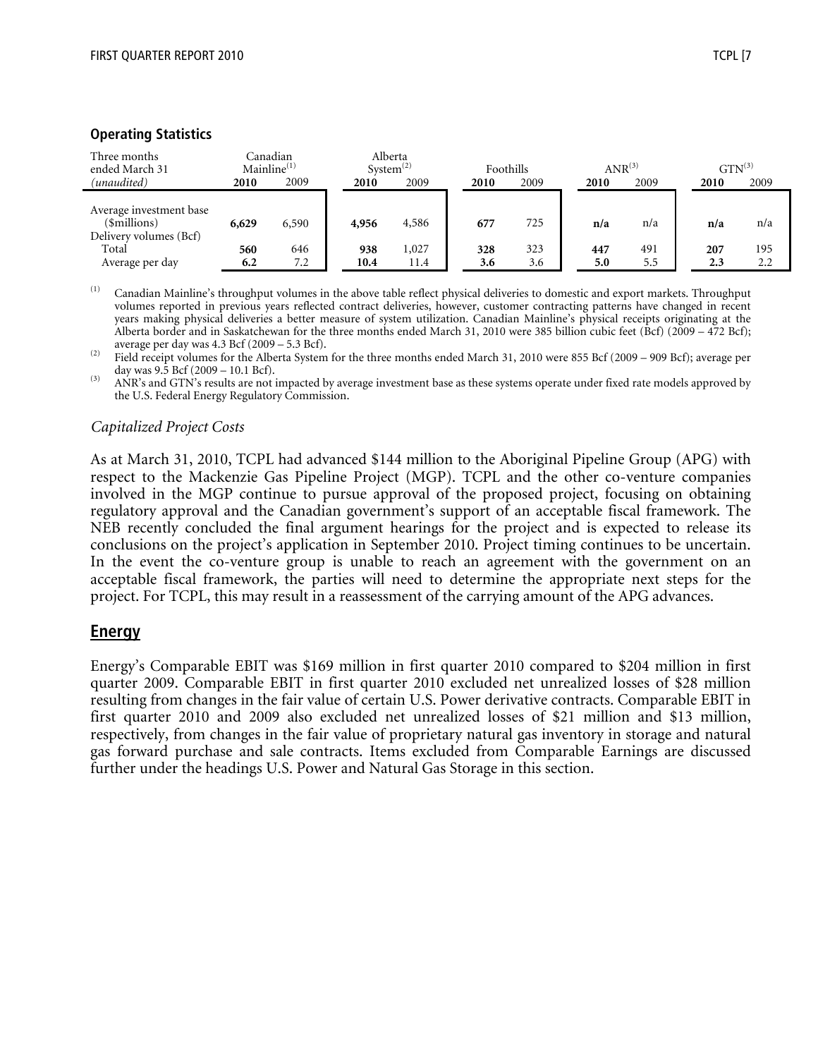### Operating Statistics

| Three months ended March 31 *(unaudited)* | Canadian Mainline[(1)] | | Alberta System[(2)] | | Foothills | | ANR[(3)] | | GTN[(3)] | |
|---|---|---|---|---|---|---|---|---|---|---|
| | **2010** | 2009 | **2010** | 2009 | **2010** | 2009 | **2010** | 2009 | **2010** | 2009 |
| Average investment base ($millions) | **6,629** | 6,590 | **4,956** | 4,586 | **677** | 725 | **n/a** | n/a | **n/a** | n/a |
| Delivery volumes (Bcf) | | | | | | | | | | |
| Total | **560** | 646 | **938** | 1,027 | **328** | 323 | **447** | 491 | **207** | 195 |
| Average per day | **6.2** | 7.2 | **10.4** | 11.4 | **3.6** | 3.6 | **5.0** | 5.5 | **2.3** | 2.2 |

(1) Canadian Mainline's throughput volumes in the above table reflect physical deliveries to domestic and export markets. Throughput volumes reported in previous years reflected contract deliveries, however, customer contracting patterns have changed in recent years making physical deliveries a better measure of system utilization. Canadian Mainline's physical receipts originating at the Alberta border and in Saskatchewan for the three months ended March 31, 2010 were 385 billion cubic feet (Bcf) (2009 – 472 Bcf); average per day was 4.3 Bcf (2009 – 5.3 Bcf).

(2) Field receipt volumes for the Alberta System for the three months ended March 31, 2010 were 855 Bcf (2009 – 909 Bcf); average per day was 9.5 Bcf (2009 – 10.1 Bcf).

(3) ANR's and GTN's results are not impacted by average investment base as these systems operate under fixed rate models approved by the U.S. Federal Energy Regulatory Commission.

*Capitalized Project Costs*

As at March 31, 2010, TCPL had advanced $144 million to the Aboriginal Pipeline Group (APG) with respect to the Mackenzie Gas Pipeline Project (MGP). TCPL and the other co-venture companies involved in the MGP continue to pursue approval of the proposed project, focusing on obtaining regulatory approval and the Canadian government's support of an acceptable fiscal framework. The NEB recently concluded the final argument hearings for the project and is expected to release its conclusions on the project's application in September 2010. Project timing continues to be uncertain. In the event the co-venture group is unable to reach an agreement with the government on an acceptable fiscal framework, the parties will need to determine the appropriate next steps for the project. For TCPL, this may result in a reassessment of the carrying amount of the APG advances.

## Energy

Energy's Comparable EBIT was $169 million in first quarter 2010 compared to $204 million in first quarter 2009. Comparable EBIT in first quarter 2010 excluded net unrealized losses of $28 million resulting from changes in the fair value of certain U.S. Power derivative contracts. Comparable EBIT in first quarter 2010 and 2009 also excluded net unrealized losses of $21 million and $13 million, respectively, from changes in the fair value of proprietary natural gas inventory in storage and natural gas forward purchase and sale contracts. Items excluded from Comparable Earnings are discussed further under the headings U.S. Power and Natural Gas Storage in this section.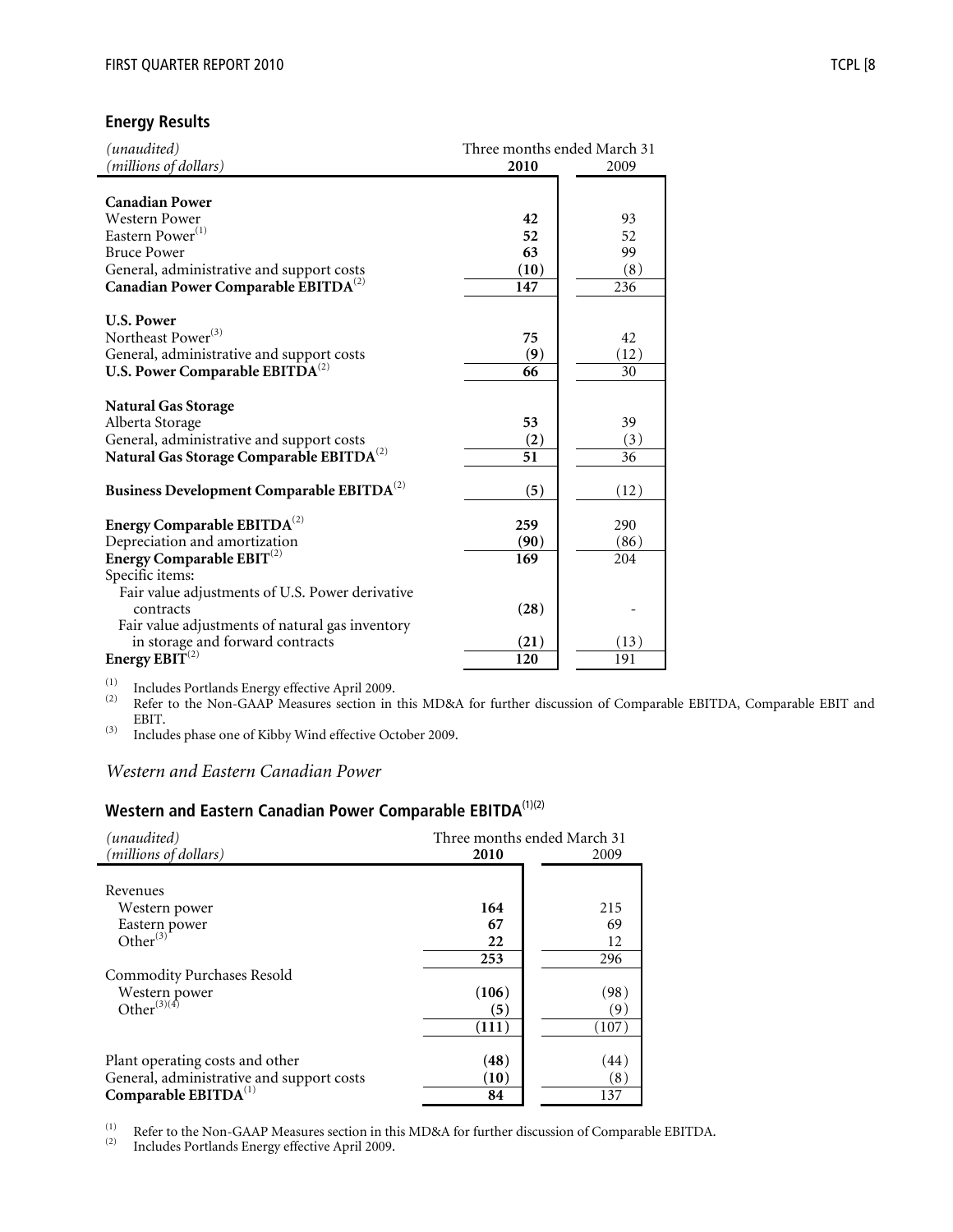## Energy Results

| *(unaudited)* *(millions of dollars)* | Three months ended March 31 2010 | 2009 |
|---|---|---|
| **Canadian Power** | | |
| Western Power | **42** | 93 |
| Eastern Power[1] | **52** | 52 |
| Bruce Power | **63** | 99 |
| General, administrative and support costs | **(10)** | (8) |
| **Canadian Power Comparable EBITDA**[2] | **147** | 236 |
| **U.S. Power** | | |
| Northeast Power[3] | **75** | 42 |
| General, administrative and support costs | **(9)** | (12) |
| **U.S. Power Comparable EBITDA**[2] | **66** | 30 |
| **Natural Gas Storage** | | |
| Alberta Storage | **53** | 39 |
| General, administrative and support costs | **(2)** | (3) |
| **Natural Gas Storage Comparable EBITDA**[2] | **51** | 36 |
| **Business Development Comparable EBITDA**[2] | **(5)** | (12) |
| **Energy Comparable EBITDA**[2] | **259** | 290 |
| Depreciation and amortization | **(90)** | (86) |
| **Energy Comparable EBIT**[2] | **169** | 204 |
| Specific items: | | |
| Fair value adjustments of U.S. Power derivative contracts | **(28)** | - |
| Fair value adjustments of natural gas inventory in storage and forward contracts | **(21)** | (13) |
| **Energy EBIT**[2] | **120** | 191 |

(1) Includes Portlands Energy effective April 2009.
(2) Refer to the Non-GAAP Measures section in this MD&A for further discussion of Comparable EBITDA, Comparable EBIT and EBIT.
(3) Includes phase one of Kibby Wind effective October 2009.

### *Western and Eastern Canadian Power*

## Western and Eastern Canadian Power Comparable EBITDA[1][2]

| *(unaudited)* *(millions of dollars)* | Three months ended March 31 2010 | 2009 |
|---|---|---|
| Revenues | | |
| Western power | **164** | 215 |
| Eastern power | **67** | 69 |
| Other[3] | **22** | 12 |
| | **253** | 296 |
| Commodity Purchases Resold | | |
| Western power | **(106)** | (98) |
| Other[3][4] | **(5)** | (9) |
| | **(111)** | (107) |
| Plant operating costs and other | **(48)** | (44) |
| General, administrative and support costs | **(10)** | (8) |
| **Comparable EBITDA**[1] | **84** | 137 |

(1) Refer to the Non-GAAP Measures section in this MD&A for further discussion of Comparable EBITDA.
(2) Includes Portlands Energy effective April 2009.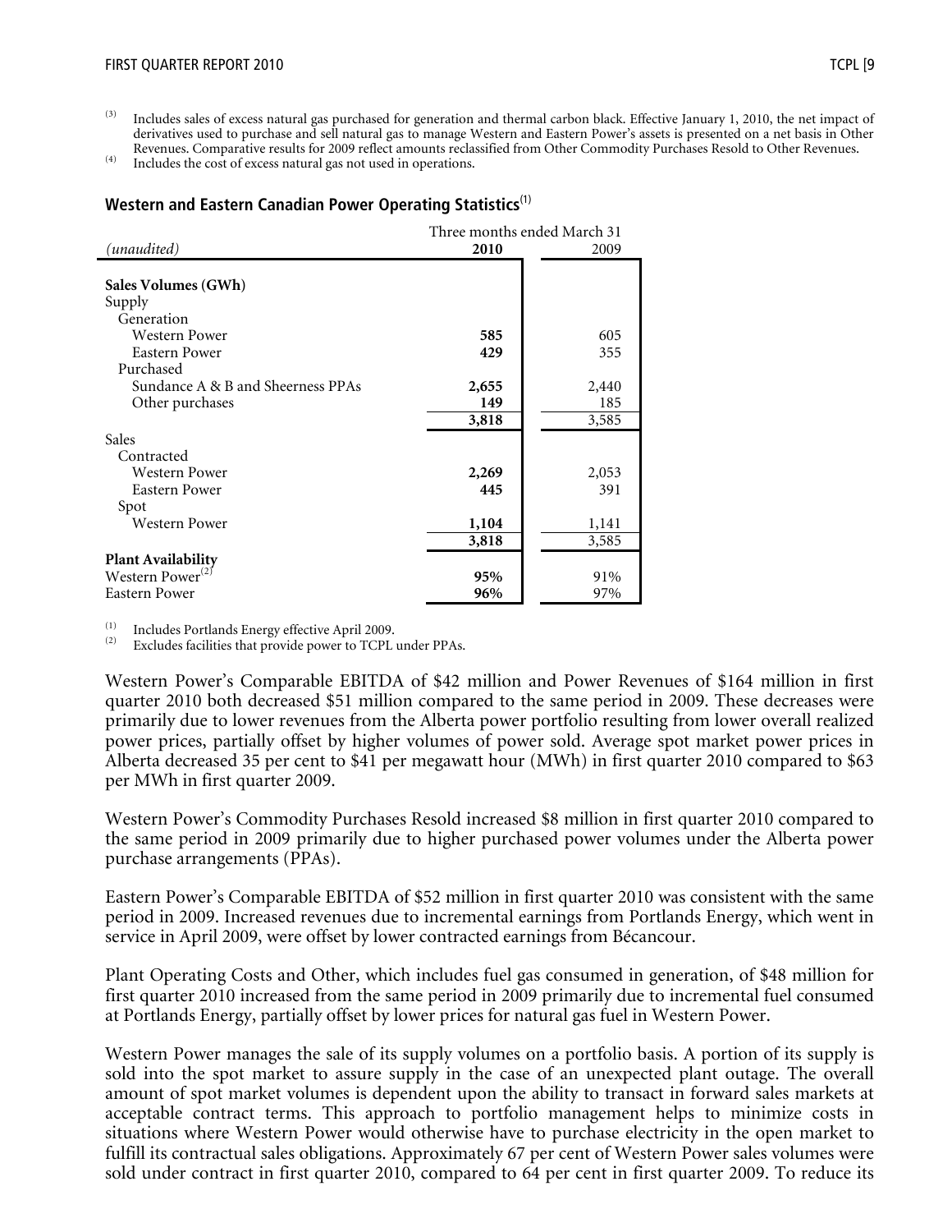(3) Includes sales of excess natural gas purchased for generation and thermal carbon black. Effective January 1, 2010, the net impact of derivatives used to purchase and sell natural gas to manage Western and Eastern Power's assets is presented on a net basis in Other Revenues. Comparative results for 2009 reflect amounts reclassified from Other Commodity Purchases Resold to Other Revenues.

(4) Includes the cost of excess natural gas not used in operations.

### Western and Eastern Canadian Power Operating Statistics[1]

| *(unaudited)* | Three months ended March 31 2010 | 2009 |
|---|---|---|
| **Sales Volumes (GWh)** | | |
| Supply | | |
| Generation | | |
| Western Power | **585** | 605 |
| Eastern Power | **429** | 355 |
| Purchased | | |
| Sundance A & B and Sheerness PPAs | **2,655** | 2,440 |
| Other purchases | **149** | 185 |
| | **3,818** | 3,585 |
| Sales | | |
| Contracted | | |
| Western Power | **2,269** | 2,053 |
| Eastern Power | **445** | 391 |
| Spot | | |
| Western Power | **1,104** | 1,141 |
| | **3,818** | 3,585 |
| **Plant Availability** | | |
| Western Power[2] | **95%** | 91% |
| Eastern Power | **96%** | 97% |

(1) Includes Portlands Energy effective April 2009.
(2) Excludes facilities that provide power to TCPL under PPAs.

Western Power's Comparable EBITDA of $42 million and Power Revenues of $164 million in first quarter 2010 both decreased $51 million compared to the same period in 2009. These decreases were primarily due to lower revenues from the Alberta power portfolio resulting from lower overall realized power prices, partially offset by higher volumes of power sold. Average spot market power prices in Alberta decreased 35 per cent to $41 per megawatt hour (MWh) in first quarter 2010 compared to $63 per MWh in first quarter 2009.

Western Power's Commodity Purchases Resold increased $8 million in first quarter 2010 compared to the same period in 2009 primarily due to higher purchased power volumes under the Alberta power purchase arrangements (PPAs).

Eastern Power's Comparable EBITDA of $52 million in first quarter 2010 was consistent with the same period in 2009. Increased revenues due to incremental earnings from Portlands Energy, which went in service in April 2009, were offset by lower contracted earnings from Bécancour.

Plant Operating Costs and Other, which includes fuel gas consumed in generation, of $48 million for first quarter 2010 increased from the same period in 2009 primarily due to incremental fuel consumed at Portlands Energy, partially offset by lower prices for natural gas fuel in Western Power.

Western Power manages the sale of its supply volumes on a portfolio basis. A portion of its supply is sold into the spot market to assure supply in the case of an unexpected plant outage. The overall amount of spot market volumes is dependent upon the ability to transact in forward sales markets at acceptable contract terms. This approach to portfolio management helps to minimize costs in situations where Western Power would otherwise have to purchase electricity in the open market to fulfill its contractual sales obligations. Approximately 67 per cent of Western Power sales volumes were sold under contract in first quarter 2010, compared to 64 per cent in first quarter 2009. To reduce its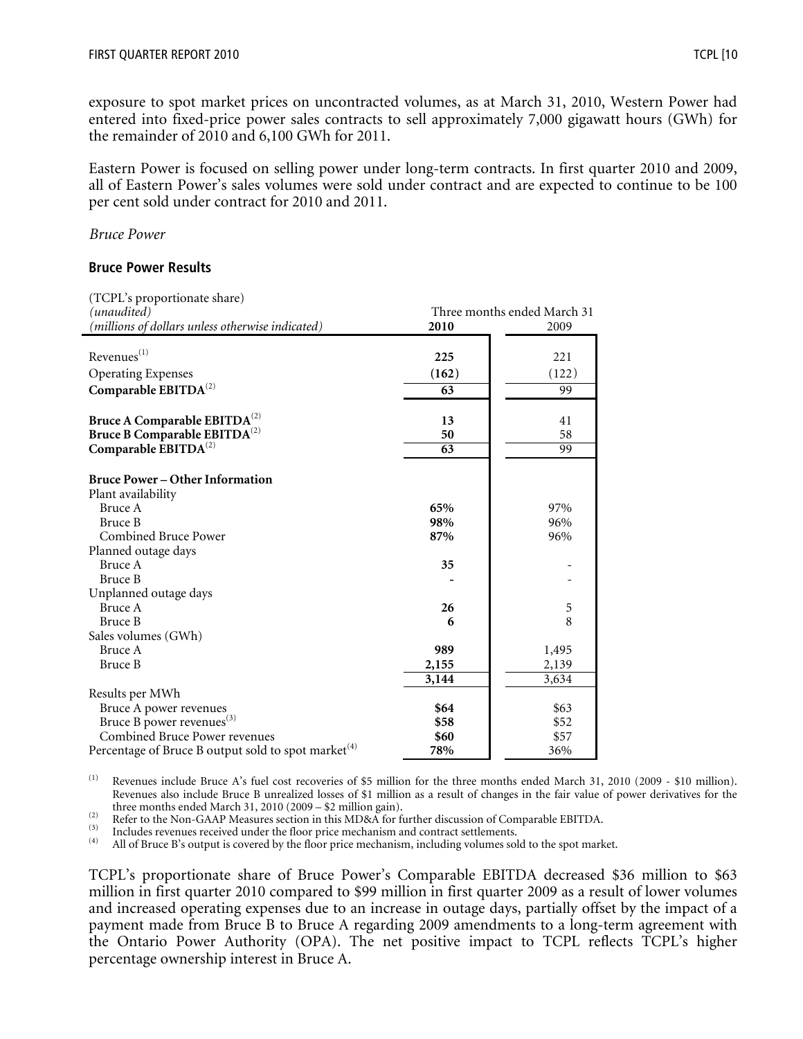exposure to spot market prices on uncontracted volumes, as at March 31, 2010, Western Power had entered into fixed-price power sales contracts to sell approximately 7,000 gigawatt hours (GWh) for the remainder of 2010 and 6,100 GWh for 2011.

Eastern Power is focused on selling power under long-term contracts. In first quarter 2010 and 2009, all of Eastern Power's sales volumes were sold under contract and are expected to continue to be 100 per cent sold under contract for 2010 and 2011.

*Bruce Power*

**Bruce Power Results**

| (TCPL's proportionate share)<br>*(unaudited)*<br>*(millions of dollars unless otherwise indicated)* | Three months ended March 31<br>**2010** | <br>2009 |
|---|---|---|
| Revenues[1] | **225** | 221 |
| Operating Expenses | **(162)** | (122) |
| **Comparable EBITDA**[2] | **63** | 99 |
| | | |
| **Bruce A Comparable EBITDA**[2] | **13** | 41 |
| **Bruce B Comparable EBITDA**[2] | **50** | 58 |
| **Comparable EBITDA**[2] | **63** | 99 |
| | | |
| **Bruce Power – Other Information** | | |
| Plant availability | | |
| Bruce A | **65%** | 97% |
| Bruce B | **98%** | 96% |
| Combined Bruce Power | **87%** | 96% |
| Planned outage days | | |
| Bruce A | **35** | - |
| Bruce B | **-** | - |
| Unplanned outage days | | |
| Bruce A | **26** | 5 |
| Bruce B | **6** | 8 |
| Sales volumes (GWh) | | |
| Bruce A | **989** | 1,495 |
| Bruce B | **2,155** | 2,139 |
| | **3,144** | 3,634 |
| Results per MWh | | |
| Bruce A power revenues | **$64** | $63 |
| Bruce B power revenues[3] | **$58** | $52 |
| Combined Bruce Power revenues | **$60** | $57 |
| Percentage of Bruce B output sold to spot market[4] | **78%** | 36% |

(1) Revenues include Bruce A's fuel cost recoveries of $5 million for the three months ended March 31, 2010 (2009 - $10 million). Revenues also include Bruce B unrealized losses of $1 million as a result of changes in the fair value of power derivatives for the three months ended March 31, 2010 (2009 – $2 million gain).

(2) Refer to the Non-GAAP Measures section in this MD&A for further discussion of Comparable EBITDA.

(3) Includes revenues received under the floor price mechanism and contract settlements.

(4) All of Bruce B's output is covered by the floor price mechanism, including volumes sold to the spot market.

TCPL's proportionate share of Bruce Power's Comparable EBITDA decreased $36 million to $63 million in first quarter 2010 compared to $99 million in first quarter 2009 as a result of lower volumes and increased operating expenses due to an increase in outage days, partially offset by the impact of a payment made from Bruce B to Bruce A regarding 2009 amendments to a long-term agreement with the Ontario Power Authority (OPA). The net positive impact to TCPL reflects TCPL's higher percentage ownership interest in Bruce A.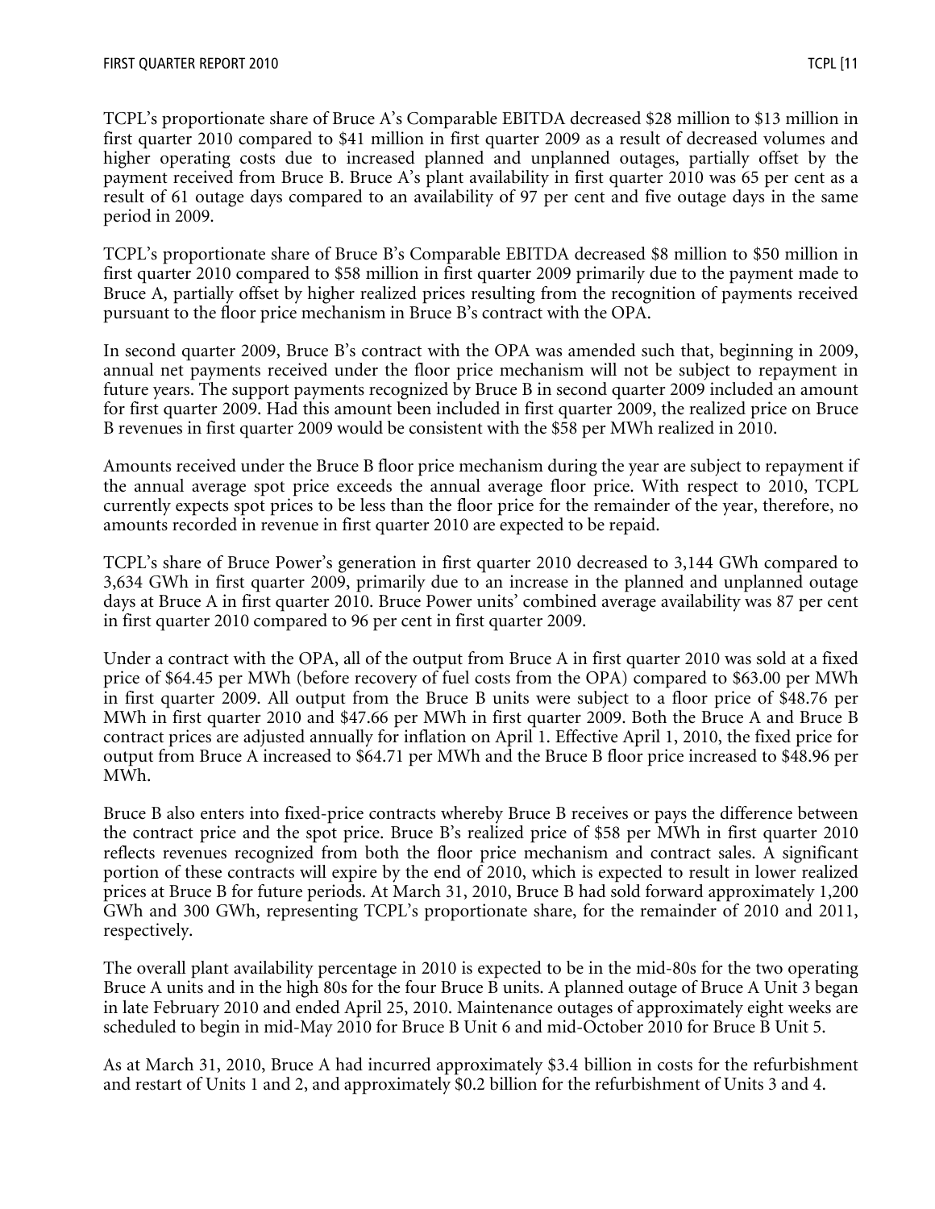TCPL's proportionate share of Bruce A's Comparable EBITDA decreased $28 million to $13 million in first quarter 2010 compared to $41 million in first quarter 2009 as a result of decreased volumes and higher operating costs due to increased planned and unplanned outages, partially offset by the payment received from Bruce B. Bruce A's plant availability in first quarter 2010 was 65 per cent as a result of 61 outage days compared to an availability of 97 per cent and five outage days in the same period in 2009.

TCPL's proportionate share of Bruce B's Comparable EBITDA decreased $8 million to $50 million in first quarter 2010 compared to $58 million in first quarter 2009 primarily due to the payment made to Bruce A, partially offset by higher realized prices resulting from the recognition of payments received pursuant to the floor price mechanism in Bruce B's contract with the OPA.

In second quarter 2009, Bruce B's contract with the OPA was amended such that, beginning in 2009, annual net payments received under the floor price mechanism will not be subject to repayment in future years. The support payments recognized by Bruce B in second quarter 2009 included an amount for first quarter 2009. Had this amount been included in first quarter 2009, the realized price on Bruce B revenues in first quarter 2009 would be consistent with the $58 per MWh realized in 2010.

Amounts received under the Bruce B floor price mechanism during the year are subject to repayment if the annual average spot price exceeds the annual average floor price. With respect to 2010, TCPL currently expects spot prices to be less than the floor price for the remainder of the year, therefore, no amounts recorded in revenue in first quarter 2010 are expected to be repaid.

TCPL's share of Bruce Power's generation in first quarter 2010 decreased to 3,144 GWh compared to 3,634 GWh in first quarter 2009, primarily due to an increase in the planned and unplanned outage days at Bruce A in first quarter 2010. Bruce Power units' combined average availability was 87 per cent in first quarter 2010 compared to 96 per cent in first quarter 2009.

Under a contract with the OPA, all of the output from Bruce A in first quarter 2010 was sold at a fixed price of $64.45 per MWh (before recovery of fuel costs from the OPA) compared to $63.00 per MWh in first quarter 2009. All output from the Bruce B units were subject to a floor price of $48.76 per MWh in first quarter 2010 and $47.66 per MWh in first quarter 2009. Both the Bruce A and Bruce B contract prices are adjusted annually for inflation on April 1. Effective April 1, 2010, the fixed price for output from Bruce A increased to $64.71 per MWh and the Bruce B floor price increased to $48.96 per MWh.

Bruce B also enters into fixed-price contracts whereby Bruce B receives or pays the difference between the contract price and the spot price. Bruce B's realized price of $58 per MWh in first quarter 2010 reflects revenues recognized from both the floor price mechanism and contract sales. A significant portion of these contracts will expire by the end of 2010, which is expected to result in lower realized prices at Bruce B for future periods. At March 31, 2010, Bruce B had sold forward approximately 1,200 GWh and 300 GWh, representing TCPL's proportionate share, for the remainder of 2010 and 2011, respectively.

The overall plant availability percentage in 2010 is expected to be in the mid-80s for the two operating Bruce A units and in the high 80s for the four Bruce B units. A planned outage of Bruce A Unit 3 began in late February 2010 and ended April 25, 2010. Maintenance outages of approximately eight weeks are scheduled to begin in mid-May 2010 for Bruce B Unit 6 and mid-October 2010 for Bruce B Unit 5.

As at March 31, 2010, Bruce A had incurred approximately $3.4 billion in costs for the refurbishment and restart of Units 1 and 2, and approximately $0.2 billion for the refurbishment of Units 3 and 4.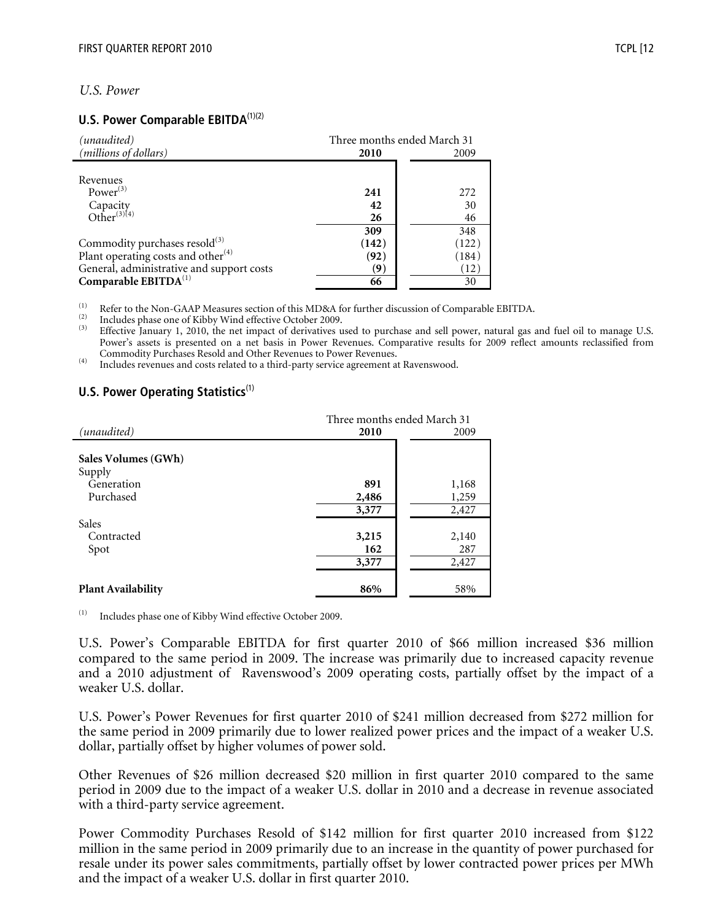*U.S. Power*

### U.S. Power Comparable EBITDA[1][2]

| *(unaudited)* *(millions of dollars)* | Three months ended March 31 **2010** | 2009 |
|---|---|---|
| Revenues | | |
| Power[3] | **241** | 272 |
| Capacity | **42** | 30 |
| Other[3][4] | **26** | 46 |
| | **309** | 348 |
| Commodity purchases resold[3] | **(142)** | (122) |
| Plant operating costs and other[4] | **(92)** | (184) |
| General, administrative and support costs | **(9)** | (12) |
| **Comparable EBITDA**[1] | **66** | 30 |

(1) Refer to the Non-GAAP Measures section of this MD&A for further discussion of Comparable EBITDA.
(2) Includes phase one of Kibby Wind effective October 2009.
(3) Effective January 1, 2010, the net impact of derivatives used to purchase and sell power, natural gas and fuel oil to manage U.S. Power's assets is presented on a net basis in Power Revenues. Comparative results for 2009 reflect amounts reclassified from Commodity Purchases Resold and Other Revenues to Power Revenues.
(4) Includes revenues and costs related to a third-party service agreement at Ravenswood.

### U.S. Power Operating Statistics[1]

| *(unaudited)* | Three months ended March 31 **2010** | 2009 |
|---|---|---|
| **Sales Volumes (GWh)** | | |
| Supply | | |
| Generation | **891** | 1,168 |
| Purchased | **2,486** | 1,259 |
| | **3,377** | 2,427 |
| Sales | | |
| Contracted | **3,215** | 2,140 |
| Spot | **162** | 287 |
| | **3,377** | 2,427 |
| **Plant Availability** | **86%** | 58% |

(1) Includes phase one of Kibby Wind effective October 2009.

U.S. Power's Comparable EBITDA for first quarter 2010 of $66 million increased $36 million compared to the same period in 2009. The increase was primarily due to increased capacity revenue and a 2010 adjustment of Ravenswood's 2009 operating costs, partially offset by the impact of a weaker U.S. dollar.

U.S. Power's Power Revenues for first quarter 2010 of $241 million decreased from $272 million for the same period in 2009 primarily due to lower realized power prices and the impact of a weaker U.S. dollar, partially offset by higher volumes of power sold.

Other Revenues of $26 million decreased $20 million in first quarter 2010 compared to the same period in 2009 due to the impact of a weaker U.S. dollar in 2010 and a decrease in revenue associated with a third-party service agreement.

Power Commodity Purchases Resold of $142 million for first quarter 2010 increased from $122 million in the same period in 2009 primarily due to an increase in the quantity of power purchased for resale under its power sales commitments, partially offset by lower contracted power prices per MWh and the impact of a weaker U.S. dollar in first quarter 2010.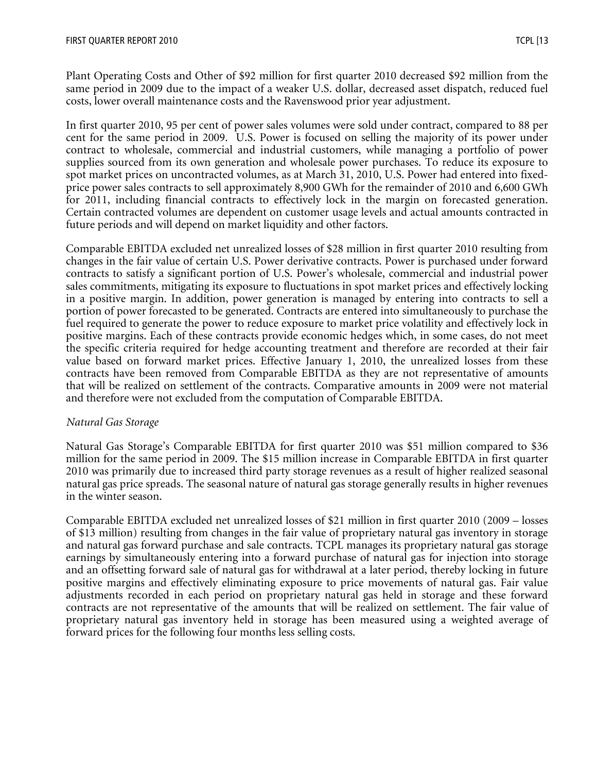Plant Operating Costs and Other of $92 million for first quarter 2010 decreased $92 million from the same period in 2009 due to the impact of a weaker U.S. dollar, decreased asset dispatch, reduced fuel costs, lower overall maintenance costs and the Ravenswood prior year adjustment.

In first quarter 2010, 95 per cent of power sales volumes were sold under contract, compared to 88 per cent for the same period in 2009. U.S. Power is focused on selling the majority of its power under contract to wholesale, commercial and industrial customers, while managing a portfolio of power supplies sourced from its own generation and wholesale power purchases. To reduce its exposure to spot market prices on uncontracted volumes, as at March 31, 2010, U.S. Power had entered into fixed-price power sales contracts to sell approximately 8,900 GWh for the remainder of 2010 and 6,600 GWh for 2011, including financial contracts to effectively lock in the margin on forecasted generation. Certain contracted volumes are dependent on customer usage levels and actual amounts contracted in future periods and will depend on market liquidity and other factors.

Comparable EBITDA excluded net unrealized losses of $28 million in first quarter 2010 resulting from changes in the fair value of certain U.S. Power derivative contracts. Power is purchased under forward contracts to satisfy a significant portion of U.S. Power's wholesale, commercial and industrial power sales commitments, mitigating its exposure to fluctuations in spot market prices and effectively locking in a positive margin. In addition, power generation is managed by entering into contracts to sell a portion of power forecasted to be generated. Contracts are entered into simultaneously to purchase the fuel required to generate the power to reduce exposure to market price volatility and effectively lock in positive margins. Each of these contracts provide economic hedges which, in some cases, do not meet the specific criteria required for hedge accounting treatment and therefore are recorded at their fair value based on forward market prices. Effective January 1, 2010, the unrealized losses from these contracts have been removed from Comparable EBITDA as they are not representative of amounts that will be realized on settlement of the contracts. Comparative amounts in 2009 were not material and therefore were not excluded from the computation of Comparable EBITDA.

*Natural Gas Storage*

Natural Gas Storage's Comparable EBITDA for first quarter 2010 was $51 million compared to $36 million for the same period in 2009. The $15 million increase in Comparable EBITDA in first quarter 2010 was primarily due to increased third party storage revenues as a result of higher realized seasonal natural gas price spreads. The seasonal nature of natural gas storage generally results in higher revenues in the winter season.

Comparable EBITDA excluded net unrealized losses of $21 million in first quarter 2010 (2009 – losses of $13 million) resulting from changes in the fair value of proprietary natural gas inventory in storage and natural gas forward purchase and sale contracts. TCPL manages its proprietary natural gas storage earnings by simultaneously entering into a forward purchase of natural gas for injection into storage and an offsetting forward sale of natural gas for withdrawal at a later period, thereby locking in future positive margins and effectively eliminating exposure to price movements of natural gas. Fair value adjustments recorded in each period on proprietary natural gas held in storage and these forward contracts are not representative of the amounts that will be realized on settlement. The fair value of proprietary natural gas inventory held in storage has been measured using a weighted average of forward prices for the following four months less selling costs.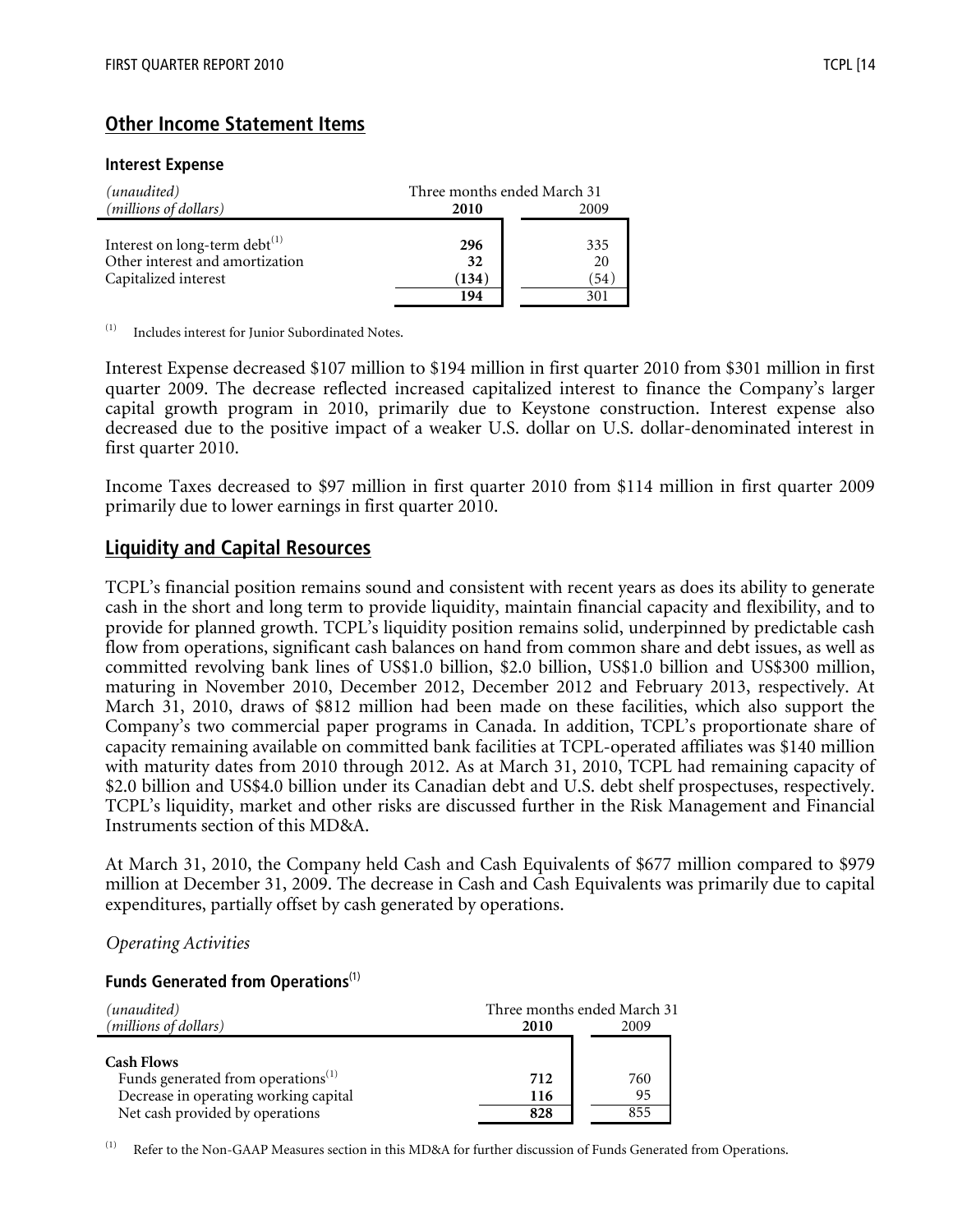## Other Income Statement Items

### Interest Expense

| *(unaudited)* *(millions of dollars)* | Three months ended March 31 2010 | 2009 |
|---|---|---|
| Interest on long-term debt[(1)] | **296** | 335 |
| Other interest and amortization | **32** | 20 |
| Capitalized interest | **(134)** | (54) |
| | **194** | 301 |

(1) Includes interest for Junior Subordinated Notes.

Interest Expense decreased $107 million to $194 million in first quarter 2010 from $301 million in first quarter 2009. The decrease reflected increased capitalized interest to finance the Company's larger capital growth program in 2010, primarily due to Keystone construction. Interest expense also decreased due to the positive impact of a weaker U.S. dollar on U.S. dollar-denominated interest in first quarter 2010.

Income Taxes decreased to $97 million in first quarter 2010 from $114 million in first quarter 2009 primarily due to lower earnings in first quarter 2010.

## Liquidity and Capital Resources

TCPL's financial position remains sound and consistent with recent years as does its ability to generate cash in the short and long term to provide liquidity, maintain financial capacity and flexibility, and to provide for planned growth. TCPL's liquidity position remains solid, underpinned by predictable cash flow from operations, significant cash balances on hand from common share and debt issues, as well as committed revolving bank lines of US$1.0 billion, $2.0 billion, US$1.0 billion and US$300 million, maturing in November 2010, December 2012, December 2012 and February 2013, respectively. At March 31, 2010, draws of $812 million had been made on these facilities, which also support the Company's two commercial paper programs in Canada. In addition, TCPL's proportionate share of capacity remaining available on committed bank facilities at TCPL-operated affiliates was $140 million with maturity dates from 2010 through 2012. As at March 31, 2010, TCPL had remaining capacity of $2.0 billion and US$4.0 billion under its Canadian debt and U.S. debt shelf prospectuses, respectively. TCPL's liquidity, market and other risks are discussed further in the Risk Management and Financial Instruments section of this MD&A.

At March 31, 2010, the Company held Cash and Cash Equivalents of $677 million compared to $979 million at December 31, 2009. The decrease in Cash and Cash Equivalents was primarily due to capital expenditures, partially offset by cash generated by operations.

*Operating Activities*

### Funds Generated from Operations[(1)]

| *(unaudited)* *(millions of dollars)* | Three months ended March 31 2010 | 2009 |
|---|---|---|
| **Cash Flows** | | |
| Funds generated from operations[(1)] | **712** | 760 |
| Decrease in operating working capital | **116** | 95 |
| Net cash provided by operations | **828** | 855 |

(1) Refer to the Non-GAAP Measures section in this MD&A for further discussion of Funds Generated from Operations.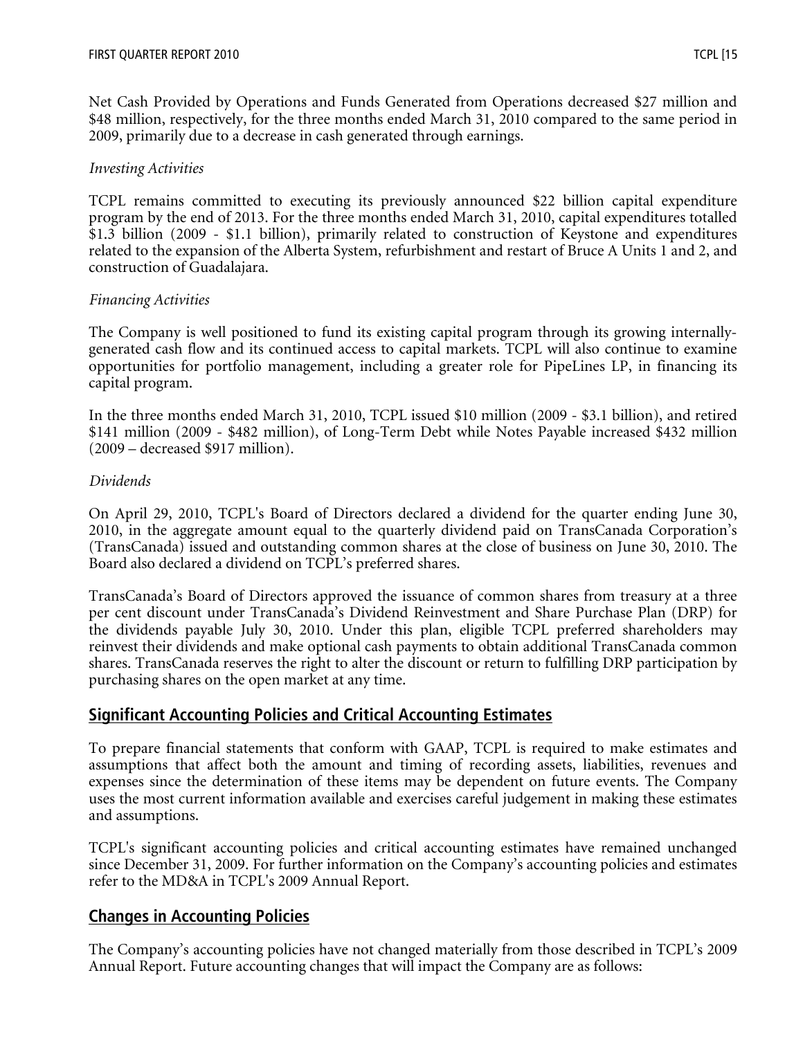Net Cash Provided by Operations and Funds Generated from Operations decreased $27 million and $48 million, respectively, for the three months ended March 31, 2010 compared to the same period in 2009, primarily due to a decrease in cash generated through earnings.

*Investing Activities*

TCPL remains committed to executing its previously announced $22 billion capital expenditure program by the end of 2013. For the three months ended March 31, 2010, capital expenditures totalled $1.3 billion (2009 - $1.1 billion), primarily related to construction of Keystone and expenditures related to the expansion of the Alberta System, refurbishment and restart of Bruce A Units 1 and 2, and construction of Guadalajara.

*Financing Activities*

The Company is well positioned to fund its existing capital program through its growing internally-generated cash flow and its continued access to capital markets. TCPL will also continue to examine opportunities for portfolio management, including a greater role for PipeLines LP, in financing its capital program.

In the three months ended March 31, 2010, TCPL issued $10 million (2009 - $3.1 billion), and retired $141 million (2009 - $482 million), of Long-Term Debt while Notes Payable increased $432 million (2009 – decreased $917 million).

*Dividends*

On April 29, 2010, TCPL's Board of Directors declared a dividend for the quarter ending June 30, 2010, in the aggregate amount equal to the quarterly dividend paid on TransCanada Corporation's (TransCanada) issued and outstanding common shares at the close of business on June 30, 2010. The Board also declared a dividend on TCPL's preferred shares.

TransCanada's Board of Directors approved the issuance of common shares from treasury at a three per cent discount under TransCanada's Dividend Reinvestment and Share Purchase Plan (DRP) for the dividends payable July 30, 2010. Under this plan, eligible TCPL preferred shareholders may reinvest their dividends and make optional cash payments to obtain additional TransCanada common shares. TransCanada reserves the right to alter the discount or return to fulfilling DRP participation by purchasing shares on the open market at any time.

## Significant Accounting Policies and Critical Accounting Estimates

To prepare financial statements that conform with GAAP, TCPL is required to make estimates and assumptions that affect both the amount and timing of recording assets, liabilities, revenues and expenses since the determination of these items may be dependent on future events. The Company uses the most current information available and exercises careful judgement in making these estimates and assumptions.

TCPL's significant accounting policies and critical accounting estimates have remained unchanged since December 31, 2009. For further information on the Company's accounting policies and estimates refer to the MD&A in TCPL's 2009 Annual Report.

## Changes in Accounting Policies

The Company's accounting policies have not changed materially from those described in TCPL's 2009 Annual Report. Future accounting changes that will impact the Company are as follows: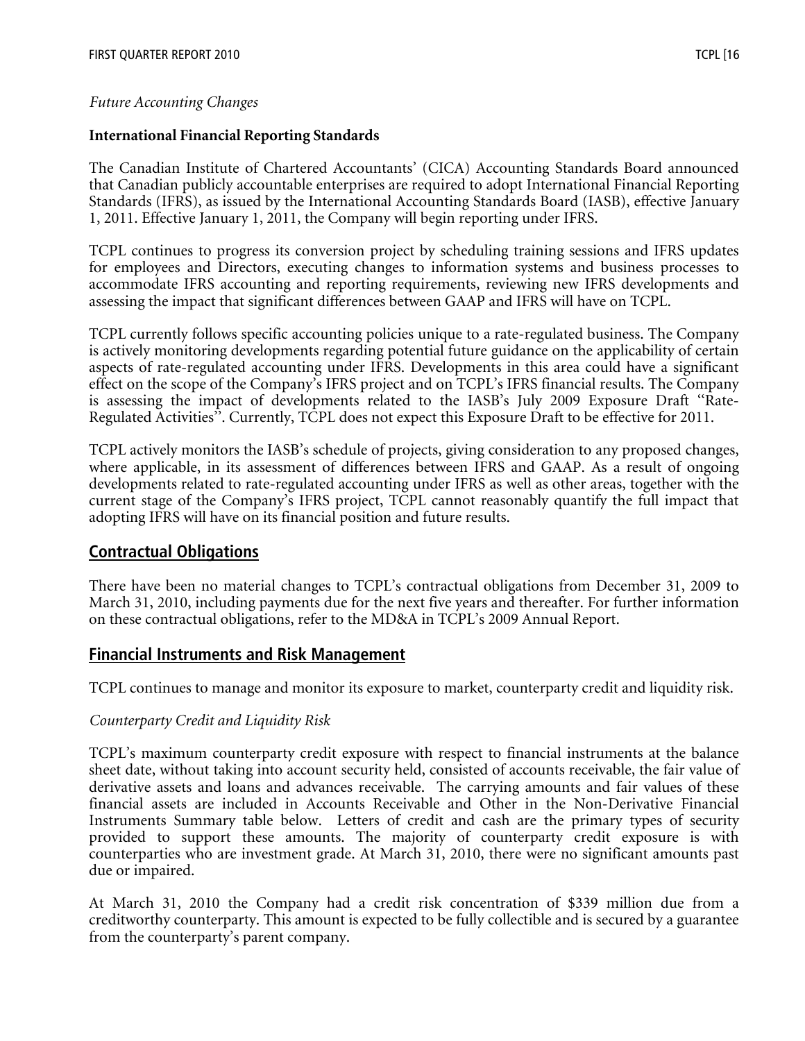*Future Accounting Changes*

**International Financial Reporting Standards**

The Canadian Institute of Chartered Accountants' (CICA) Accounting Standards Board announced that Canadian publicly accountable enterprises are required to adopt International Financial Reporting Standards (IFRS), as issued by the International Accounting Standards Board (IASB), effective January 1, 2011. Effective January 1, 2011, the Company will begin reporting under IFRS.

TCPL continues to progress its conversion project by scheduling training sessions and IFRS updates for employees and Directors, executing changes to information systems and business processes to accommodate IFRS accounting and reporting requirements, reviewing new IFRS developments and assessing the impact that significant differences between GAAP and IFRS will have on TCPL.

TCPL currently follows specific accounting policies unique to a rate-regulated business. The Company is actively monitoring developments regarding potential future guidance on the applicability of certain aspects of rate-regulated accounting under IFRS. Developments in this area could have a significant effect on the scope of the Company's IFRS project and on TCPL's IFRS financial results. The Company is assessing the impact of developments related to the IASB's July 2009 Exposure Draft "Rate-Regulated Activities". Currently, TCPL does not expect this Exposure Draft to be effective for 2011.

TCPL actively monitors the IASB's schedule of projects, giving consideration to any proposed changes, where applicable, in its assessment of differences between IFRS and GAAP. As a result of ongoing developments related to rate-regulated accounting under IFRS as well as other areas, together with the current stage of the Company's IFRS project, TCPL cannot reasonably quantify the full impact that adopting IFRS will have on its financial position and future results.

## Contractual Obligations

There have been no material changes to TCPL's contractual obligations from December 31, 2009 to March 31, 2010, including payments due for the next five years and thereafter. For further information on these contractual obligations, refer to the MD&A in TCPL's 2009 Annual Report.

## Financial Instruments and Risk Management

TCPL continues to manage and monitor its exposure to market, counterparty credit and liquidity risk.

*Counterparty Credit and Liquidity Risk*

TCPL's maximum counterparty credit exposure with respect to financial instruments at the balance sheet date, without taking into account security held, consisted of accounts receivable, the fair value of derivative assets and loans and advances receivable. The carrying amounts and fair values of these financial assets are included in Accounts Receivable and Other in the Non-Derivative Financial Instruments Summary table below. Letters of credit and cash are the primary types of security provided to support these amounts. The majority of counterparty credit exposure is with counterparties who are investment grade. At March 31, 2010, there were no significant amounts past due or impaired.

At March 31, 2010 the Company had a credit risk concentration of $339 million due from a creditworthy counterparty. This amount is expected to be fully collectible and is secured by a guarantee from the counterparty's parent company.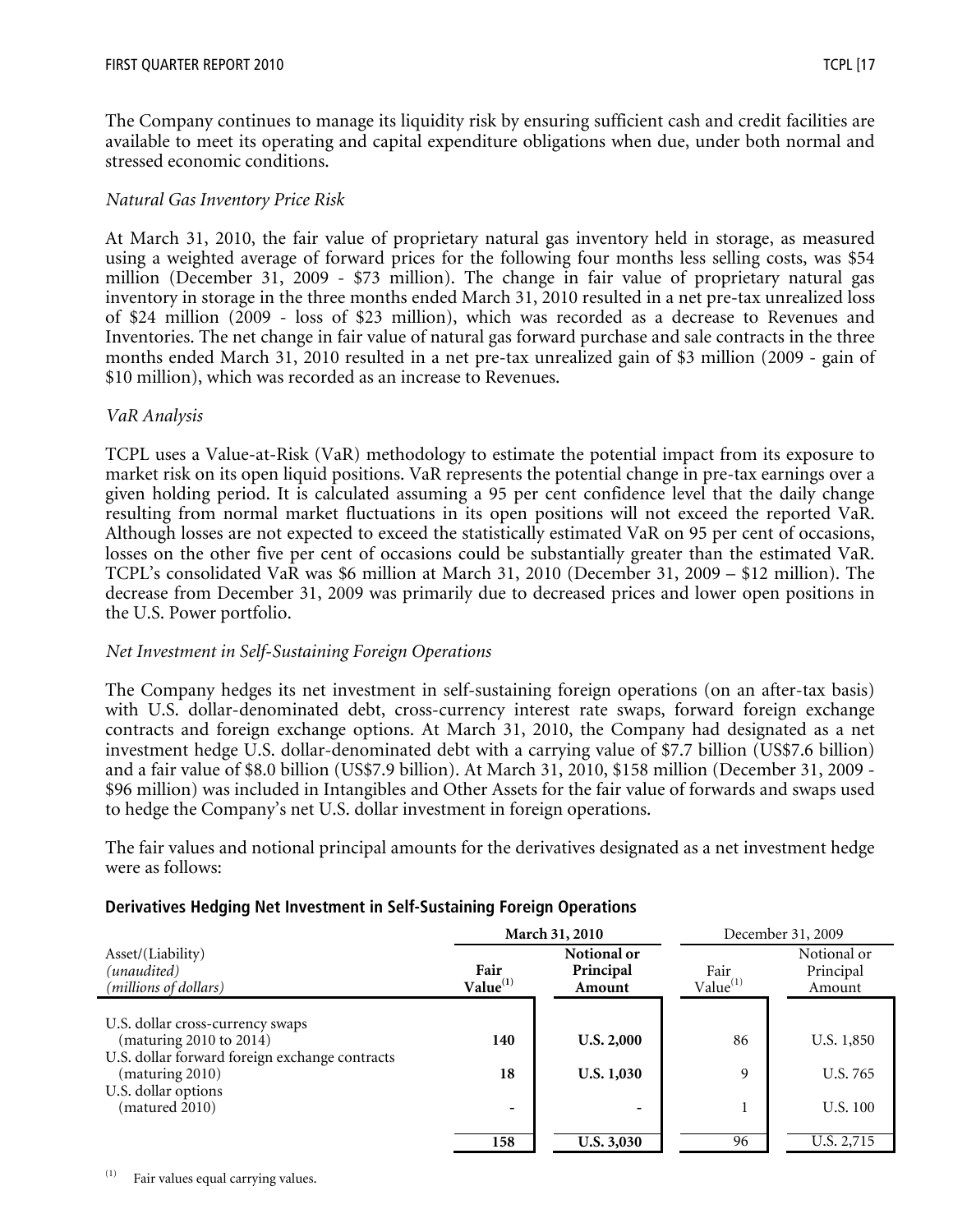The Company continues to manage its liquidity risk by ensuring sufficient cash and credit facilities are available to meet its operating and capital expenditure obligations when due, under both normal and stressed economic conditions.

*Natural Gas Inventory Price Risk*

At March 31, 2010, the fair value of proprietary natural gas inventory held in storage, as measured using a weighted average of forward prices for the following four months less selling costs, was $54 million (December 31, 2009 - $73 million). The change in fair value of proprietary natural gas inventory in storage in the three months ended March 31, 2010 resulted in a net pre-tax unrealized loss of $24 million (2009 - loss of $23 million), which was recorded as a decrease to Revenues and Inventories. The net change in fair value of natural gas forward purchase and sale contracts in the three months ended March 31, 2010 resulted in a net pre-tax unrealized gain of $3 million (2009 - gain of $10 million), which was recorded as an increase to Revenues.

*VaR Analysis*

TCPL uses a Value-at-Risk (VaR) methodology to estimate the potential impact from its exposure to market risk on its open liquid positions. VaR represents the potential change in pre-tax earnings over a given holding period. It is calculated assuming a 95 per cent confidence level that the daily change resulting from normal market fluctuations in its open positions will not exceed the reported VaR. Although losses are not expected to exceed the statistically estimated VaR on 95 per cent of occasions, losses on the other five per cent of occasions could be substantially greater than the estimated VaR. TCPL's consolidated VaR was $6 million at March 31, 2010 (December 31, 2009 – $12 million). The decrease from December 31, 2009 was primarily due to decreased prices and lower open positions in the U.S. Power portfolio.

*Net Investment in Self-Sustaining Foreign Operations*

The Company hedges its net investment in self-sustaining foreign operations (on an after-tax basis) with U.S. dollar-denominated debt, cross-currency interest rate swaps, forward foreign exchange contracts and foreign exchange options. At March 31, 2010, the Company had designated as a net investment hedge U.S. dollar-denominated debt with a carrying value of $7.7 billion (US$7.6 billion) and a fair value of $8.0 billion (US$7.9 billion). At March 31, 2010, $158 million (December 31, 2009 - $96 million) was included in Intangibles and Other Assets for the fair value of forwards and swaps used to hedge the Company's net U.S. dollar investment in foreign operations.

The fair values and notional principal amounts for the derivatives designated as a net investment hedge were as follows:

**Derivatives Hedging Net Investment in Self-Sustaining Foreign Operations**

| Asset/(Liability) *(unaudited)* *(millions of dollars)* | **March 31, 2010** | | December 31, 2009 | |
|---|---|---|---|---|
| | **Fair Value[(1)]** | **Notional or Principal Amount** | Fair Value[(1)] | Notional or Principal Amount |
| U.S. dollar cross-currency swaps (maturing 2010 to 2014) | **140** | **U.S. 2,000** | 86 | U.S. 1,850 |
| U.S. dollar forward foreign exchange contracts (maturing 2010) | **18** | **U.S. 1,030** | 9 | U.S. 765 |
| U.S. dollar options (matured 2010) | **-** | **-** | 1 | U.S. 100 |
| | **158** | **U.S. 3,030** | 96 | U.S. 2,715 |

(1) Fair values equal carrying values.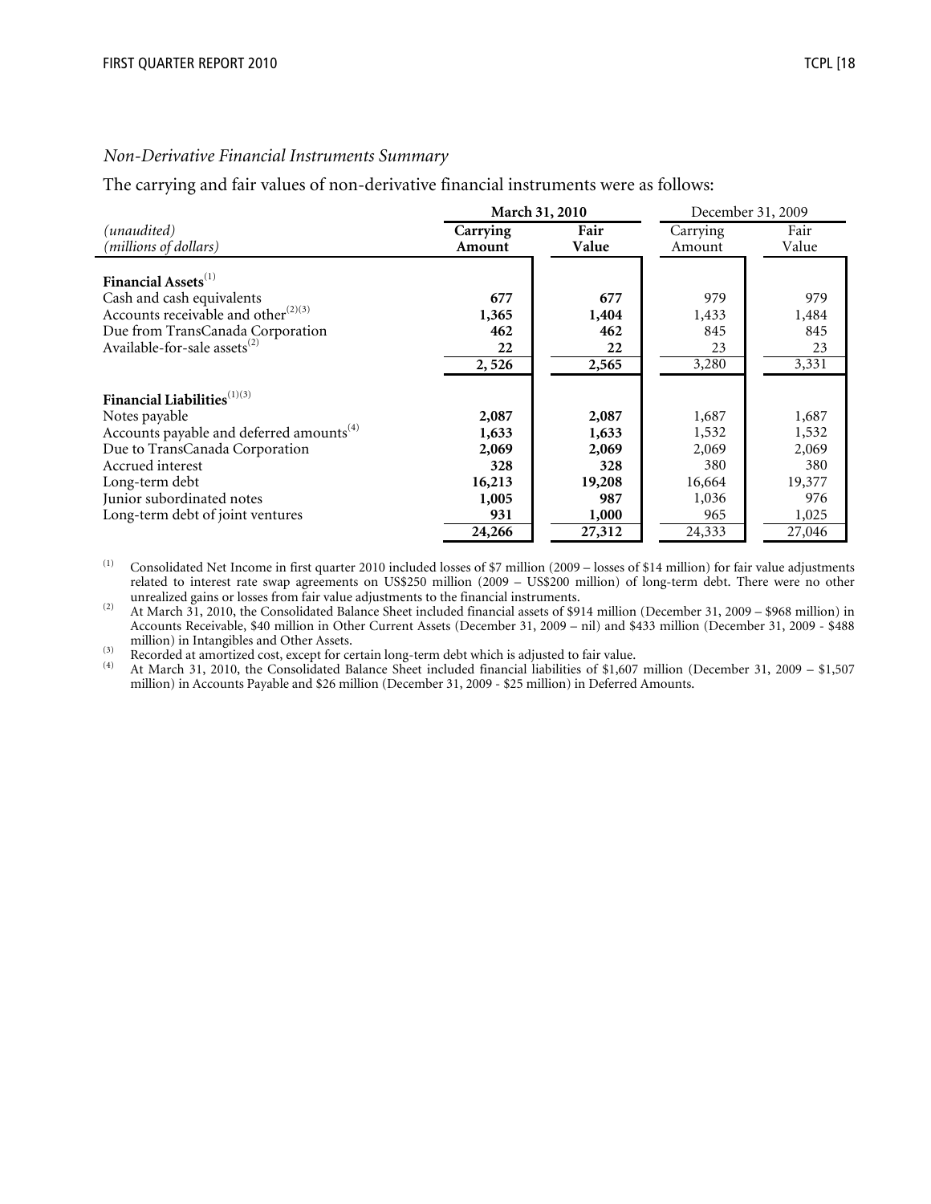*Non-Derivative Financial Instruments Summary*

The carrying and fair values of non-derivative financial instruments were as follows:

| *(unaudited)* *(millions of dollars)* | **March 31, 2010** | | December 31, 2009 | |
|---|---|---|---|---|
| | **Carrying Amount** | **Fair Value** | Carrying Amount | Fair Value |
| **Financial Assets**[1] | | | | |
| Cash and cash equivalents | **677** | **677** | 979 | 979 |
| Accounts receivable and other[2][3] | **1,365** | **1,404** | 1,433 | 1,484 |
| Due from TransCanada Corporation | **462** | **462** | 845 | 845 |
| Available-for-sale assets[2] | **22** | **22** | 23 | 23 |
| | **2, 526** | **2,565** | 3,280 | 3,331 |
| **Financial Liabilities**[1][3] | | | | |
| Notes payable | **2,087** | **2,087** | 1,687 | 1,687 |
| Accounts payable and deferred amounts[4] | **1,633** | **1,633** | 1,532 | 1,532 |
| Due to TransCanada Corporation | **2,069** | **2,069** | 2,069 | 2,069 |
| Accrued interest | **328** | **328** | 380 | 380 |
| Long-term debt | **16,213** | **19,208** | 16,664 | 19,377 |
| Junior subordinated notes | **1,005** | **987** | 1,036 | 976 |
| Long-term debt of joint ventures | **931** | **1,000** | 965 | 1,025 |
| | **24,266** | **27,312** | 24,333 | 27,046 |

(1) Consolidated Net Income in first quarter 2010 included losses of $7 million (2009 – losses of $14 million) for fair value adjustments related to interest rate swap agreements on US$250 million (2009 – US$200 million) of long-term debt. There were no other unrealized gains or losses from fair value adjustments to the financial instruments.

(2) At March 31, 2010, the Consolidated Balance Sheet included financial assets of $914 million (December 31, 2009 – $968 million) in Accounts Receivable, $40 million in Other Current Assets (December 31, 2009 – nil) and $433 million (December 31, 2009 - $488 million) in Intangibles and Other Assets.

(3) Recorded at amortized cost, except for certain long-term debt which is adjusted to fair value.

(4) At March 31, 2010, the Consolidated Balance Sheet included financial liabilities of $1,607 million (December 31, 2009 – $1,507 million) in Accounts Payable and $26 million (December 31, 2009 - $25 million) in Deferred Amounts.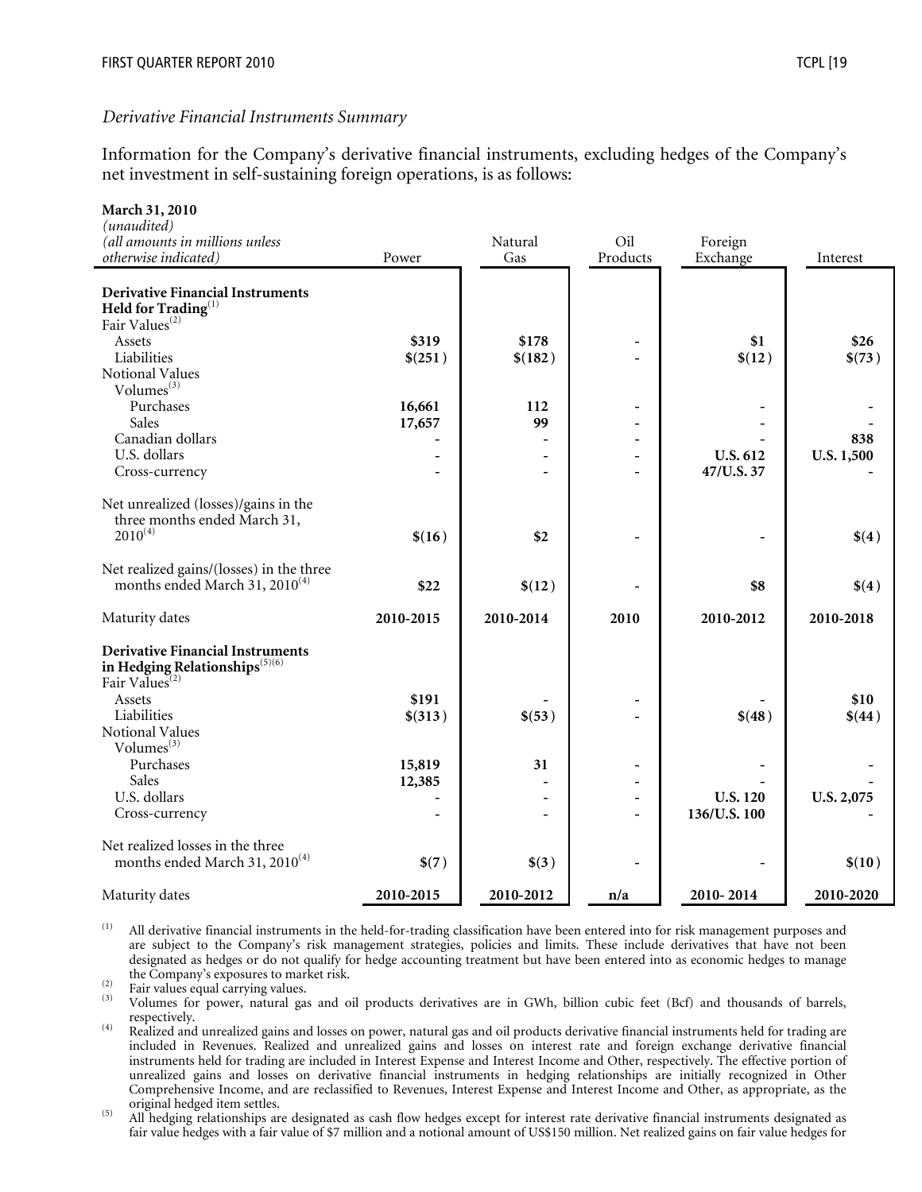*Derivative Financial Instruments Summary*

Information for the Company's derivative financial instruments, excluding hedges of the Company's net investment in self-sustaining foreign operations, is as follows:

| **March 31, 2010**<br>*(unaudited)*<br>*(all amounts in millions unless otherwise indicated)* | Power | Natural Gas | Oil Products | Foreign Exchange | Interest |
|---|---|---|---|---|---|
| **Derivative Financial Instruments Held for Trading**[(1)] | | | | | |
| Fair Values[(2)] | | | | | |
| Assets | **$319** | **$178** | - | **$1** | **$26** |
| Liabilities | **$(251)** | **$(182)** | - | **$(12)** | **$(73)** |
| Notional Values | | | | | |
| Volumes[(3)] | | | | | |
| Purchases | **16,661** | **112** | - | - | - |
| Sales | **17,657** | **99** | - | - | - |
| Canadian dollars | - | - | - | - | **838** |
| U.S. dollars | - | - | - | **U.S. 612** | **U.S. 1,500** |
| Cross-currency | - | - | - | **47/U.S. 37** | - |
| Net unrealized (losses)/gains in the three months ended March 31, 2010[(4)] | **$(16)** | **$2** | - | - | **$(4)** |
| Net realized gains/(losses) in the three months ended March 31, 2010[(4)] | **$22** | **$(12)** | - | **$8** | **$(4)** |
| Maturity dates | **2010-2015** | **2010-2014** | **2010** | **2010-2012** | **2010-2018** |
| **Derivative Financial Instruments in Hedging Relationships**[(5)(6)] | | | | | |
| Fair Values[(2)] | | | | | |
| Assets | **$191** | - | - | - | **$10** |
| Liabilities | **$(313)** | **$(53)** | - | **$(48)** | **$(44)** |
| Notional Values | | | | | |
| Volumes[(3)] | | | | | |
| Purchases | **15,819** | **31** | - | - | - |
| Sales | **12,385** | - | - | - | - |
| U.S. dollars | - | - | - | **U.S. 120** | **U.S. 2,075** |
| Cross-currency | - | - | - | **136/U.S. 100** | - |
| Net realized losses in the three months ended March 31, 2010[(4)] | **$(7)** | **$(3)** | - | - | **$(10)** |
| Maturity dates | **2010-2015** | **2010-2012** | **n/a** | **2010- 2014** | **2010-2020** |

(1) All derivative financial instruments in the held-for-trading classification have been entered into for risk management purposes and are subject to the Company's risk management strategies, policies and limits. These include derivatives that have not been designated as hedges or do not qualify for hedge accounting treatment but have been entered into as economic hedges to manage the Company's exposures to market risk.

(2) Fair values equal carrying values.

(3) Volumes for power, natural gas and oil products derivatives are in GWh, billion cubic feet (Bcf) and thousands of barrels, respectively.

(4) Realized and unrealized gains and losses on power, natural gas and oil products derivative financial instruments held for trading are included in Revenues. Realized and unrealized gains and losses on interest rate and foreign exchange derivative financial instruments held for trading are included in Interest Expense and Interest Income and Other, respectively. The effective portion of unrealized gains and losses on derivative financial instruments in hedging relationships are initially recognized in Other Comprehensive Income, and are reclassified to Revenues, Interest Expense and Interest Income and Other, as appropriate, as the original hedged item settles.

(5) All hedging relationships are designated as cash flow hedges except for interest rate derivative financial instruments designated as fair value hedges with a fair value of $7 million and a notional amount of US$150 million. Net realized gains on fair value hedges for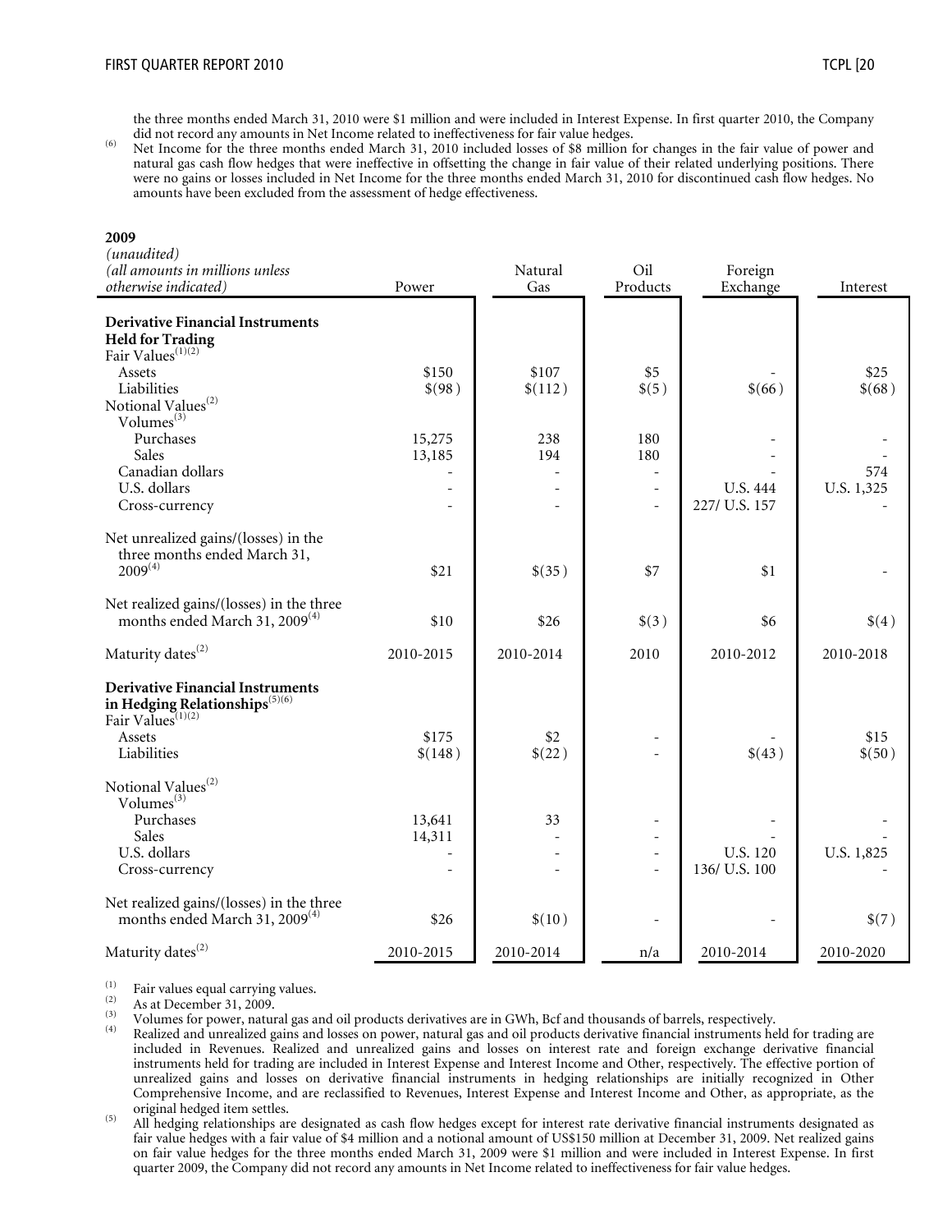the three months ended March 31, 2010 were $1 million and were included in Interest Expense. In first quarter 2010, the Company did not record any amounts in Net Income related to ineffectiveness for fair value hedges.

(6) Net Income for the three months ended March 31, 2010 included losses of $8 million for changes in the fair value of power and natural gas cash flow hedges that were ineffective in offsetting the change in fair value of their related underlying positions. There were no gains or losses included in Net Income for the three months ended March 31, 2010 for discontinued cash flow hedges. No amounts have been excluded from the assessment of hedge effectiveness.

**2009**

| *(unaudited)* *(all amounts in millions unless otherwise indicated)* | Power | Natural Gas | Oil Products | Foreign Exchange | Interest |
|---|---|---|---|---|---|
| **Derivative Financial Instruments Held for Trading** | | | | | |
| Fair Values[(1)(2)] | | | | | |
| Assets | $150 | $107 | $5 | - | $25 |
| Liabilities | $(98) | $(112) | $(5) | $(66) | $(68) |
| Notional Values[(2)] | | | | | |
| Volumes[(3)] | | | | | |
| Purchases | 15,275 | 238 | 180 | - | - |
| Sales | 13,185 | 194 | 180 | - | - |
| Canadian dollars | - | - | - | - | 574 |
| U.S. dollars | - | - | - | U.S. 444 | U.S. 1,325 |
| Cross-currency | - | - | - | 227/ U.S. 157 | - |
| Net unrealized gains/(losses) in the three months ended March 31, 2009[(4)] | $21 | $(35) | $7 | $1 | - |
| Net realized gains/(losses) in the three months ended March 31, 2009[(4)] | $10 | $26 | $(3) | $6 | $(4) |
| Maturity dates[(2)] | 2010-2015 | 2010-2014 | 2010 | 2010-2012 | 2010-2018 |
| **Derivative Financial Instruments in Hedging Relationships**[(5)(6)] | | | | | |
| Fair Values[(1)(2)] | | | | | |
| Assets | $175 | $2 | - | - | $15 |
| Liabilities | $(148) | $(22) | - | $(43) | $(50) |
| Notional Values[(2)] | | | | | |
| Volumes[(3)] | | | | | |
| Purchases | 13,641 | 33 | - | - | - |
| Sales | 14,311 | - | - | - | - |
| U.S. dollars | - | - | - | U.S. 120 | U.S. 1,825 |
| Cross-currency | - | - | - | 136/ U.S. 100 | - |
| Net realized gains/(losses) in the three months ended March 31, 2009[(4)] | $26 | $(10) | - | - | $(7) |
| Maturity dates[(2)] | 2010-2015 | 2010-2014 | n/a | 2010-2014 | 2010-2020 |

(1) Fair values equal carrying values.

(2) As at December 31, 2009.

(3) Volumes for power, natural gas and oil products derivatives are in GWh, Bcf and thousands of barrels, respectively.

(4) Realized and unrealized gains and losses on power, natural gas and oil products derivative financial instruments held for trading are included in Revenues. Realized and unrealized gains and losses on interest rate and foreign exchange derivative financial instruments held for trading are included in Interest Expense and Interest Income and Other, respectively. The effective portion of unrealized gains and losses on derivative financial instruments in hedging relationships are initially recognized in Other Comprehensive Income, and are reclassified to Revenues, Interest Expense and Interest Income and Other, as appropriate, as the original hedged item settles.

(5) All hedging relationships are designated as cash flow hedges except for interest rate derivative financial instruments designated as fair value hedges with a fair value of $4 million and a notional amount of US$150 million at December 31, 2009. Net realized gains on fair value hedges for the three months ended March 31, 2009 were $1 million and were included in Interest Expense. In first quarter 2009, the Company did not record any amounts in Net Income related to ineffectiveness for fair value hedges.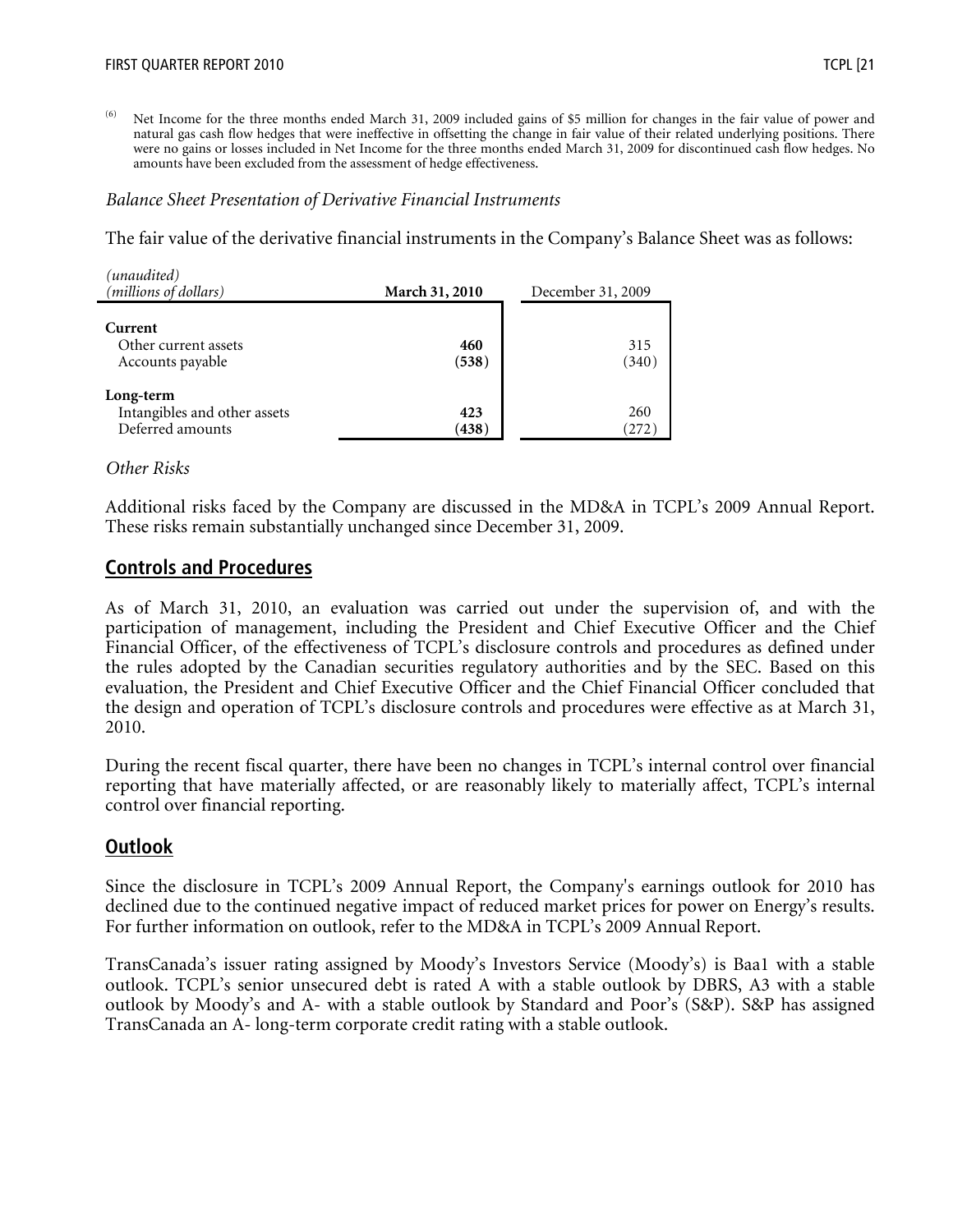(6) Net Income for the three months ended March 31, 2009 included gains of $5 million for changes in the fair value of power and natural gas cash flow hedges that were ineffective in offsetting the change in fair value of their related underlying positions. There were no gains or losses included in Net Income for the three months ended March 31, 2009 for discontinued cash flow hedges. No amounts have been excluded from the assessment of hedge effectiveness.

*Balance Sheet Presentation of Derivative Financial Instruments*

The fair value of the derivative financial instruments in the Company's Balance Sheet was as follows:

| *(unaudited)* *(millions of dollars)* | **March 31, 2010** | December 31, 2009 |
|---|---|---|
| **Current** | | |
| Other current assets | **460** | 315 |
| Accounts payable | **(538)** | (340) |
| **Long-term** | | |
| Intangibles and other assets | **423** | 260 |
| Deferred amounts | **(438)** | (272) |

*Other Risks*

Additional risks faced by the Company are discussed in the MD&A in TCPL's 2009 Annual Report. These risks remain substantially unchanged since December 31, 2009.

## Controls and Procedures

As of March 31, 2010, an evaluation was carried out under the supervision of, and with the participation of management, including the President and Chief Executive Officer and the Chief Financial Officer, of the effectiveness of TCPL's disclosure controls and procedures as defined under the rules adopted by the Canadian securities regulatory authorities and by the SEC. Based on this evaluation, the President and Chief Executive Officer and the Chief Financial Officer concluded that the design and operation of TCPL's disclosure controls and procedures were effective as at March 31, 2010.

During the recent fiscal quarter, there have been no changes in TCPL's internal control over financial reporting that have materially affected, or are reasonably likely to materially affect, TCPL's internal control over financial reporting.

## Outlook

Since the disclosure in TCPL's 2009 Annual Report, the Company's earnings outlook for 2010 has declined due to the continued negative impact of reduced market prices for power on Energy's results. For further information on outlook, refer to the MD&A in TCPL's 2009 Annual Report.

TransCanada's issuer rating assigned by Moody's Investors Service (Moody's) is Baa1 with a stable outlook. TCPL's senior unsecured debt is rated A with a stable outlook by DBRS, A3 with a stable outlook by Moody's and A- with a stable outlook by Standard and Poor's (S&P). S&P has assigned TransCanada an A- long-term corporate credit rating with a stable outlook.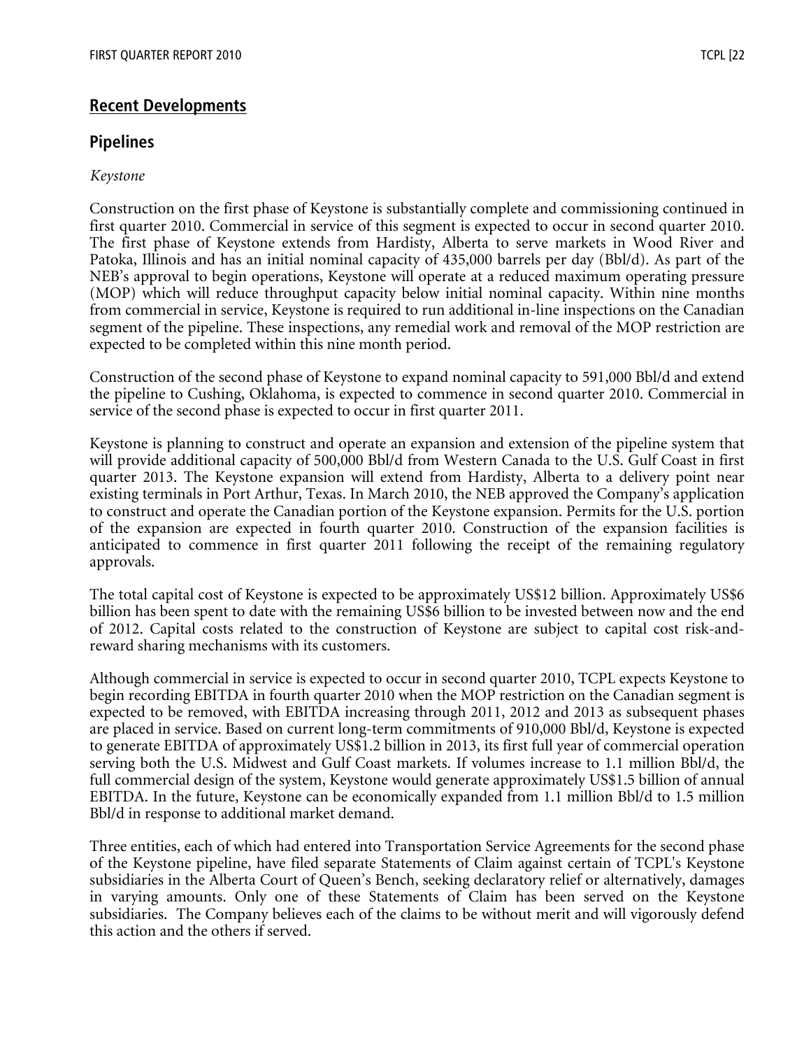## Recent Developments

### Pipelines

*Keystone*

Construction on the first phase of Keystone is substantially complete and commissioning continued in first quarter 2010. Commercial in service of this segment is expected to occur in second quarter 2010. The first phase of Keystone extends from Hardisty, Alberta to serve markets in Wood River and Patoka, Illinois and has an initial nominal capacity of 435,000 barrels per day (Bbl/d). As part of the NEB's approval to begin operations, Keystone will operate at a reduced maximum operating pressure (MOP) which will reduce throughput capacity below initial nominal capacity. Within nine months from commercial in service, Keystone is required to run additional in-line inspections on the Canadian segment of the pipeline. These inspections, any remedial work and removal of the MOP restriction are expected to be completed within this nine month period.

Construction of the second phase of Keystone to expand nominal capacity to 591,000 Bbl/d and extend the pipeline to Cushing, Oklahoma, is expected to commence in second quarter 2010. Commercial in service of the second phase is expected to occur in first quarter 2011.

Keystone is planning to construct and operate an expansion and extension of the pipeline system that will provide additional capacity of 500,000 Bbl/d from Western Canada to the U.S. Gulf Coast in first quarter 2013. The Keystone expansion will extend from Hardisty, Alberta to a delivery point near existing terminals in Port Arthur, Texas. In March 2010, the NEB approved the Company's application to construct and operate the Canadian portion of the Keystone expansion. Permits for the U.S. portion of the expansion are expected in fourth quarter 2010. Construction of the expansion facilities is anticipated to commence in first quarter 2011 following the receipt of the remaining regulatory approvals.

The total capital cost of Keystone is expected to be approximately US$12 billion. Approximately US$6 billion has been spent to date with the remaining US$6 billion to be invested between now and the end of 2012. Capital costs related to the construction of Keystone are subject to capital cost risk-and-reward sharing mechanisms with its customers.

Although commercial in service is expected to occur in second quarter 2010, TCPL expects Keystone to begin recording EBITDA in fourth quarter 2010 when the MOP restriction on the Canadian segment is expected to be removed, with EBITDA increasing through 2011, 2012 and 2013 as subsequent phases are placed in service. Based on current long-term commitments of 910,000 Bbl/d, Keystone is expected to generate EBITDA of approximately US$1.2 billion in 2013, its first full year of commercial operation serving both the U.S. Midwest and Gulf Coast markets. If volumes increase to 1.1 million Bbl/d, the full commercial design of the system, Keystone would generate approximately US$1.5 billion of annual EBITDA. In the future, Keystone can be economically expanded from 1.1 million Bbl/d to 1.5 million Bbl/d in response to additional market demand.

Three entities, each of which had entered into Transportation Service Agreements for the second phase of the Keystone pipeline, have filed separate Statements of Claim against certain of TCPL's Keystone subsidiaries in the Alberta Court of Queen's Bench, seeking declaratory relief or alternatively, damages in varying amounts. Only one of these Statements of Claim has been served on the Keystone subsidiaries. The Company believes each of the claims to be without merit and will vigorously defend this action and the others if served.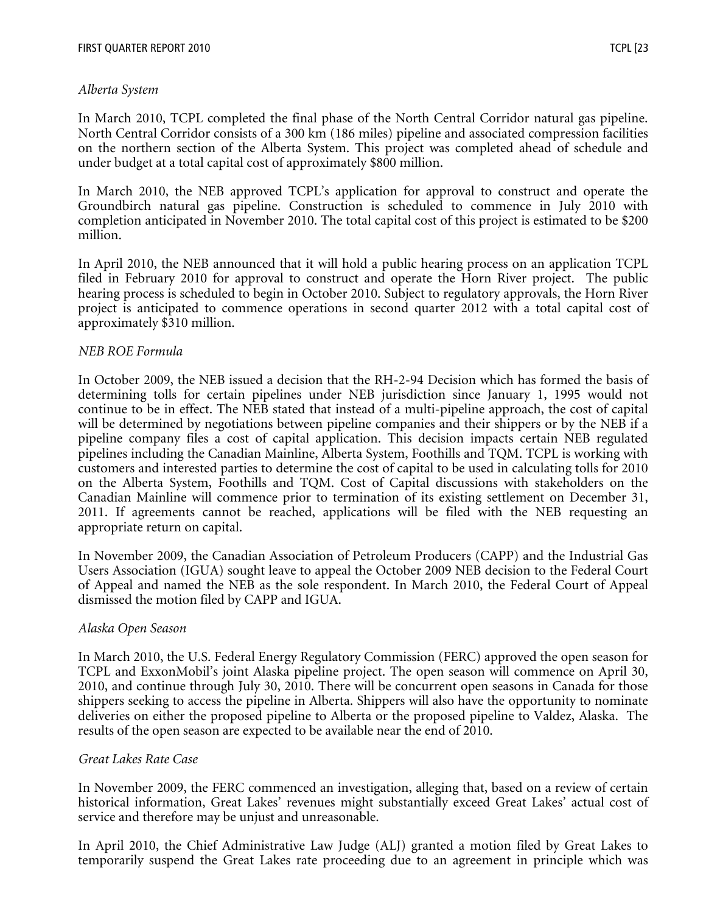*Alberta System*

In March 2010, TCPL completed the final phase of the North Central Corridor natural gas pipeline. North Central Corridor consists of a 300 km (186 miles) pipeline and associated compression facilities on the northern section of the Alberta System. This project was completed ahead of schedule and under budget at a total capital cost of approximately $800 million.

In March 2010, the NEB approved TCPL's application for approval to construct and operate the Groundbirch natural gas pipeline. Construction is scheduled to commence in July 2010 with completion anticipated in November 2010. The total capital cost of this project is estimated to be $200 million.

In April 2010, the NEB announced that it will hold a public hearing process on an application TCPL filed in February 2010 for approval to construct and operate the Horn River project. The public hearing process is scheduled to begin in October 2010. Subject to regulatory approvals, the Horn River project is anticipated to commence operations in second quarter 2012 with a total capital cost of approximately $310 million.

*NEB ROE Formula*

In October 2009, the NEB issued a decision that the RH-2-94 Decision which has formed the basis of determining tolls for certain pipelines under NEB jurisdiction since January 1, 1995 would not continue to be in effect. The NEB stated that instead of a multi-pipeline approach, the cost of capital will be determined by negotiations between pipeline companies and their shippers or by the NEB if a pipeline company files a cost of capital application. This decision impacts certain NEB regulated pipelines including the Canadian Mainline, Alberta System, Foothills and TQM. TCPL is working with customers and interested parties to determine the cost of capital to be used in calculating tolls for 2010 on the Alberta System, Foothills and TQM. Cost of Capital discussions with stakeholders on the Canadian Mainline will commence prior to termination of its existing settlement on December 31, 2011. If agreements cannot be reached, applications will be filed with the NEB requesting an appropriate return on capital.

In November 2009, the Canadian Association of Petroleum Producers (CAPP) and the Industrial Gas Users Association (IGUA) sought leave to appeal the October 2009 NEB decision to the Federal Court of Appeal and named the NEB as the sole respondent. In March 2010, the Federal Court of Appeal dismissed the motion filed by CAPP and IGUA.

*Alaska Open Season*

In March 2010, the U.S. Federal Energy Regulatory Commission (FERC) approved the open season for TCPL and ExxonMobil's joint Alaska pipeline project. The open season will commence on April 30, 2010, and continue through July 30, 2010. There will be concurrent open seasons in Canada for those shippers seeking to access the pipeline in Alberta. Shippers will also have the opportunity to nominate deliveries on either the proposed pipeline to Alberta or the proposed pipeline to Valdez, Alaska. The results of the open season are expected to be available near the end of 2010.

*Great Lakes Rate Case*

In November 2009, the FERC commenced an investigation, alleging that, based on a review of certain historical information, Great Lakes' revenues might substantially exceed Great Lakes' actual cost of service and therefore may be unjust and unreasonable.

In April 2010, the Chief Administrative Law Judge (ALJ) granted a motion filed by Great Lakes to temporarily suspend the Great Lakes rate proceeding due to an agreement in principle which was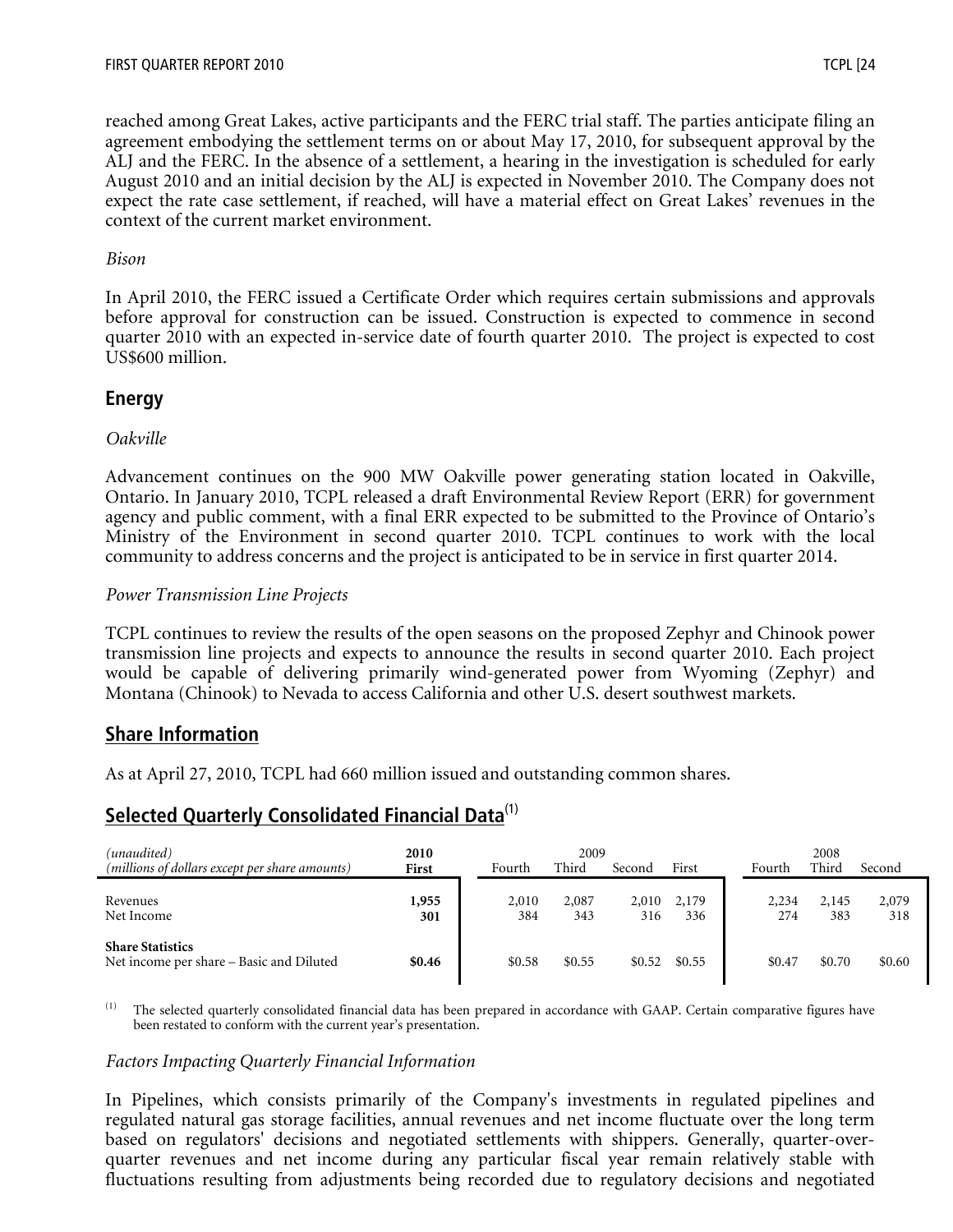reached among Great Lakes, active participants and the FERC trial staff. The parties anticipate filing an agreement embodying the settlement terms on or about May 17, 2010, for subsequent approval by the ALJ and the FERC. In the absence of a settlement, a hearing in the investigation is scheduled for early August 2010 and an initial decision by the ALJ is expected in November 2010. The Company does not expect the rate case settlement, if reached, will have a material effect on Great Lakes' revenues in the context of the current market environment.

*Bison*

In April 2010, the FERC issued a Certificate Order which requires certain submissions and approvals before approval for construction can be issued. Construction is expected to commence in second quarter 2010 with an expected in-service date of fourth quarter 2010. The project is expected to cost US$600 million.

## Energy

*Oakville*

Advancement continues on the 900 MW Oakville power generating station located in Oakville, Ontario. In January 2010, TCPL released a draft Environmental Review Report (ERR) for government agency and public comment, with a final ERR expected to be submitted to the Province of Ontario's Ministry of the Environment in second quarter 2010. TCPL continues to work with the local community to address concerns and the project is anticipated to be in service in first quarter 2014.

*Power Transmission Line Projects*

TCPL continues to review the results of the open seasons on the proposed Zephyr and Chinook power transmission line projects and expects to announce the results in second quarter 2010. Each project would be capable of delivering primarily wind-generated power from Wyoming (Zephyr) and Montana (Chinook) to Nevada to access California and other U.S. desert southwest markets.

## Share Information

As at April 27, 2010, TCPL had 660 million issued and outstanding common shares.

## Selected Quarterly Consolidated Financial Data[(1)]

| *(unaudited)* *(millions of dollars except per share amounts)* | **2010** **First** | 2009 Fourth | 2009 Third | 2009 Second | 2009 First | 2008 Fourth | 2008 Third | 2008 Second |
|---|---|---|---|---|---|---|---|---|
| Revenues | **1,955** | 2,010 | 2,087 | 2,010 | 2,179 | 2,234 | 2,145 | 2,079 |
| Net Income | **301** | 384 | 343 | 316 | 336 | 274 | 383 | 318 |
| **Share Statistics** | | | | | | | | |
| Net income per share – Basic and Diluted | **$0.46** | $0.58 | $0.55 | $0.52 | $0.55 | $0.47 | $0.70 | $0.60 |

(1) The selected quarterly consolidated financial data has been prepared in accordance with GAAP. Certain comparative figures have been restated to conform with the current year's presentation.

*Factors Impacting Quarterly Financial Information*

In Pipelines, which consists primarily of the Company's investments in regulated pipelines and regulated natural gas storage facilities, annual revenues and net income fluctuate over the long term based on regulators' decisions and negotiated settlements with shippers. Generally, quarter-over-quarter revenues and net income during any particular fiscal year remain relatively stable with fluctuations resulting from adjustments being recorded due to regulatory decisions and negotiated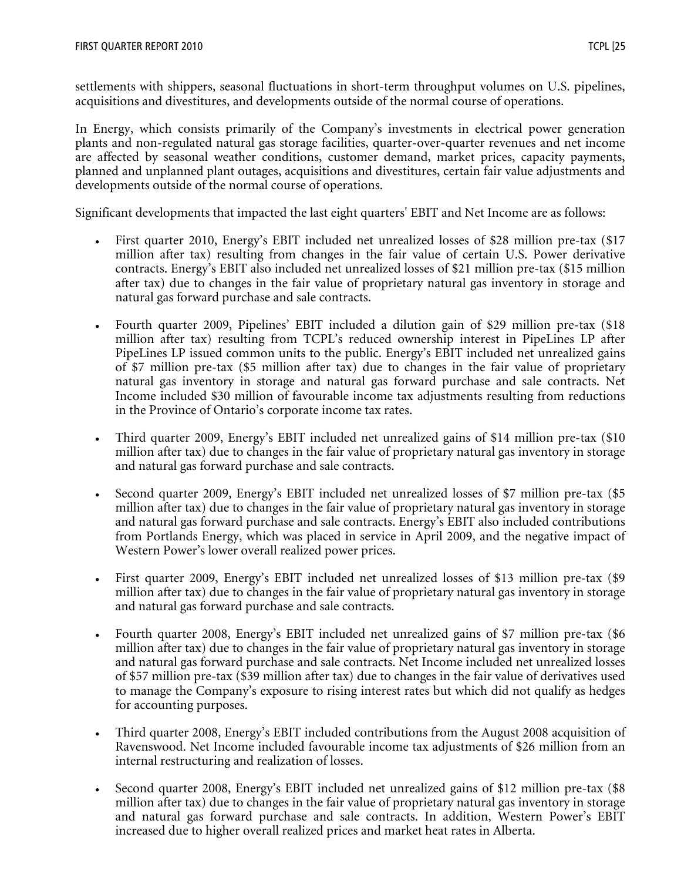settlements with shippers, seasonal fluctuations in short-term throughput volumes on U.S. pipelines, acquisitions and divestitures, and developments outside of the normal course of operations.

In Energy, which consists primarily of the Company's investments in electrical power generation plants and non-regulated natural gas storage facilities, quarter-over-quarter revenues and net income are affected by seasonal weather conditions, customer demand, market prices, capacity payments, planned and unplanned plant outages, acquisitions and divestitures, certain fair value adjustments and developments outside of the normal course of operations.

Significant developments that impacted the last eight quarters' EBIT and Net Income are as follows:

- First quarter 2010, Energy's EBIT included net unrealized losses of $28 million pre-tax ($17 million after tax) resulting from changes in the fair value of certain U.S. Power derivative contracts. Energy's EBIT also included net unrealized losses of $21 million pre-tax ($15 million after tax) due to changes in the fair value of proprietary natural gas inventory in storage and natural gas forward purchase and sale contracts.

- Fourth quarter 2009, Pipelines' EBIT included a dilution gain of $29 million pre-tax ($18 million after tax) resulting from TCPL's reduced ownership interest in PipeLines LP after PipeLines LP issued common units to the public. Energy's EBIT included net unrealized gains of $7 million pre-tax ($5 million after tax) due to changes in the fair value of proprietary natural gas inventory in storage and natural gas forward purchase and sale contracts. Net Income included $30 million of favourable income tax adjustments resulting from reductions in the Province of Ontario's corporate income tax rates.

- Third quarter 2009, Energy's EBIT included net unrealized gains of $14 million pre-tax ($10 million after tax) due to changes in the fair value of proprietary natural gas inventory in storage and natural gas forward purchase and sale contracts.

- Second quarter 2009, Energy's EBIT included net unrealized losses of $7 million pre-tax ($5 million after tax) due to changes in the fair value of proprietary natural gas inventory in storage and natural gas forward purchase and sale contracts. Energy's EBIT also included contributions from Portlands Energy, which was placed in service in April 2009, and the negative impact of Western Power's lower overall realized power prices.

- First quarter 2009, Energy's EBIT included net unrealized losses of $13 million pre-tax ($9 million after tax) due to changes in the fair value of proprietary natural gas inventory in storage and natural gas forward purchase and sale contracts.

- Fourth quarter 2008, Energy's EBIT included net unrealized gains of $7 million pre-tax ($6 million after tax) due to changes in the fair value of proprietary natural gas inventory in storage and natural gas forward purchase and sale contracts. Net Income included net unrealized losses of $57 million pre-tax ($39 million after tax) due to changes in the fair value of derivatives used to manage the Company's exposure to rising interest rates but which did not qualify as hedges for accounting purposes.

- Third quarter 2008, Energy's EBIT included contributions from the August 2008 acquisition of Ravenswood. Net Income included favourable income tax adjustments of $26 million from an internal restructuring and realization of losses.

- Second quarter 2008, Energy's EBIT included net unrealized gains of $12 million pre-tax ($8 million after tax) due to changes in the fair value of proprietary natural gas inventory in storage and natural gas forward purchase and sale contracts. In addition, Western Power's EBIT increased due to higher overall realized prices and market heat rates in Alberta.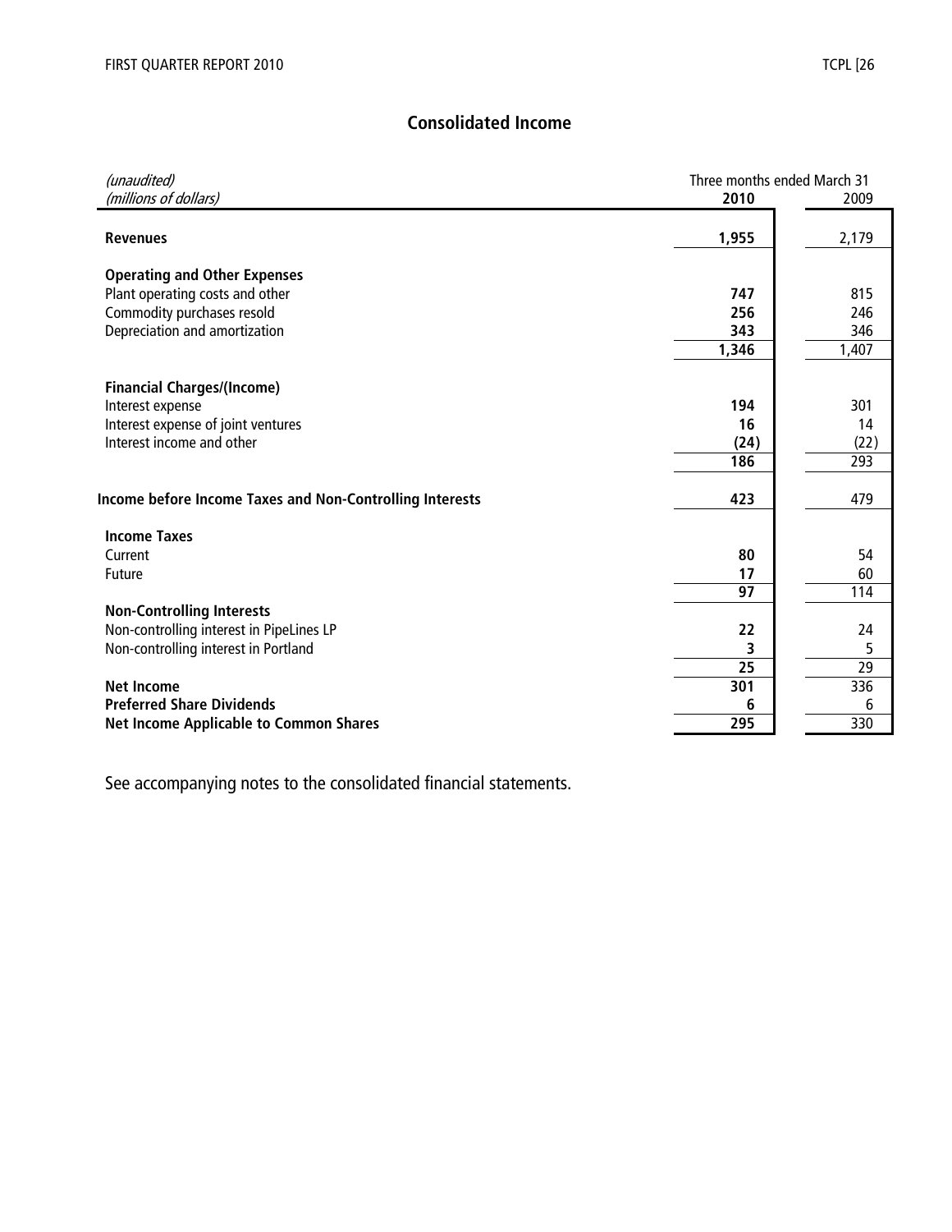## Consolidated Income

| *(unaudited)* *(millions of dollars)* | Three months ended March 31 2010 | 2009 |
|---|---|---|
| **Revenues** | **1,955** | 2,179 |
| **Operating and Other Expenses** | | |
| Plant operating costs and other | **747** | 815 |
| Commodity purchases resold | **256** | 246 |
| Depreciation and amortization | **343** | 346 |
| | **1,346** | 1,407 |
| **Financial Charges/(Income)** | | |
| Interest expense | **194** | 301 |
| Interest expense of joint ventures | **16** | 14 |
| Interest income and other | **(24)** | (22) |
| | **186** | 293 |
| **Income before Income Taxes and Non-Controlling Interests** | **423** | 479 |
| **Income Taxes** | | |
| Current | **80** | 54 |
| Future | **17** | 60 |
| | **97** | 114 |
| **Non-Controlling Interests** | | |
| Non-controlling interest in PipeLines LP | **22** | 24 |
| Non-controlling interest in Portland | **3** | 5 |
| | **25** | 29 |
| **Net Income** | **301** | 336 |
| **Preferred Share Dividends** | **6** | 6 |
| **Net Income Applicable to Common Shares** | **295** | 330 |

See accompanying notes to the consolidated financial statements.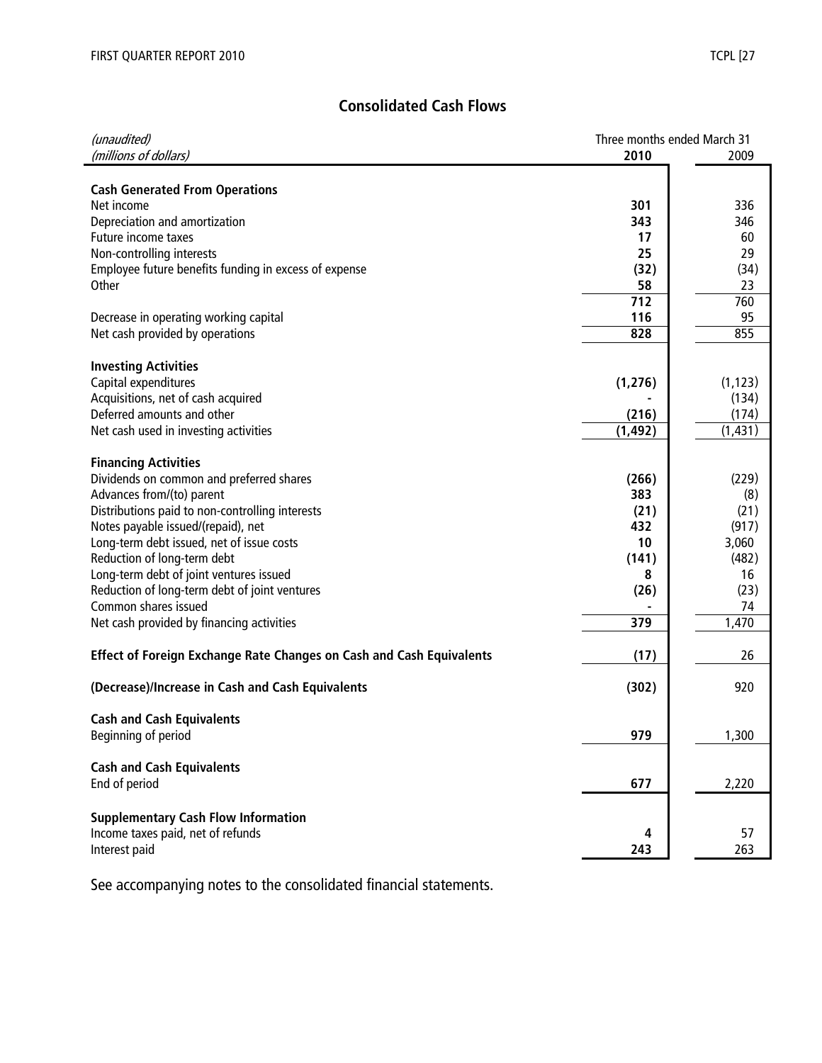## Consolidated Cash Flows

| *(unaudited)* | Three months ended March 31 | |
|---|---|---|
| *(millions of dollars)* | **2010** | 2009 |
| **Cash Generated From Operations** | | |
| Net income | **301** | 336 |
| Depreciation and amortization | **343** | 346 |
| Future income taxes | **17** | 60 |
| Non-controlling interests | **25** | 29 |
| Employee future benefits funding in excess of expense | **(32)** | (34) |
| Other | **58** | 23 |
| | **712** | 760 |
| Decrease in operating working capital | **116** | 95 |
| Net cash provided by operations | **828** | 855 |
| **Investing Activities** | | |
| Capital expenditures | **(1,276)** | (1,123) |
| Acquisitions, net of cash acquired | **-** | (134) |
| Deferred amounts and other | **(216)** | (174) |
| Net cash used in investing activities | **(1,492)** | (1,431) |
| **Financing Activities** | | |
| Dividends on common and preferred shares | **(266)** | (229) |
| Advances from/(to) parent | **383** | (8) |
| Distributions paid to non-controlling interests | **(21)** | (21) |
| Notes payable issued/(repaid), net | **432** | (917) |
| Long-term debt issued, net of issue costs | **10** | 3,060 |
| Reduction of long-term debt | **(141)** | (482) |
| Long-term debt of joint ventures issued | **8** | 16 |
| Reduction of long-term debt of joint ventures | **(26)** | (23) |
| Common shares issued | **-** | 74 |
| Net cash provided by financing activities | **379** | 1,470 |
| **Effect of Foreign Exchange Rate Changes on Cash and Cash Equivalents** | **(17)** | 26 |
| **(Decrease)/Increase in Cash and Cash Equivalents** | **(302)** | 920 |
| **Cash and Cash Equivalents** | | |
| Beginning of period | **979** | 1,300 |
| **Cash and Cash Equivalents** | | |
| End of period | **677** | 2,220 |
| **Supplementary Cash Flow Information** | | |
| Income taxes paid, net of refunds | **4** | 57 |
| Interest paid | **243** | 263 |

See accompanying notes to the consolidated financial statements.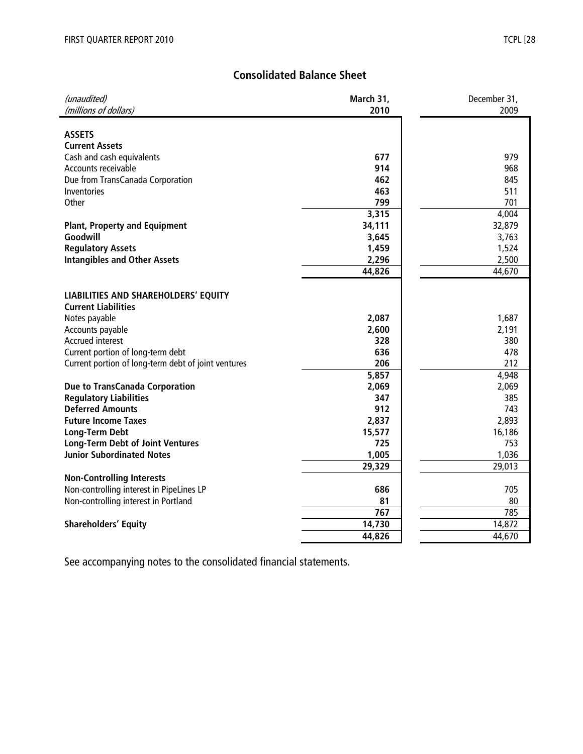## Consolidated Balance Sheet

| *(unaudited)* *(millions of dollars)* | **March 31, 2010** | December 31, 2009 |
|---|---|---|
| **ASSETS** | | |
| **Current Assets** | | |
| Cash and cash equivalents | **677** | 979 |
| Accounts receivable | **914** | 968 |
| Due from TransCanada Corporation | **462** | 845 |
| Inventories | **463** | 511 |
| Other | **799** | 701 |
| | **3,315** | 4,004 |
| **Plant, Property and Equipment** | **34,111** | 32,879 |
| **Goodwill** | **3,645** | 3,763 |
| **Regulatory Assets** | **1,459** | 1,524 |
| **Intangibles and Other Assets** | **2,296** | 2,500 |
| | **44,826** | 44,670 |
| **LIABILITIES AND SHAREHOLDERS' EQUITY** | | |
| **Current Liabilities** | | |
| Notes payable | **2,087** | 1,687 |
| Accounts payable | **2,600** | 2,191 |
| Accrued interest | **328** | 380 |
| Current portion of long-term debt | **636** | 478 |
| Current portion of long-term debt of joint ventures | **206** | 212 |
| | **5,857** | 4,948 |
| **Due to TransCanada Corporation** | **2,069** | 2,069 |
| **Regulatory Liabilities** | **347** | 385 |
| **Deferred Amounts** | **912** | 743 |
| **Future Income Taxes** | **2,837** | 2,893 |
| **Long-Term Debt** | **15,577** | 16,186 |
| **Long-Term Debt of Joint Ventures** | **725** | 753 |
| **Junior Subordinated Notes** | **1,005** | 1,036 |
| | **29,329** | 29,013 |
| **Non-Controlling Interests** | | |
| Non-controlling interest in PipeLines LP | **686** | 705 |
| Non-controlling interest in Portland | **81** | 80 |
| | **767** | 785 |
| **Shareholders' Equity** | **14,730** | 14,872 |
| | **44,826** | 44,670 |

See accompanying notes to the consolidated financial statements.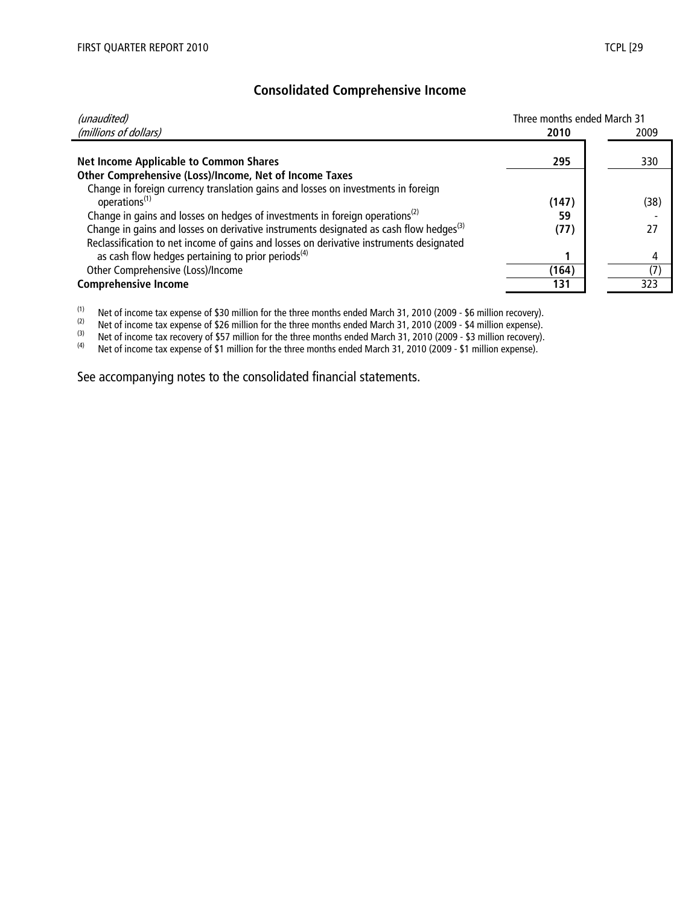## Consolidated Comprehensive Income

| *(unaudited)* *(millions of dollars)* | Three months ended March 31 **2010** | 2009 |
|---|---|---|
| **Net Income Applicable to Common Shares** | **295** | 330 |
| **Other Comprehensive (Loss)/Income, Net of Income Taxes** | | |
| Change in foreign currency translation gains and losses on investments in foreign operations[(1)] | **(147)** | (38) |
| Change in gains and losses on hedges of investments in foreign operations[(2)] | **59** | - |
| Change in gains and losses on derivative instruments designated as cash flow hedges[(3)] | **(77)** | 27 |
| Reclassification to net income of gains and losses on derivative instruments designated as cash flow hedges pertaining to prior periods[(4)] | **1** | 4 |
| Other Comprehensive (Loss)/Income | **(164)** | (7) |
| **Comprehensive Income** | **131** | 323 |

(1) Net of income tax expense of $30 million for the three months ended March 31, 2010 (2009 - $6 million recovery).
(2) Net of income tax expense of $26 million for the three months ended March 31, 2010 (2009 - $4 million expense).
(3) Net of income tax recovery of $57 million for the three months ended March 31, 2010 (2009 - $3 million recovery).
(4) Net of income tax expense of $1 million for the three months ended March 31, 2010 (2009 - $1 million expense).

See accompanying notes to the consolidated financial statements.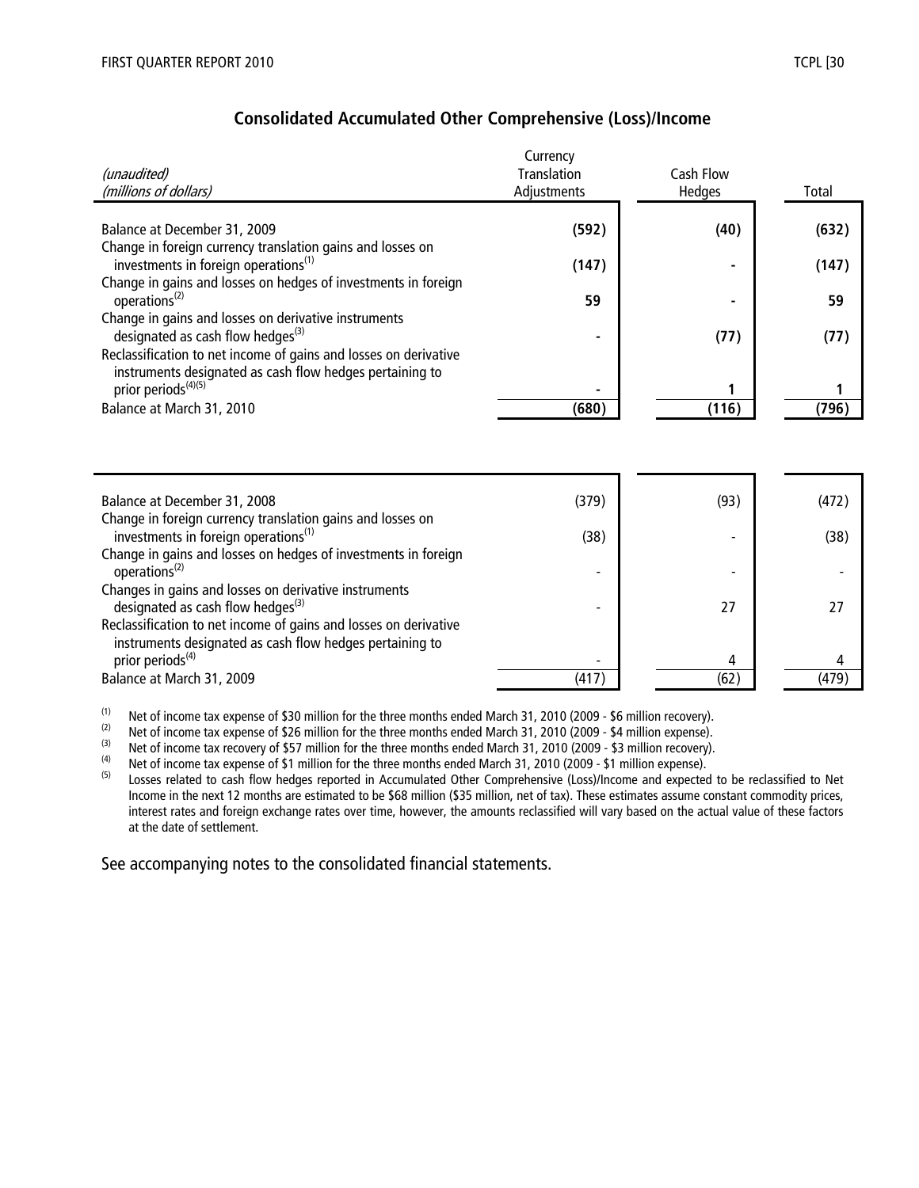## Consolidated Accumulated Other Comprehensive (Loss)/Income

| *(unaudited)* *(millions of dollars)* | Currency Translation Adjustments | Cash Flow Hedges | Total |
|---|---|---|---|
| **Balance at December 31, 2009** | **(592)** | **(40)** | **(632)** |
| Change in foreign currency translation gains and losses on investments in foreign operations[(1)] | **(147)** | **-** | **(147)** |
| Change in gains and losses on hedges of investments in foreign operations[(2)] | **59** | **-** | **59** |
| Change in gains and losses on derivative instruments designated as cash flow hedges[(3)] | **-** | **(77)** | **(77)** |
| Reclassification to net income of gains and losses on derivative instruments designated as cash flow hedges pertaining to prior periods[(4)(5)] | **-** | **1** | **1** |
| Balance at March 31, 2010 | **(680)** | **(116)** | **(796)** |
| | | | |
| Balance at December 31, 2008 | (379) | (93) | (472) |
| Change in foreign currency translation gains and losses on investments in foreign operations[(1)] | (38) | - | (38) |
| Change in gains and losses on hedges of investments in foreign operations[(2)] | - | - | - |
| Changes in gains and losses on derivative instruments designated as cash flow hedges[(3)] | - | 27 | 27 |
| Reclassification to net income of gains and losses on derivative instruments designated as cash flow hedges pertaining to prior periods[(4)] | - | 4 | 4 |
| Balance at March 31, 2009 | (417) | (62) | (479) |

(1) Net of income tax expense of $30 million for the three months ended March 31, 2010 (2009 - $6 million recovery).

(2) Net of income tax expense of $26 million for the three months ended March 31, 2010 (2009 - $4 million expense).

(3) Net of income tax recovery of $57 million for the three months ended March 31, 2010 (2009 - $3 million recovery).

(4) Net of income tax expense of $1 million for the three months ended March 31, 2010 (2009 - $1 million expense).

(5) Losses related to cash flow hedges reported in Accumulated Other Comprehensive (Loss)/Income and expected to be reclassified to Net Income in the next 12 months are estimated to be $68 million ($35 million, net of tax). These estimates assume constant commodity prices, interest rates and foreign exchange rates over time, however, the amounts reclassified will vary based on the actual value of these factors at the date of settlement.

See accompanying notes to the consolidated financial statements.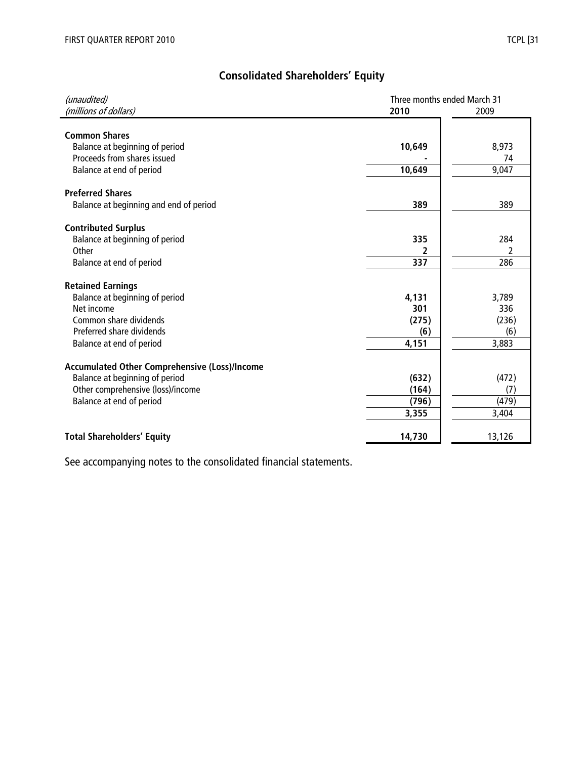## Consolidated Shareholders' Equity

| *(unaudited)* | Three months ended March 31 | |
|---|---|---|
| *(millions of dollars)* | **2010** | 2009 |
| **Common Shares** | | |
| Balance at beginning of period | **10,649** | 8,973 |
| Proceeds from shares issued | **-** | 74 |
| Balance at end of period | **10,649** | 9,047 |
| **Preferred Shares** | | |
| Balance at beginning and end of period | **389** | 389 |
| **Contributed Surplus** | | |
| Balance at beginning of period | **335** | 284 |
| Other | **2** | 2 |
| Balance at end of period | **337** | 286 |
| **Retained Earnings** | | |
| Balance at beginning of period | **4,131** | 3,789 |
| Net income | **301** | 336 |
| Common share dividends | **(275)** | (236) |
| Preferred share dividends | **(6)** | (6) |
| Balance at end of period | **4,151** | 3,883 |
| **Accumulated Other Comprehensive (Loss)/Income** | | |
| Balance at beginning of period | **(632)** | (472) |
| Other comprehensive (loss)/income | **(164)** | (7) |
| Balance at end of period | **(796)** | (479) |
| | **3,355** | 3,404 |
| **Total Shareholders' Equity** | **14,730** | 13,126 |

See accompanying notes to the consolidated financial statements.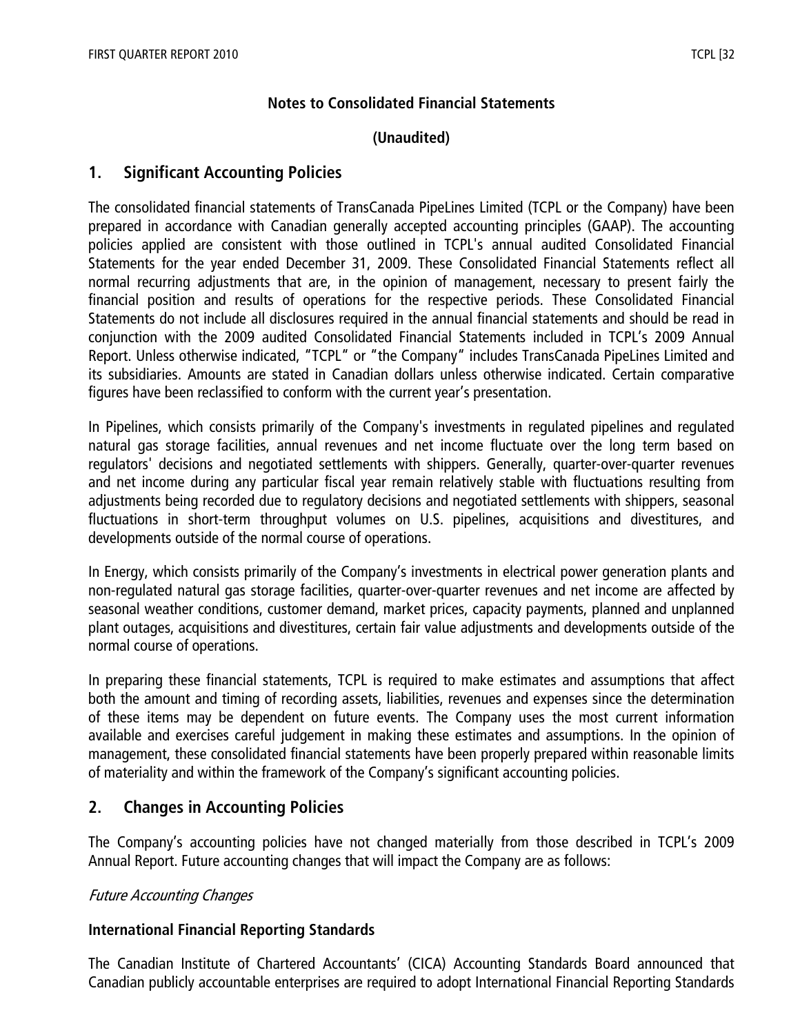## Notes to Consolidated Financial Statements

**(Unaudited)**

## 1. Significant Accounting Policies

The consolidated financial statements of TransCanada PipeLines Limited (TCPL or the Company) have been prepared in accordance with Canadian generally accepted accounting principles (GAAP). The accounting policies applied are consistent with those outlined in TCPL's annual audited Consolidated Financial Statements for the year ended December 31, 2009. These Consolidated Financial Statements reflect all normal recurring adjustments that are, in the opinion of management, necessary to present fairly the financial position and results of operations for the respective periods. These Consolidated Financial Statements do not include all disclosures required in the annual financial statements and should be read in conjunction with the 2009 audited Consolidated Financial Statements included in TCPL's 2009 Annual Report. Unless otherwise indicated, "TCPL" or "the Company" includes TransCanada PipeLines Limited and its subsidiaries. Amounts are stated in Canadian dollars unless otherwise indicated. Certain comparative figures have been reclassified to conform with the current year's presentation.

In Pipelines, which consists primarily of the Company's investments in regulated pipelines and regulated natural gas storage facilities, annual revenues and net income fluctuate over the long term based on regulators' decisions and negotiated settlements with shippers. Generally, quarter-over-quarter revenues and net income during any particular fiscal year remain relatively stable with fluctuations resulting from adjustments being recorded due to regulatory decisions and negotiated settlements with shippers, seasonal fluctuations in short-term throughput volumes on U.S. pipelines, acquisitions and divestitures, and developments outside of the normal course of operations.

In Energy, which consists primarily of the Company's investments in electrical power generation plants and non-regulated natural gas storage facilities, quarter-over-quarter revenues and net income are affected by seasonal weather conditions, customer demand, market prices, capacity payments, planned and unplanned plant outages, acquisitions and divestitures, certain fair value adjustments and developments outside of the normal course of operations.

In preparing these financial statements, TCPL is required to make estimates and assumptions that affect both the amount and timing of recording assets, liabilities, revenues and expenses since the determination of these items may be dependent on future events. The Company uses the most current information available and exercises careful judgement in making these estimates and assumptions. In the opinion of management, these consolidated financial statements have been properly prepared within reasonable limits of materiality and within the framework of the Company's significant accounting policies.

## 2. Changes in Accounting Policies

The Company's accounting policies have not changed materially from those described in TCPL's 2009 Annual Report. Future accounting changes that will impact the Company are as follows:

*Future Accounting Changes*

**International Financial Reporting Standards**

The Canadian Institute of Chartered Accountants' (CICA) Accounting Standards Board announced that Canadian publicly accountable enterprises are required to adopt International Financial Reporting Standards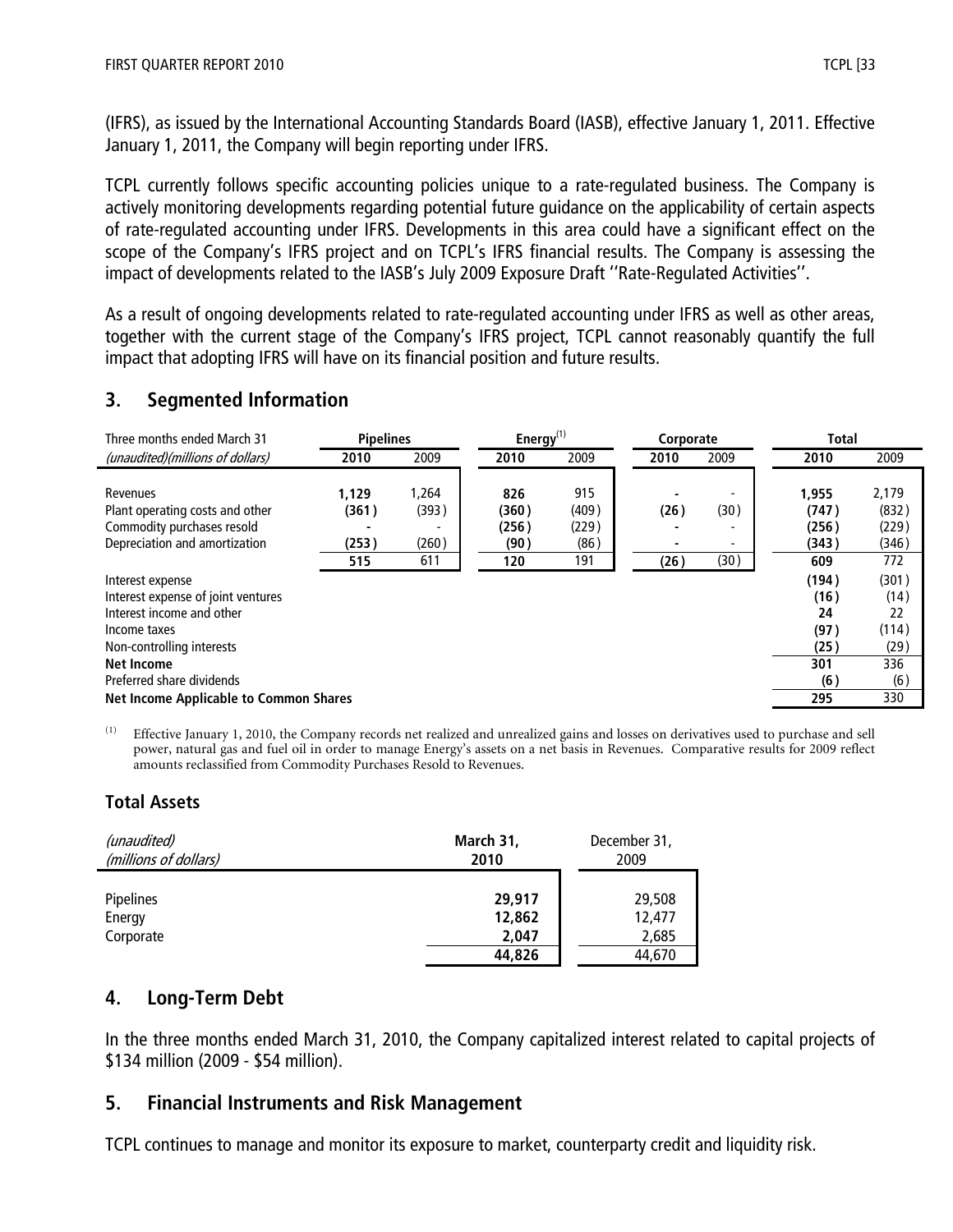(IFRS), as issued by the International Accounting Standards Board (IASB), effective January 1, 2011. Effective January 1, 2011, the Company will begin reporting under IFRS.

TCPL currently follows specific accounting policies unique to a rate-regulated business. The Company is actively monitoring developments regarding potential future guidance on the applicability of certain aspects of rate-regulated accounting under IFRS. Developments in this area could have a significant effect on the scope of the Company's IFRS project and on TCPL's IFRS financial results. The Company is assessing the impact of developments related to the IASB's July 2009 Exposure Draft ''Rate-Regulated Activities''.

As a result of ongoing developments related to rate-regulated accounting under IFRS as well as other areas, together with the current stage of the Company's IFRS project, TCPL cannot reasonably quantify the full impact that adopting IFRS will have on its financial position and future results.

## 3. Segmented Information

| Three months ended March 31 | Pipelines | | Energy[1] | | Corporate | | Total | |
|---|---|---|---|---|---|---|---|---|
| *(unaudited)(millions of dollars)* | **2010** | 2009 | **2010** | 2009 | **2010** | 2009 | **2010** | 2009 |
| Revenues | **1,129** | 1,264 | **826** | 915 | **-** | - | **1,955** | 2,179 |
| Plant operating costs and other | **(361)** | (393) | **(360)** | (409) | **(26)** | (30) | **(747)** | (832) |
| Commodity purchases resold | **-** | - | **(256)** | (229) | **-** | - | **(256)** | (229) |
| Depreciation and amortization | **(253)** | (260) | **(90)** | (86) | **-** | - | **(343)** | (346) |
| | **515** | 611 | **120** | 191 | **(26)** | (30) | **609** | 772 |
| Interest expense | | | | | | | **(194)** | (301) |
| Interest expense of joint ventures | | | | | | | **(16)** | (14) |
| Interest income and other | | | | | | | **24** | 22 |
| Income taxes | | | | | | | **(97)** | (114) |
| Non-controlling interests | | | | | | | **(25)** | (29) |
| **Net Income** | | | | | | | **301** | 336 |
| Preferred share dividends | | | | | | | **(6)** | (6) |
| **Net Income Applicable to Common Shares** | | | | | | | **295** | 330 |

[1] Effective January 1, 2010, the Company records net realized and unrealized gains and losses on derivatives used to purchase and sell power, natural gas and fuel oil in order to manage Energy's assets on a net basis in Revenues. Comparative results for 2009 reflect amounts reclassified from Commodity Purchases Resold to Revenues.

### Total Assets

| *(unaudited)* *(millions of dollars)* | **March 31, 2010** | December 31, 2009 |
|---|---|---|
| Pipelines | **29,917** | 29,508 |
| Energy | **12,862** | 12,477 |
| Corporate | **2,047** | 2,685 |
| | **44,826** | 44,670 |

## 4. Long-Term Debt

In the three months ended March 31, 2010, the Company capitalized interest related to capital projects of \$134 million (2009 - \$54 million).

## 5. Financial Instruments and Risk Management

TCPL continues to manage and monitor its exposure to market, counterparty credit and liquidity risk.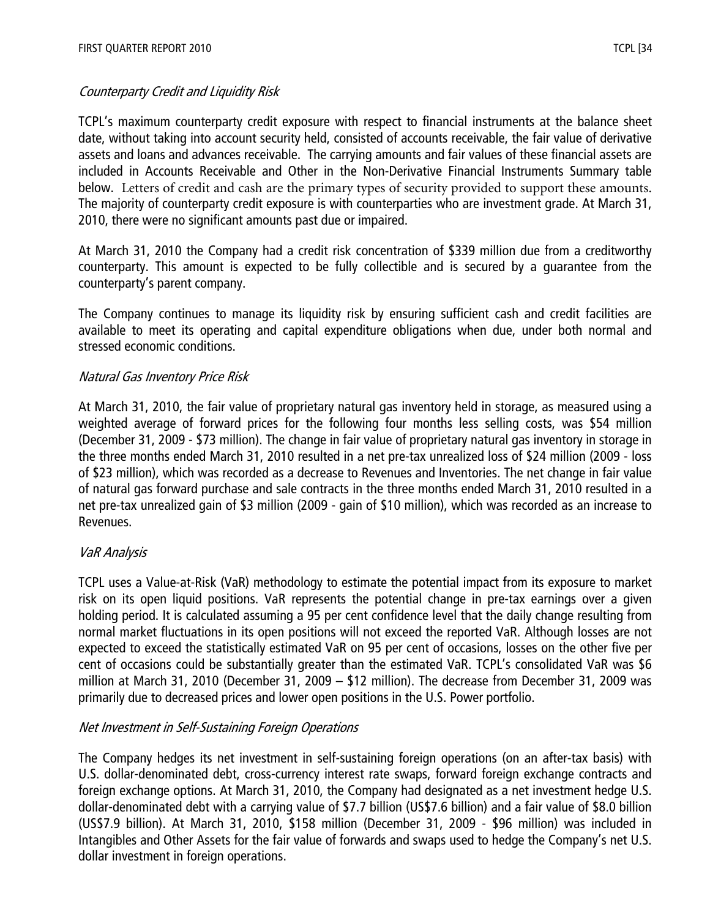*Counterparty Credit and Liquidity Risk*

TCPL's maximum counterparty credit exposure with respect to financial instruments at the balance sheet date, without taking into account security held, consisted of accounts receivable, the fair value of derivative assets and loans and advances receivable. The carrying amounts and fair values of these financial assets are included in Accounts Receivable and Other in the Non-Derivative Financial Instruments Summary table below. Letters of credit and cash are the primary types of security provided to support these amounts. The majority of counterparty credit exposure is with counterparties who are investment grade. At March 31, 2010, there were no significant amounts past due or impaired.

At March 31, 2010 the Company had a credit risk concentration of $339 million due from a creditworthy counterparty. This amount is expected to be fully collectible and is secured by a guarantee from the counterparty's parent company.

The Company continues to manage its liquidity risk by ensuring sufficient cash and credit facilities are available to meet its operating and capital expenditure obligations when due, under both normal and stressed economic conditions.

*Natural Gas Inventory Price Risk*

At March 31, 2010, the fair value of proprietary natural gas inventory held in storage, as measured using a weighted average of forward prices for the following four months less selling costs, was $54 million (December 31, 2009 - $73 million). The change in fair value of proprietary natural gas inventory in storage in the three months ended March 31, 2010 resulted in a net pre-tax unrealized loss of $24 million (2009 - loss of $23 million), which was recorded as a decrease to Revenues and Inventories. The net change in fair value of natural gas forward purchase and sale contracts in the three months ended March 31, 2010 resulted in a net pre-tax unrealized gain of $3 million (2009 - gain of $10 million), which was recorded as an increase to Revenues.

*VaR Analysis*

TCPL uses a Value-at-Risk (VaR) methodology to estimate the potential impact from its exposure to market risk on its open liquid positions. VaR represents the potential change in pre-tax earnings over a given holding period. It is calculated assuming a 95 per cent confidence level that the daily change resulting from normal market fluctuations in its open positions will not exceed the reported VaR. Although losses are not expected to exceed the statistically estimated VaR on 95 per cent of occasions, losses on the other five per cent of occasions could be substantially greater than the estimated VaR. TCPL's consolidated VaR was $6 million at March 31, 2010 (December 31, 2009 – $12 million). The decrease from December 31, 2009 was primarily due to decreased prices and lower open positions in the U.S. Power portfolio.

*Net Investment in Self-Sustaining Foreign Operations*

The Company hedges its net investment in self-sustaining foreign operations (on an after-tax basis) with U.S. dollar-denominated debt, cross-currency interest rate swaps, forward foreign exchange contracts and foreign exchange options. At March 31, 2010, the Company had designated as a net investment hedge U.S. dollar-denominated debt with a carrying value of $7.7 billion (US$7.6 billion) and a fair value of $8.0 billion (US$7.9 billion). At March 31, 2010, $158 million (December 31, 2009 - $96 million) was included in Intangibles and Other Assets for the fair value of forwards and swaps used to hedge the Company's net U.S. dollar investment in foreign operations.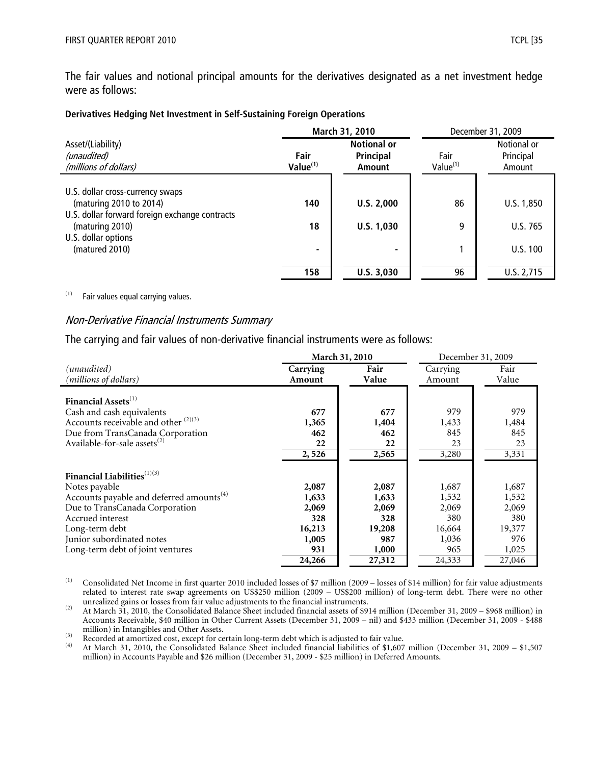The fair values and notional principal amounts for the derivatives designated as a net investment hedge were as follows:

**Derivatives Hedging Net Investment in Self-Sustaining Foreign Operations**

| Asset/(Liability) *(unaudited)* *(millions of dollars)* | **March 31, 2010** | | December 31, 2009 | |
|---|---|---|---|---|
| | **Fair Value[(1)]** | **Notional or Principal Amount** | Fair Value[(1)] | Notional or Principal Amount |
| U.S. dollar cross-currency swaps (maturing 2010 to 2014) | **140** | **U.S. 2,000** | 86 | U.S. 1,850 |
| U.S. dollar forward foreign exchange contracts (maturing 2010) | **18** | **U.S. 1,030** | 9 | U.S. 765 |
| U.S. dollar options (matured 2010) | **-** | **-** | 1 | U.S. 100 |
| | **158** | **U.S. 3,030** | 96 | U.S. 2,715 |

(1) Fair values equal carrying values.

### *Non-Derivative Financial Instruments Summary*

The carrying and fair values of non-derivative financial instruments were as follows:

| *(unaudited)* *(millions of dollars)* | **March 31, 2010** | | December 31, 2009 | |
|---|---|---|---|---|
| | **Carrying Amount** | **Fair Value** | Carrying Amount | Fair Value |
| **Financial Assets**[(1)] | | | | |
| Cash and cash equivalents | **677** | **677** | 979 | 979 |
| Accounts receivable and other [(2)(3)] | **1,365** | **1,404** | 1,433 | 1,484 |
| Due from TransCanada Corporation | **462** | **462** | 845 | 845 |
| Available-for-sale assets[(2)] | **22** | **22** | 23 | 23 |
| | **2, 526** | **2,565** | 3,280 | 3,331 |
| **Financial Liabilities**[(1)(3)] | | | | |
| Notes payable | **2,087** | **2,087** | 1,687 | 1,687 |
| Accounts payable and deferred amounts[(4)] | **1,633** | **1,633** | 1,532 | 1,532 |
| Due to TransCanada Corporation | **2,069** | **2,069** | 2,069 | 2,069 |
| Accrued interest | **328** | **328** | 380 | 380 |
| Long-term debt | **16,213** | **19,208** | 16,664 | 19,377 |
| Junior subordinated notes | **1,005** | **987** | 1,036 | 976 |
| Long-term debt of joint ventures | **931** | **1,000** | 965 | 1,025 |
| | **24,266** | **27,312** | 24,333 | 27,046 |

(1) Consolidated Net Income in first quarter 2010 included losses of $7 million (2009 – losses of $14 million) for fair value adjustments related to interest rate swap agreements on US$250 million (2009 – US$200 million) of long-term debt. There were no other unrealized gains or losses from fair value adjustments to the financial instruments.

(2) At March 31, 2010, the Consolidated Balance Sheet included financial assets of $914 million (December 31, 2009 – $968 million) in Accounts Receivable, $40 million in Other Current Assets (December 31, 2009 – nil) and $433 million (December 31, 2009 - $488 million) in Intangibles and Other Assets.

(3) Recorded at amortized cost, except for certain long-term debt which is adjusted to fair value.

(4) At March 31, 2010, the Consolidated Balance Sheet included financial liabilities of $1,607 million (December 31, 2009 – $1,507 million) in Accounts Payable and $26 million (December 31, 2009 - $25 million) in Deferred Amounts.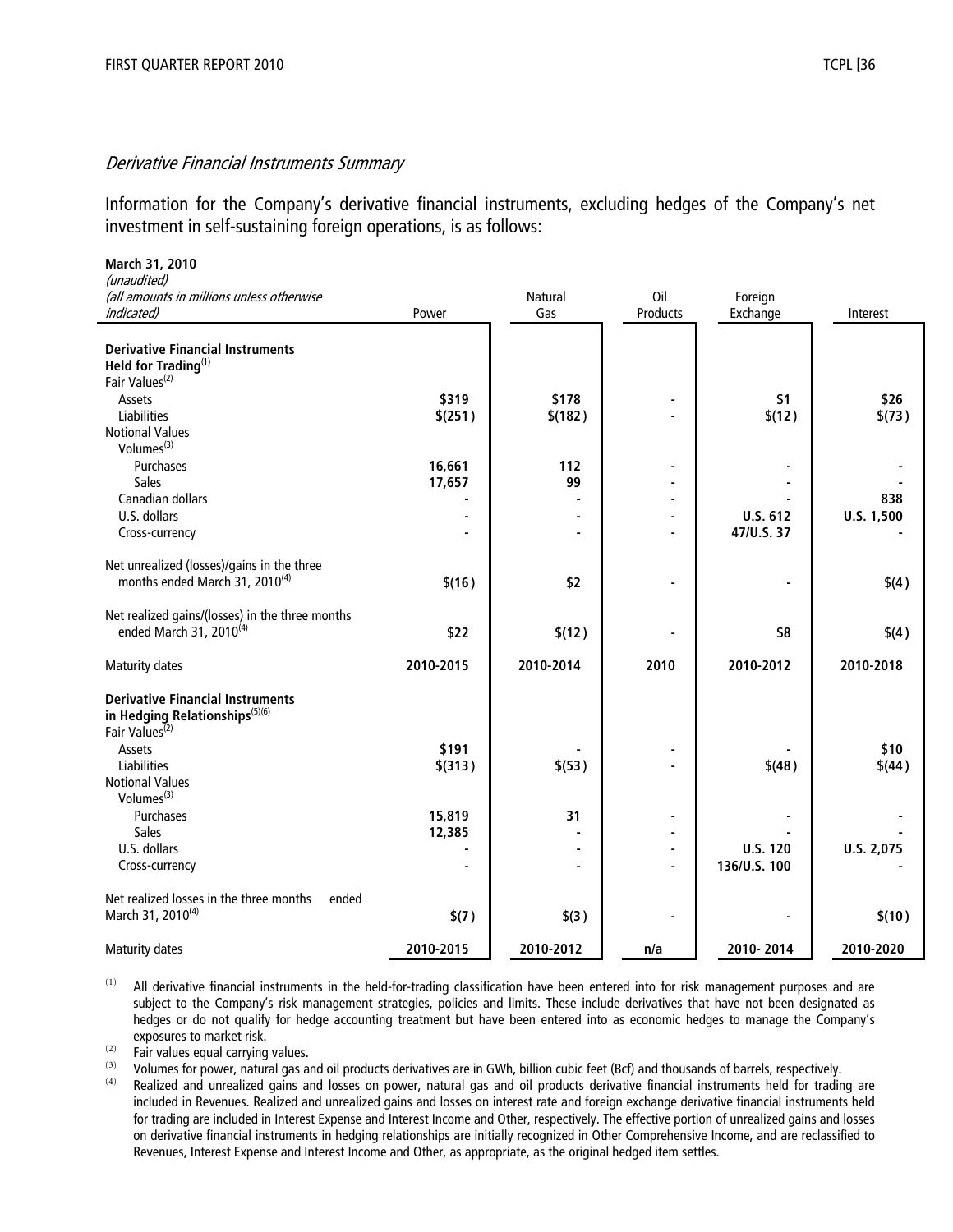### *Derivative Financial Instruments Summary*

Information for the Company's derivative financial instruments, excluding hedges of the Company's net investment in self-sustaining foreign operations, is as follows:

**March 31, 2010**
*(unaudited)*
*(all amounts in millions unless otherwise indicated)*

| | Power | Natural Gas | Oil Products | Foreign Exchange | Interest |
|---|---|---|---|---|---|
| **Derivative Financial Instruments Held for Trading**[1] | | | | | |
| Fair Values[2] | | | | | |
| Assets | **\$319** | **\$178** | **-** | **\$1** | **\$26** |
| Liabilities | **\$(251)** | **\$(182)** | **-** | **\$(12)** | **\$(73)** |
| Notional Values | | | | | |
| Volumes[3] | | | | | |
| Purchases | **16,661** | **112** | **-** | **-** | **-** |
| Sales | **17,657** | **99** | **-** | **-** | **-** |
| Canadian dollars | **-** | **-** | **-** | **-** | **838** |
| U.S. dollars | **-** | **-** | **-** | **U.S. 612** | **U.S. 1,500** |
| Cross-currency | **-** | **-** | **-** | **47/U.S. 37** | **-** |
| Net unrealized (losses)/gains in the three months ended March 31, 2010[4] | **\$(16)** | **\$2** | **-** | **-** | **\$(4)** |
| Net realized gains/(losses) in the three months ended March 31, 2010[4] | **\$22** | **\$(12)** | **-** | **\$8** | **\$(4)** |
| Maturity dates | **2010-2015** | **2010-2014** | **2010** | **2010-2012** | **2010-2018** |
| **Derivative Financial Instruments in Hedging Relationships**[5][6] | | | | | |
| Fair Values[2] | | | | | |
| Assets | **\$191** | **-** | **-** | **-** | **\$10** |
| Liabilities | **\$(313)** | **\$(53)** | **-** | **\$(48)** | **\$(44)** |
| Notional Values | | | | | |
| Volumes[3] | | | | | |
| Purchases | **15,819** | **31** | **-** | **-** | **-** |
| Sales | **12,385** | **-** | **-** | **-** | **-** |
| U.S. dollars | **-** | **-** | **-** | **U.S. 120** | **U.S. 2,075** |
| Cross-currency | **-** | **-** | **-** | **136/U.S. 100** | **-** |
| Net realized losses in the three months ended March 31, 2010[4] | **\$(7)** | **\$(3)** | **-** | **-** | **\$(10)** |
| Maturity dates | **2010-2015** | **2010-2012** | **n/a** | **2010- 2014** | **2010-2020** |

(1) All derivative financial instruments in the held-for-trading classification have been entered into for risk management purposes and are subject to the Company's risk management strategies, policies and limits. These include derivatives that have not been designated as hedges or do not qualify for hedge accounting treatment but have been entered into as economic hedges to manage the Company's exposures to market risk.

(2) Fair values equal carrying values.

(3) Volumes for power, natural gas and oil products derivatives are in GWh, billion cubic feet (Bcf) and thousands of barrels, respectively.

(4) Realized and unrealized gains and losses on power, natural gas and oil products derivative financial instruments held for trading are included in Revenues. Realized and unrealized gains and losses on interest rate and foreign exchange derivative financial instruments held for trading are included in Interest Expense and Interest Income and Other, respectively. The effective portion of unrealized gains and losses on derivative financial instruments in hedging relationships are initially recognized in Other Comprehensive Income, and are reclassified to Revenues, Interest Expense and Interest Income and Other, as appropriate, as the original hedged item settles.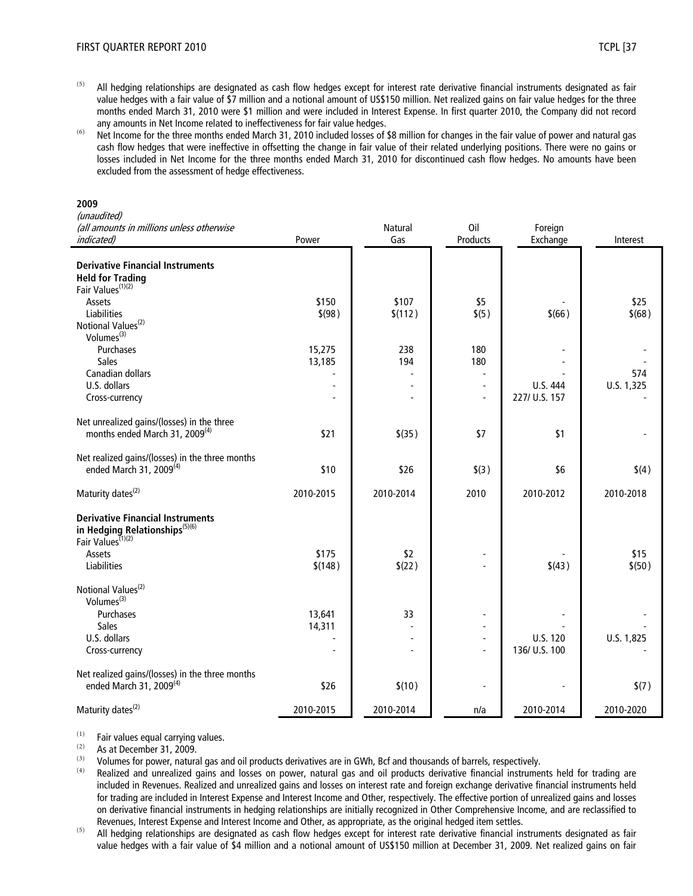(5) All hedging relationships are designated as cash flow hedges except for interest rate derivative financial instruments designated as fair value hedges with a fair value of $7 million and a notional amount of US$150 million. Net realized gains on fair value hedges for the three months ended March 31, 2010 were $1 million and were included in Interest Expense. In first quarter 2010, the Company did not record any amounts in Net Income related to ineffectiveness for fair value hedges.

(6) Net Income for the three months ended March 31, 2010 included losses of $8 million for changes in the fair value of power and natural gas cash flow hedges that were ineffective in offsetting the change in fair value of their related underlying positions. There were no gains or losses included in Net Income for the three months ended March 31, 2010 for discontinued cash flow hedges. No amounts have been excluded from the assessment of hedge effectiveness.

**2009**

| *(unaudited)* *(all amounts in millions unless otherwise indicated)* | Power | Natural Gas | Oil Products | Foreign Exchange | Interest |
|---|---|---|---|---|---|
| **Derivative Financial Instruments Held for Trading** | | | | | |
| Fair Values[(1)(2)] | | | | | |
| Assets | $150 | $107 | $5 | - | $25 |
| Liabilities | $(98) | $(112) | $(5) | $(66) | $(68) |
| Notional Values[(2)] | | | | | |
| Volumes[(3)] | | | | | |
| Purchases | 15,275 | 238 | 180 | - | - |
| Sales | 13,185 | 194 | 180 | - | - |
| Canadian dollars | - | - | - | - | 574 |
| U.S. dollars | - | - | - | U.S. 444 | U.S. 1,325 |
| Cross-currency | - | - | - | 227/ U.S. 157 | - |
| Net unrealized gains/(losses) in the three months ended March 31, 2009[(4)] | $21 | $(35) | $7 | $1 | - |
| Net realized gains/(losses) in the three months ended March 31, 2009[(4)] | $10 | $26 | $(3) | $6 | $(4) |
| Maturity dates[(2)] | 2010-2015 | 2010-2014 | 2010 | 2010-2012 | 2010-2018 |
| **Derivative Financial Instruments in Hedging Relationships[(5)(6)]** | | | | | |
| Fair Values[(1)(2)] | | | | | |
| Assets | $175 | $2 | - | - | $15 |
| Liabilities | $(148) | $(22) | - | $(43) | $(50) |
| Notional Values[(2)] | | | | | |
| Volumes[(3)] | | | | | |
| Purchases | 13,641 | 33 | - | - | - |
| Sales | 14,311 | - | - | - | - |
| U.S. dollars | - | - | - | U.S. 120 | U.S. 1,825 |
| Cross-currency | - | - | - | 136/ U.S. 100 | - |
| Net realized gains/(losses) in the three months ended March 31, 2009[(4)] | $26 | $(10) | - | - | $(7) |
| Maturity dates[(2)] | 2010-2015 | 2010-2014 | n/a | 2010-2014 | 2010-2020 |

(1) Fair values equal carrying values.

(2) As at December 31, 2009.

(3) Volumes for power, natural gas and oil products derivatives are in GWh, Bcf and thousands of barrels, respectively.

(4) Realized and unrealized gains and losses on power, natural gas and oil products derivative financial instruments held for trading are included in Revenues. Realized and unrealized gains and losses on interest rate and foreign exchange derivative financial instruments held for trading are included in Interest Expense and Interest Income and Other, respectively. The effective portion of unrealized gains and losses on derivative financial instruments in hedging relationships are initially recognized in Other Comprehensive Income, and are reclassified to Revenues, Interest Expense and Interest Income and Other, as appropriate, as the original hedged item settles.

(5) All hedging relationships are designated as cash flow hedges except for interest rate derivative financial instruments designated as fair value hedges with a fair value of $4 million and a notional amount of US$150 million at December 31, 2009. Net realized gains on fair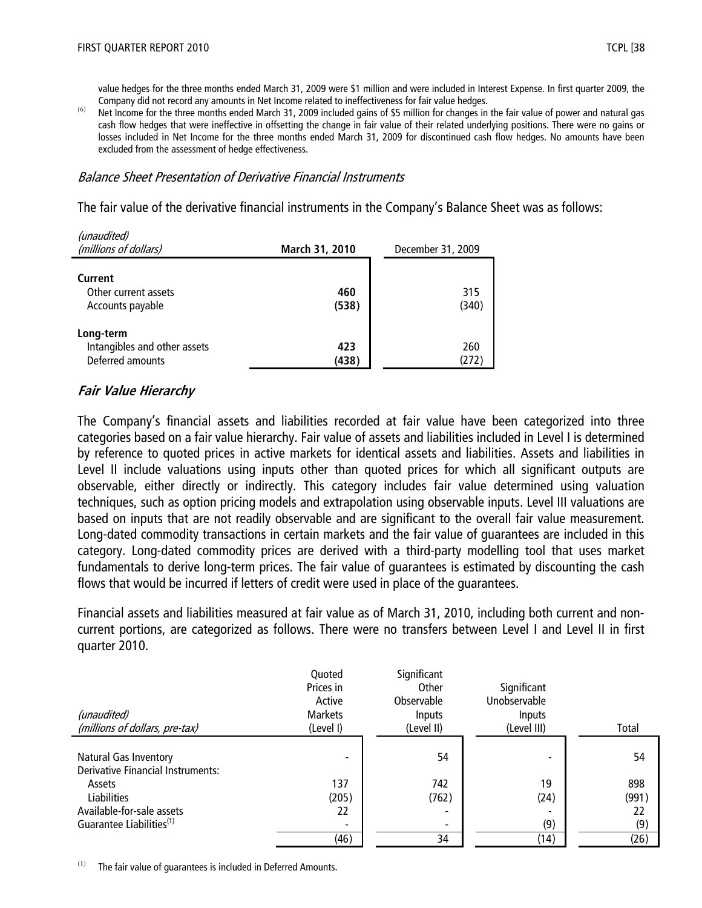value hedges for the three months ended March 31, 2009 were $1 million and were included in Interest Expense. In first quarter 2009, the Company did not record any amounts in Net Income related to ineffectiveness for fair value hedges.

(6) Net Income for the three months ended March 31, 2009 included gains of $5 million for changes in the fair value of power and natural gas cash flow hedges that were ineffective in offsetting the change in fair value of their related underlying positions. There were no gains or losses included in Net Income for the three months ended March 31, 2009 for discontinued cash flow hedges. No amounts have been excluded from the assessment of hedge effectiveness.

### *Balance Sheet Presentation of Derivative Financial Instruments*

The fair value of the derivative financial instruments in the Company's Balance Sheet was as follows:

| *(unaudited)* *(millions of dollars)* | **March 31, 2010** | December 31, 2009 |
|---|---|---|
| **Current** | | |
| Other current assets | **460** | 315 |
| Accounts payable | **(538)** | (340) |
| **Long-term** | | |
| Intangibles and other assets | **423** | 260 |
| Deferred amounts | **(438)** | (272) |

## *Fair Value Hierarchy*

The Company's financial assets and liabilities recorded at fair value have been categorized into three categories based on a fair value hierarchy. Fair value of assets and liabilities included in Level I is determined by reference to quoted prices in active markets for identical assets and liabilities. Assets and liabilities in Level II include valuations using inputs other than quoted prices for which all significant outputs are observable, either directly or indirectly. This category includes fair value determined using valuation techniques, such as option pricing models and extrapolation using observable inputs. Level III valuations are based on inputs that are not readily observable and are significant to the overall fair value measurement. Long-dated commodity transactions in certain markets and the fair value of guarantees are included in this category. Long-dated commodity prices are derived with a third-party modelling tool that uses market fundamentals to derive long-term prices. The fair value of guarantees is estimated by discounting the cash flows that would be incurred if letters of credit were used in place of the guarantees.

Financial assets and liabilities measured at fair value as of March 31, 2010, including both current and non-current portions, are categorized as follows. There were no transfers between Level I and Level II in first quarter 2010.

| *(unaudited)* *(millions of dollars, pre-tax)* | Quoted Prices in Active Markets (Level I) | Significant Other Observable Inputs (Level II) | Significant Unobservable Inputs (Level III) | Total |
|---|---|---|---|---|
| Natural Gas Inventory | - | 54 | - | 54 |
| Derivative Financial Instruments: | | | | |
| Assets | 137 | 742 | 19 | 898 |
| Liabilities | (205) | (762) | (24) | (991) |
| Available-for-sale assets | 22 | - | - | 22 |
| Guarantee Liabilities[1] | - | - | (9) | (9) |
| | (46) | 34 | (14) | (26) |

(1) The fair value of guarantees is included in Deferred Amounts.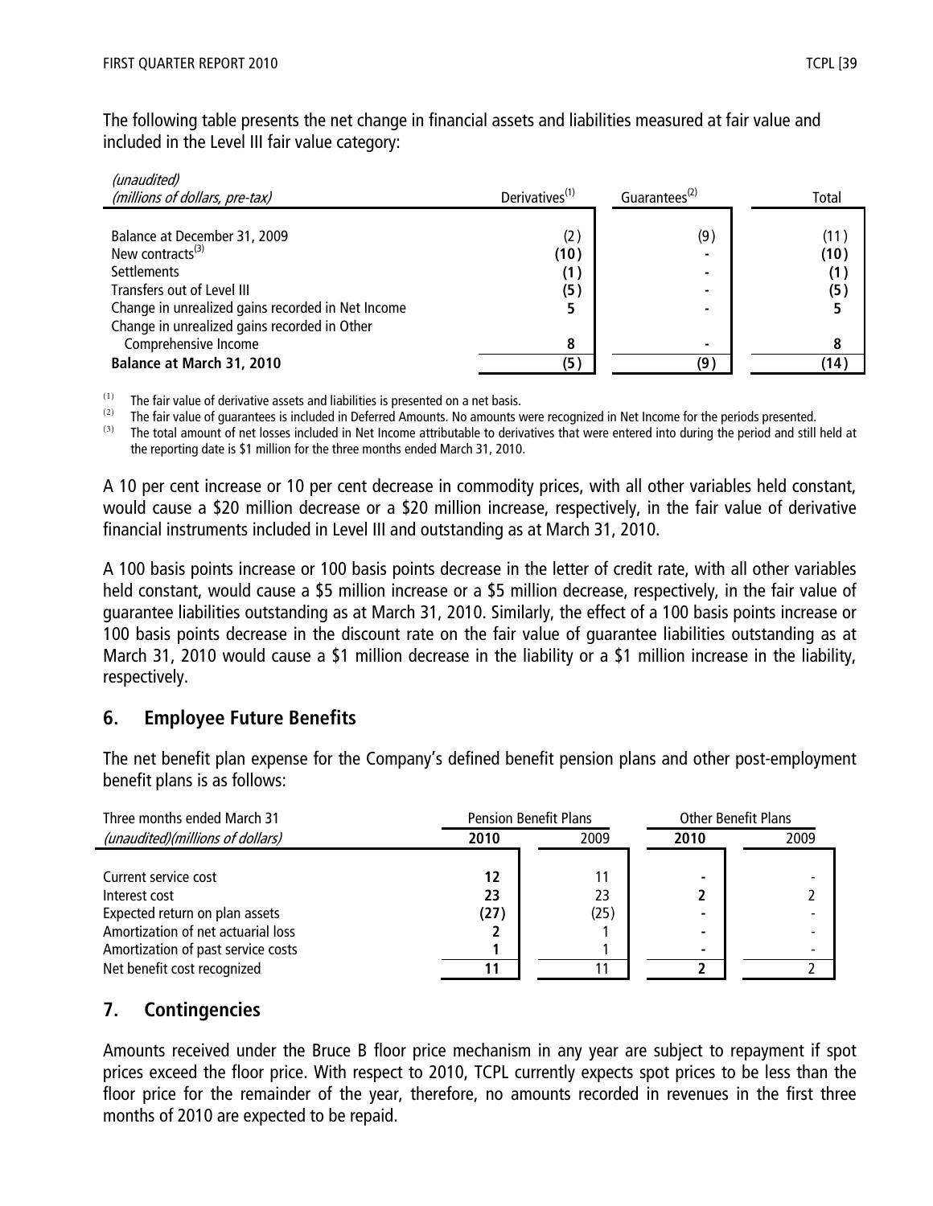The following table presents the net change in financial assets and liabilities measured at fair value and included in the Level III fair value category:

| *(unaudited)* *(millions of dollars, pre-tax)* | Derivatives[(1)] | Guarantees[(2)] | Total |
|---|---|---|---|
| Balance at December 31, 2009 | (2) | (9) | (11) |
| New contracts[(3)] | **(10)** | **-** | **(10)** |
| Settlements | **(1)** | **-** | **(1)** |
| Transfers out of Level III | **(5)** | **-** | **(5)** |
| Change in unrealized gains recorded in Net Income | **5** | **-** | **5** |
| Change in unrealized gains recorded in Other Comprehensive Income | **8** | **-** | **8** |
| **Balance at March 31, 2010** | **(5)** | **(9)** | **(14)** |

(1) The fair value of derivative assets and liabilities is presented on a net basis.

(2) The fair value of guarantees is included in Deferred Amounts. No amounts were recognized in Net Income for the periods presented.

(3) The total amount of net losses included in Net Income attributable to derivatives that were entered into during the period and still held at the reporting date is $1 million for the three months ended March 31, 2010.

A 10 per cent increase or 10 per cent decrease in commodity prices, with all other variables held constant, would cause a $20 million decrease or a $20 million increase, respectively, in the fair value of derivative financial instruments included in Level III and outstanding as at March 31, 2010.

A 100 basis points increase or 100 basis points decrease in the letter of credit rate, with all other variables held constant, would cause a $5 million increase or a $5 million decrease, respectively, in the fair value of guarantee liabilities outstanding as at March 31, 2010. Similarly, the effect of a 100 basis points increase or 100 basis points decrease in the discount rate on the fair value of guarantee liabilities outstanding as at March 31, 2010 would cause a $1 million decrease in the liability or a $1 million increase in the liability, respectively.

## 6. Employee Future Benefits

The net benefit plan expense for the Company's defined benefit pension plans and other post-employment benefit plans is as follows:

| Three months ended March 31 | Pension Benefit Plans | | Other Benefit Plans | |
|---|---|---|---|---|
| *(unaudited)(millions of dollars)* | **2010** | 2009 | **2010** | 2009 |
| Current service cost | **12** | 11 | **-** | - |
| Interest cost | **23** | 23 | **2** | 2 |
| Expected return on plan assets | **(27)** | (25) | **-** | - |
| Amortization of net actuarial loss | **2** | 1 | **-** | - |
| Amortization of past service costs | **1** | 1 | **-** | - |
| Net benefit cost recognized | **11** | 11 | **2** | 2 |

## 7. Contingencies

Amounts received under the Bruce B floor price mechanism in any year are subject to repayment if spot prices exceed the floor price. With respect to 2010, TCPL currently expects spot prices to be less than the floor price for the remainder of the year, therefore, no amounts recorded in revenues in the first three months of 2010 are expected to be repaid.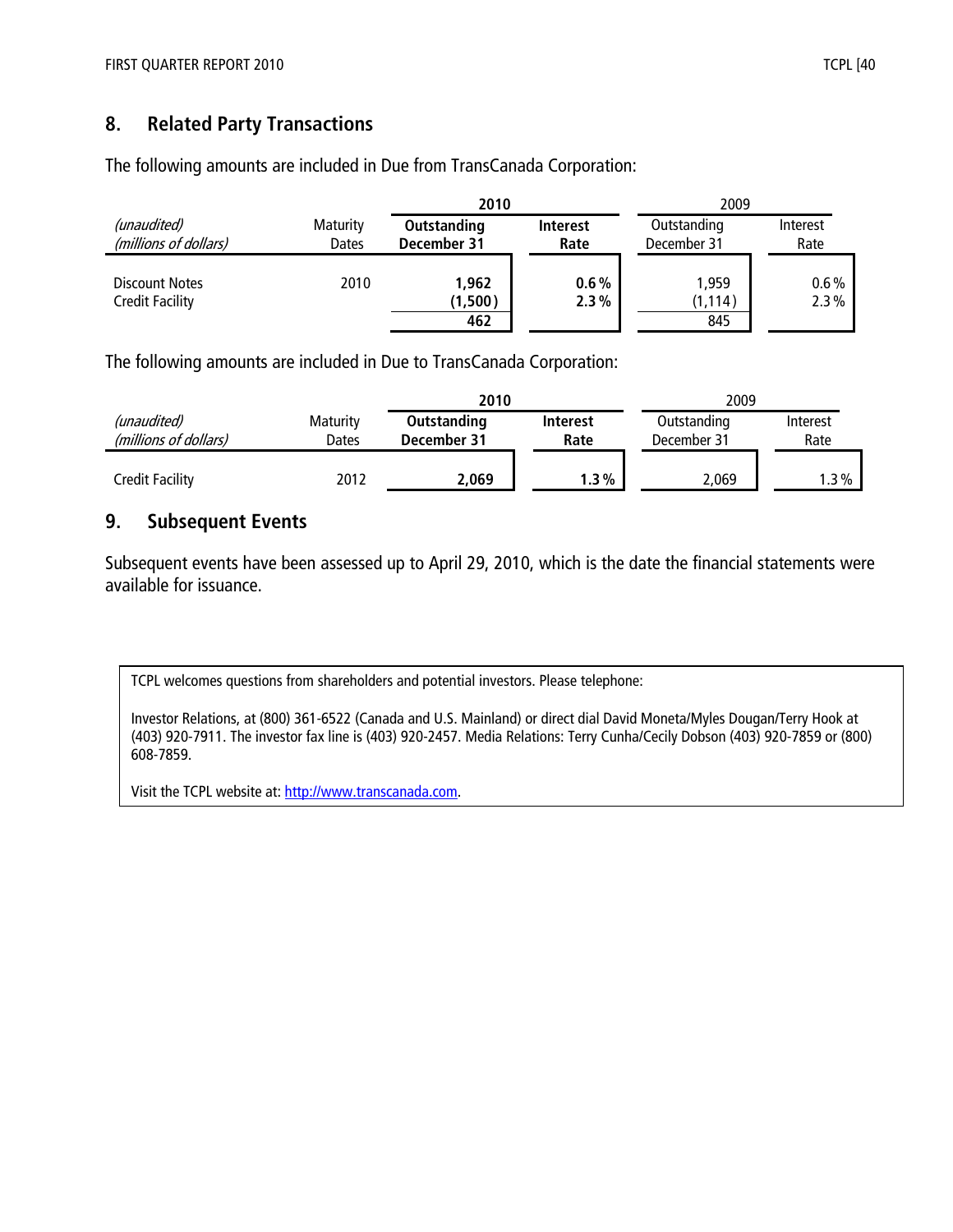## 8. Related Party Transactions

The following amounts are included in Due from TransCanada Corporation:

| *(unaudited)* *(millions of dollars)* | Maturity Dates | **2010** Outstanding December 31 | **2010** Interest Rate | 2009 Outstanding December 31 | 2009 Interest Rate |
|---|---|---|---|---|---|
| Discount Notes | 2010 | **1,962** | **0.6%** | 1,959 | 0.6% |
| Credit Facility | | **(1,500)** | **2.3%** | (1,114) | 2.3% |
| | | **462** | | 845 | |

The following amounts are included in Due to TransCanada Corporation:

| *(unaudited)* *(millions of dollars)* | Maturity Dates | **2010** Outstanding December 31 | **2010** Interest Rate | 2009 Outstanding December 31 | 2009 Interest Rate |
|---|---|---|---|---|---|
| Credit Facility | 2012 | **2,069** | **1.3%** | 2,069 | 1.3% |

## 9. Subsequent Events

Subsequent events have been assessed up to April 29, 2010, which is the date the financial statements were available for issuance.

TCPL welcomes questions from shareholders and potential investors. Please telephone:

Investor Relations, at (800) 361-6522 (Canada and U.S. Mainland) or direct dial David Moneta/Myles Dougan/Terry Hook at (403) 920-7911. The investor fax line is (403) 920-2457. Media Relations: Terry Cunha/Cecily Dobson (403) 920-7859 or (800) 608-7859.

Visit the TCPL website at: http://www.transcanada.com.